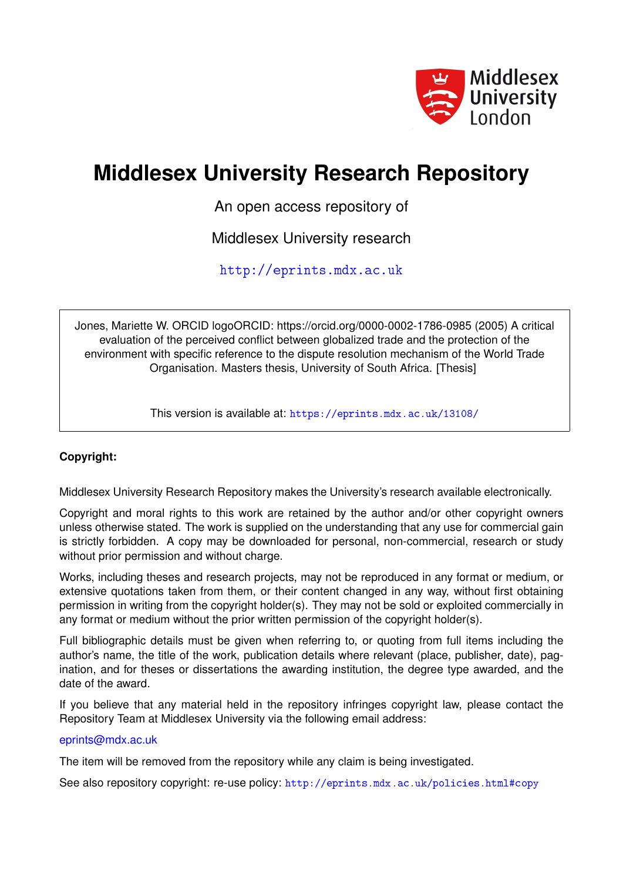Middlesex University London

# Middlesex University Research Repository

An open access repository of

Middlesex University research

http://eprints.mdx.ac.uk

Jones, Mariette W. ORCID logoORCID: https://orcid.org/0000-0002-1786-0985 (2005) A critical evaluation of the perceived conflict between globalized trade and the protection of the environment with specific reference to the dispute resolution mechanism of the World Trade Organisation. Masters thesis, University of South Africa. [Thesis]

This version is available at: https://eprints.mdx.ac.uk/13108/

**Copyright:**

Middlesex University Research Repository makes the University's research available electronically.

Copyright and moral rights to this work are retained by the author and/or other copyright owners unless otherwise stated. The work is supplied on the understanding that any use for commercial gain is strictly forbidden. A copy may be downloaded for personal, non-commercial, research or study without prior permission and without charge.

Works, including theses and research projects, may not be reproduced in any format or medium, or extensive quotations taken from them, or their content changed in any way, without first obtaining permission in writing from the copyright holder(s). They may not be sold or exploited commercially in any format or medium without the prior written permission of the copyright holder(s).

Full bibliographic details must be given when referring to, or quoting from full items including the author's name, the title of the work, publication details where relevant (place, publisher, date), pagination, and for theses or dissertations the awarding institution, the degree type awarded, and the date of the award.

If you believe that any material held in the repository infringes copyright law, please contact the Repository Team at Middlesex University via the following email address:

eprints@mdx.ac.uk

The item will be removed from the repository while any claim is being investigated.

See also repository copyright: re-use policy: http://eprints.mdx.ac.uk/policies.html#copy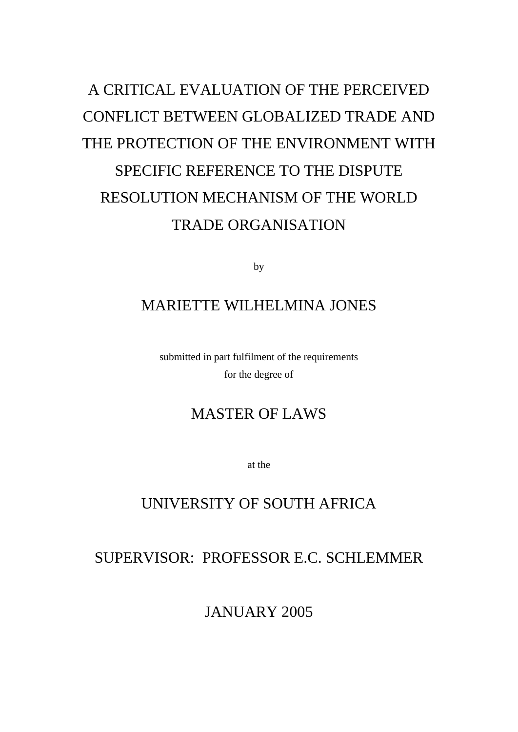# A CRITICAL EVALUATION OF THE PERCEIVED CONFLICT BETWEEN GLOBALIZED TRADE AND THE PROTECTION OF THE ENVIRONMENT WITH SPECIFIC REFERENCE TO THE DISPUTE RESOLUTION MECHANISM OF THE WORLD TRADE ORGANISATION

by

MARIETTE WILHELMINA JONES

submitted in part fulfilment of the requirements
for the degree of

MASTER OF LAWS

at the

UNIVERSITY OF SOUTH AFRICA

SUPERVISOR: PROFESSOR E.C. SCHLEMMER

JANUARY 2005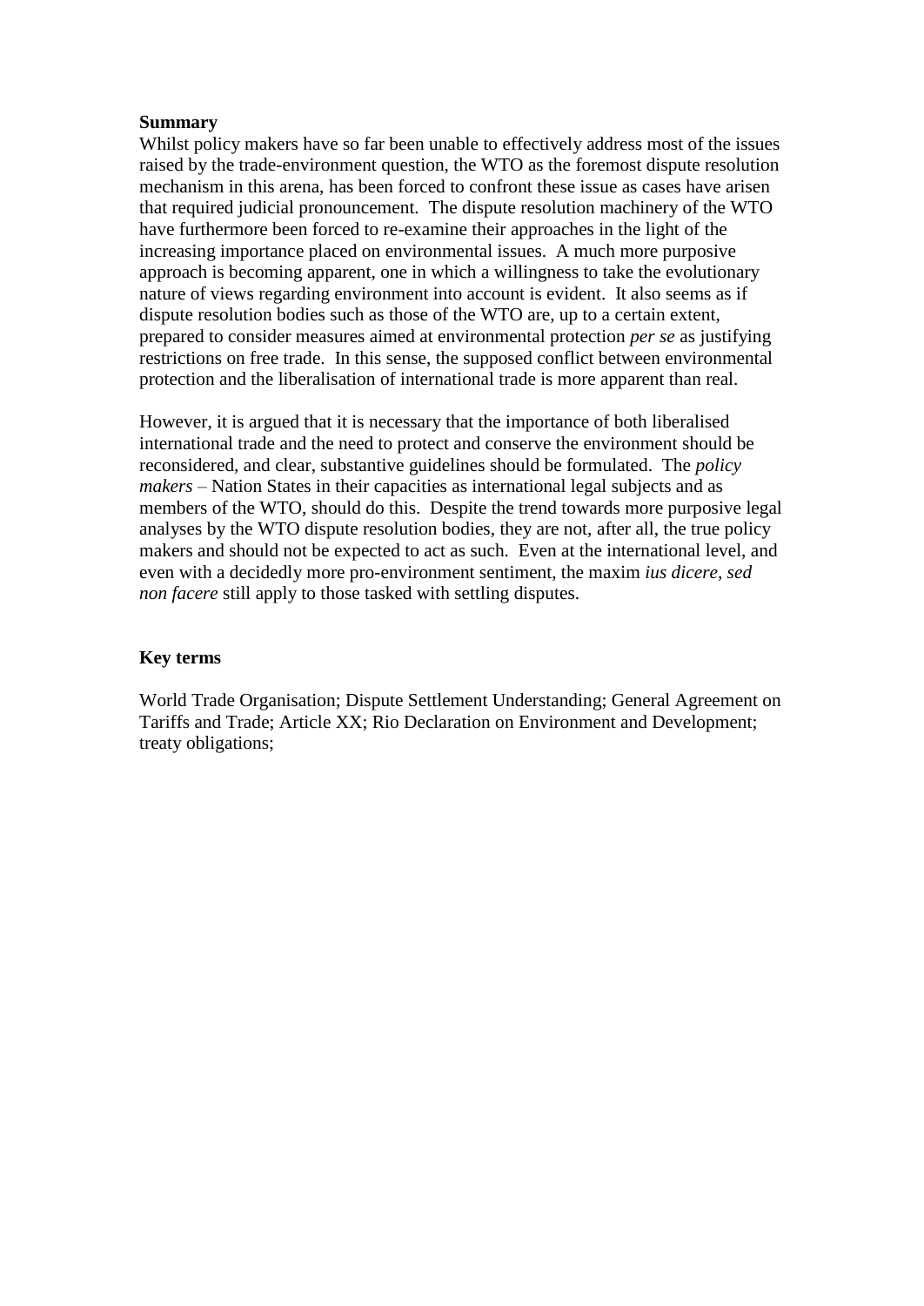**Summary**

Whilst policy makers have so far been unable to effectively address most of the issues raised by the trade-environment question, the WTO as the foremost dispute resolution mechanism in this arena, has been forced to confront these issue as cases have arisen that required judicial pronouncement. The dispute resolution machinery of the WTO have furthermore been forced to re-examine their approaches in the light of the increasing importance placed on environmental issues. A much more purposive approach is becoming apparent, one in which a willingness to take the evolutionary nature of views regarding environment into account is evident. It also seems as if dispute resolution bodies such as those of the WTO are, up to a certain extent, prepared to consider measures aimed at environmental protection *per se* as justifying restrictions on free trade. In this sense, the supposed conflict between environmental protection and the liberalisation of international trade is more apparent than real.

However, it is argued that it is necessary that the importance of both liberalised international trade and the need to protect and conserve the environment should be reconsidered, and clear, substantive guidelines should be formulated. The *policy makers* – Nation States in their capacities as international legal subjects and as members of the WTO, should do this. Despite the trend towards more purposive legal analyses by the WTO dispute resolution bodies, they are not, after all, the true policy makers and should not be expected to act as such. Even at the international level, and even with a decidedly more pro-environment sentiment, the maxim *ius dicere, sed non facere* still apply to those tasked with settling disputes.

**Key terms**

World Trade Organisation; Dispute Settlement Understanding; General Agreement on Tariffs and Trade; Article XX; Rio Declaration on Environment and Development; treaty obligations;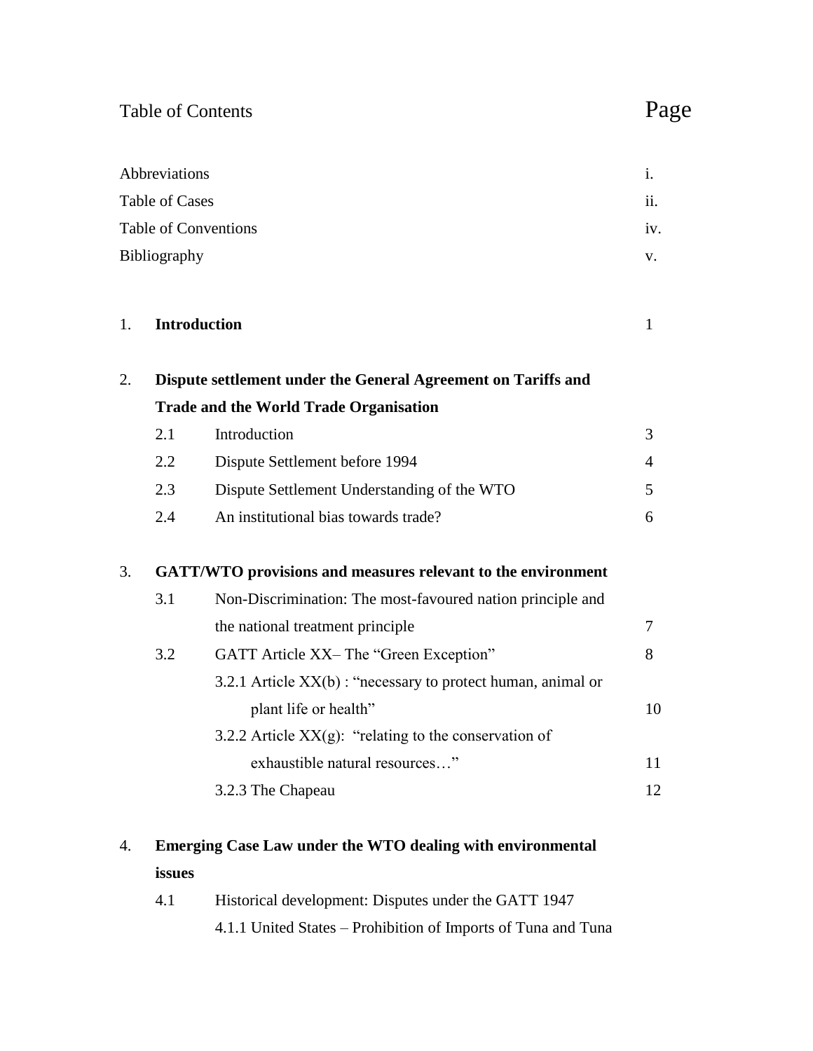# Table of Contents

| | Page |
|---|---|
| Abbreviations | i. |
| Table of Cases | ii. |
| Table of Conventions | iv. |
| Bibliography | v. |

1. **Introduction** 1

2. **Dispute settlement under the General Agreement on Tariffs and Trade and the World Trade Organisation**
   - 2.1 Introduction 3
   - 2.2 Dispute Settlement before 1994 4
   - 2.3 Dispute Settlement Understanding of the WTO 5
   - 2.4 An institutional bias towards trade? 6

3. **GATT/WTO provisions and measures relevant to the environment**
   - 3.1 Non-Discrimination: The most-favoured nation principle and the national treatment principle 7
   - 3.2 GATT Article XX– The "Green Exception" 8
     - 3.2.1 Article XX(b) : "necessary to protect human, animal or plant life or health" 10
     - 3.2.2 Article XX(g): "relating to the conservation of exhaustible natural resources…" 11
     - 3.2.3 The Chapeau 12

4. **Emerging Case Law under the WTO dealing with environmental issues**
   - 4.1 Historical development: Disputes under the GATT 1947
     - 4.1.1 United States – Prohibition of Imports of Tuna and Tuna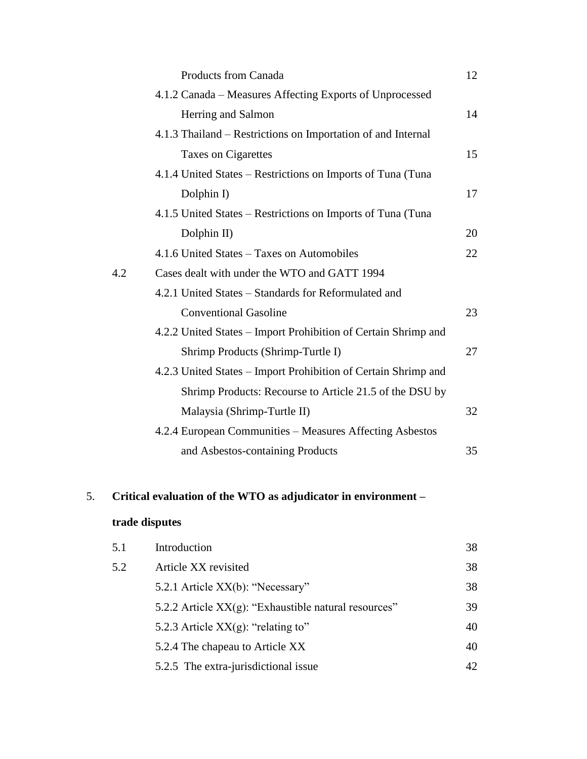Products from Canada 12

4.1.2 Canada – Measures Affecting Exports of Unprocessed Herring and Salmon 14

4.1.3 Thailand – Restrictions on Importation of and Internal Taxes on Cigarettes 15

4.1.4 United States – Restrictions on Imports of Tuna (Tuna Dolphin I) 17

4.1.5 United States – Restrictions on Imports of Tuna (Tuna Dolphin II) 20

4.1.6 United States – Taxes on Automobiles 22

4.2 Cases dealt with under the WTO and GATT 1994

4.2.1 United States – Standards for Reformulated and Conventional Gasoline 23

4.2.2 United States – Import Prohibition of Certain Shrimp and Shrimp Products (Shrimp-Turtle I) 27

4.2.3 United States – Import Prohibition of Certain Shrimp and Shrimp Products: Recourse to Article 21.5 of the DSU by Malaysia (Shrimp-Turtle II) 32

4.2.4 European Communities – Measures Affecting Asbestos and Asbestos-containing Products 35

5. **Critical evaluation of the WTO as adjudicator in environment – trade disputes**

5.1 Introduction 38

5.2 Article XX revisited 38

5.2.1 Article XX(b): "Necessary" 38

5.2.2 Article XX(g): "Exhaustible natural resources" 39

5.2.3 Article XX(g): "relating to" 40

5.2.4 The chapeau to Article XX 40

5.2.5 The extra-jurisdictional issue 42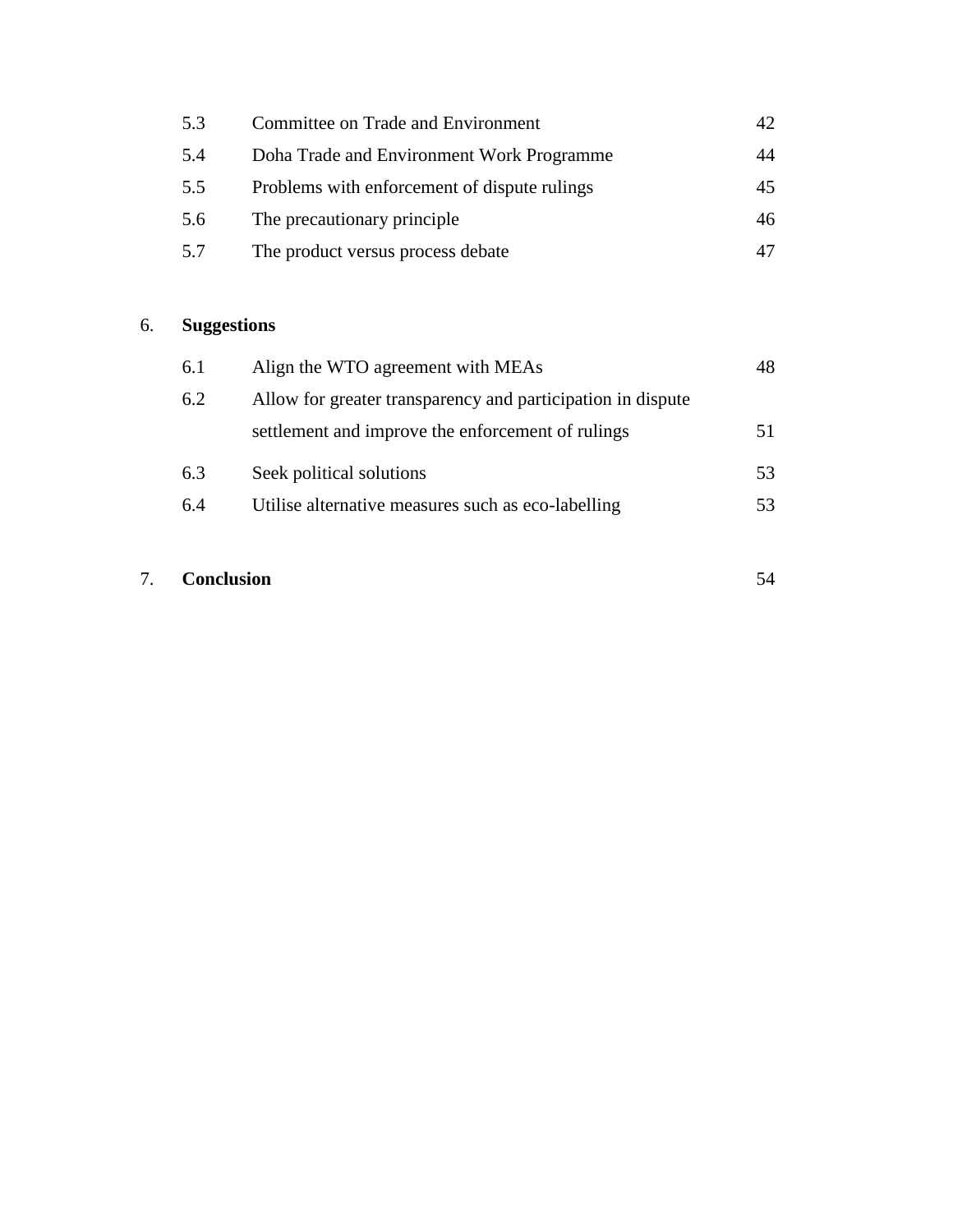| | | |
|---|---|---|
| 5.3 | Committee on Trade and Environment | 42 |
| 5.4 | Doha Trade and Environment Work Programme | 44 |
| 5.5 | Problems with enforcement of dispute rulings | 45 |
| 5.6 | The precautionary principle | 46 |
| 5.7 | The product versus process debate | 47 |

6. **Suggestions**

| | | |
|---|---|---|
| 6.1 | Align the WTO agreement with MEAs | 48 |
| 6.2 | Allow for greater transparency and participation in dispute settlement and improve the enforcement of rulings | 51 |
| 6.3 | Seek political solutions | 53 |
| 6.4 | Utilise alternative measures such as eco-labelling | 53 |

7. **Conclusion** 54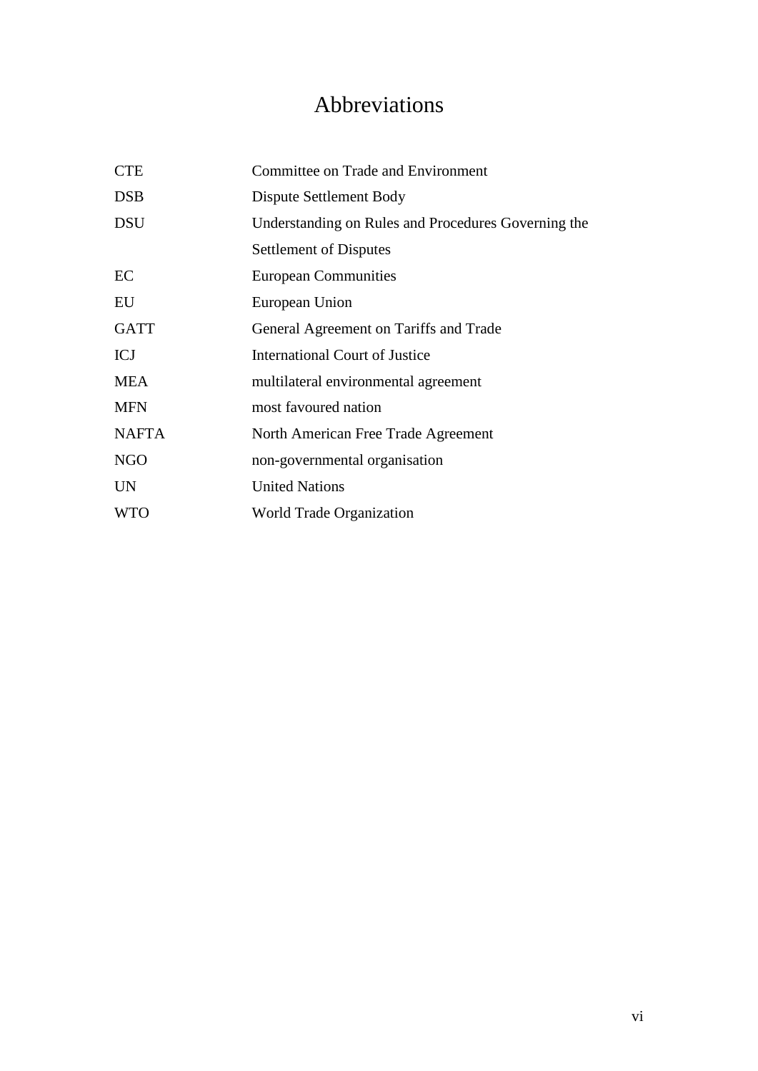# Abbreviations

| | |
|---|---|
| CTE | Committee on Trade and Environment |
| DSB | Dispute Settlement Body |
| DSU | Understanding on Rules and Procedures Governing the Settlement of Disputes |
| EC | European Communities |
| EU | European Union |
| GATT | General Agreement on Tariffs and Trade |
| ICJ | International Court of Justice |
| MEA | multilateral environmental agreement |
| MFN | most favoured nation |
| NAFTA | North American Free Trade Agreement |
| NGO | non-governmental organisation |
| UN | United Nations |
| WTO | World Trade Organization |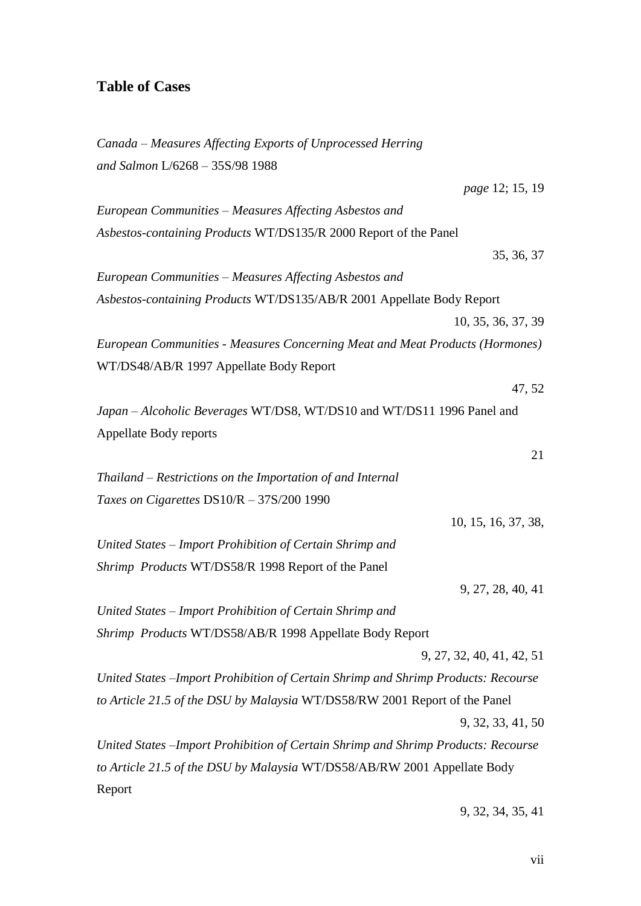## Table of Cases

*Canada – Measures Affecting Exports of Unprocessed Herring and Salmon* L/6268 – 35S/98 1988

*page* 12; 15, 19

*European Communities – Measures Affecting Asbestos and Asbestos-containing Products* WT/DS135/R 2000 Report of the Panel

35, 36, 37

*European Communities – Measures Affecting Asbestos and Asbestos-containing Products* WT/DS135/AB/R 2001 Appellate Body Report

10, 35, 36, 37, 39

*European Communities - Measures Concerning Meat and Meat Products (Hormones)* WT/DS48/AB/R 1997 Appellate Body Report

47, 52

*Japan – Alcoholic Beverages* WT/DS8, WT/DS10 and WT/DS11 1996 Panel and Appellate Body reports

21

*Thailand – Restrictions on the Importation of and Internal Taxes on Cigarettes* DS10/R – 37S/200 1990

10, 15, 16, 37, 38,

*United States – Import Prohibition of Certain Shrimp and Shrimp Products* WT/DS58/R 1998 Report of the Panel

9, 27, 28, 40, 41

*United States – Import Prohibition of Certain Shrimp and Shrimp Products* WT/DS58/AB/R 1998 Appellate Body Report

9, 27, 32, 40, 41, 42, 51

*United States –Import Prohibition of Certain Shrimp and Shrimp Products: Recourse to Article 21.5 of the DSU by Malaysia* WT/DS58/RW 2001 Report of the Panel

9, 32, 33, 41, 50

*United States –Import Prohibition of Certain Shrimp and Shrimp Products: Recourse to Article 21.5 of the DSU by Malaysia* WT/DS58/AB/RW 2001 Appellate Body Report

9, 32, 34, 35, 41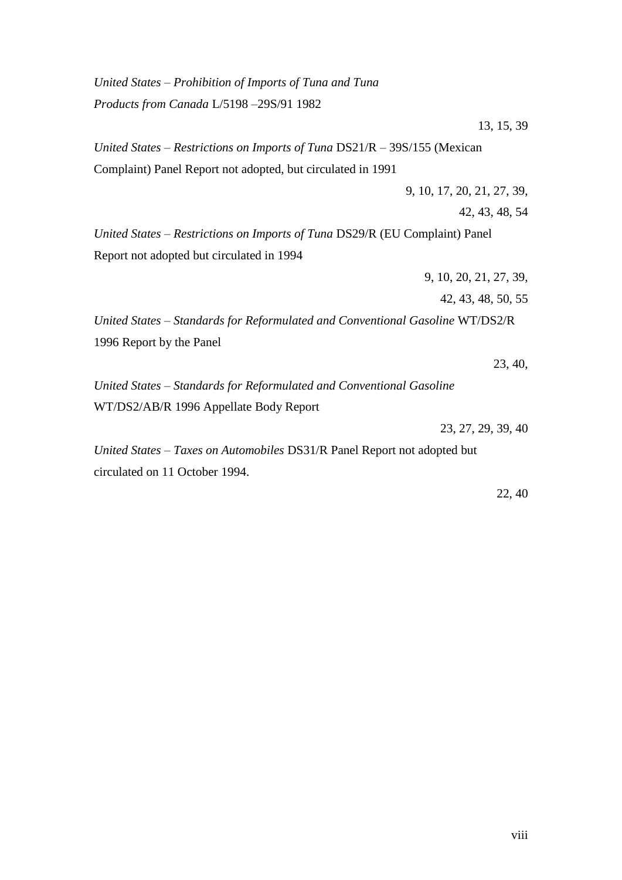*United States – Prohibition of Imports of Tuna and Tuna Products from Canada* L/5198 –29S/91 1982

13, 15, 39

*United States – Restrictions on Imports of Tuna* DS21/R – 39S/155 (Mexican Complaint) Panel Report not adopted, but circulated in 1991

9, 10, 17, 20, 21, 27, 39, 42, 43, 48, 54

*United States – Restrictions on Imports of Tuna* DS29/R (EU Complaint) Panel Report not adopted but circulated in 1994

9, 10, 20, 21, 27, 39, 42, 43, 48, 50, 55

*United States – Standards for Reformulated and Conventional Gasoline* WT/DS2/R 1996 Report by the Panel

23, 40,

*United States – Standards for Reformulated and Conventional Gasoline* WT/DS2/AB/R 1996 Appellate Body Report

23, 27, 29, 39, 40

*United States – Taxes on Automobiles* DS31/R Panel Report not adopted but circulated on 11 October 1994.

22, 40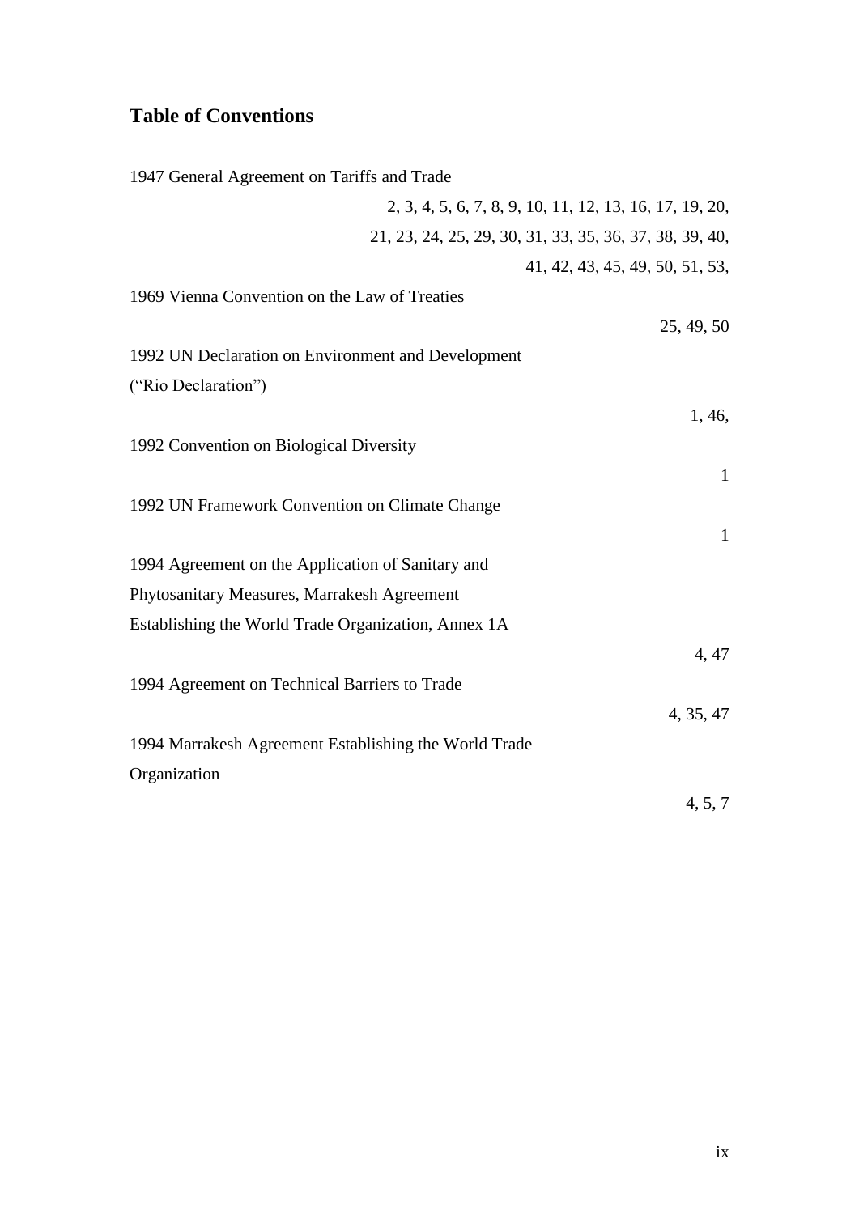## Table of Conventions

1947 General Agreement on Tariffs and Trade

2, 3, 4, 5, 6, 7, 8, 9, 10, 11, 12, 13, 16, 17, 19, 20, 21, 23, 24, 25, 29, 30, 31, 33, 35, 36, 37, 38, 39, 40, 41, 42, 43, 45, 49, 50, 51, 53,

1969 Vienna Convention on the Law of Treaties

25, 49, 50

1992 UN Declaration on Environment and Development ("Rio Declaration")

1, 46,

1992 Convention on Biological Diversity

1

1992 UN Framework Convention on Climate Change

1

1994 Agreement on the Application of Sanitary and Phytosanitary Measures, Marrakesh Agreement Establishing the World Trade Organization, Annex 1A

4, 47

1994 Agreement on Technical Barriers to Trade

4, 35, 47

1994 Marrakesh Agreement Establishing the World Trade Organization

4, 5, 7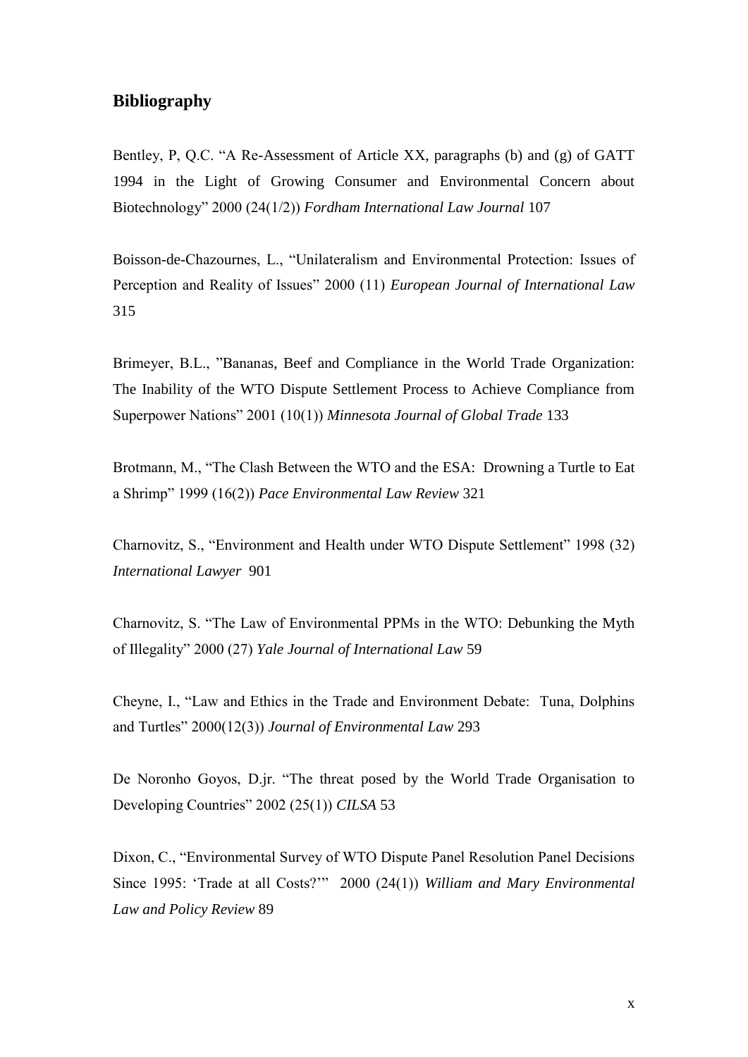## Bibliography

Bentley, P, Q.C. "A Re-Assessment of Article XX, paragraphs (b) and (g) of GATT 1994 in the Light of Growing Consumer and Environmental Concern about Biotechnology" 2000 (24(1/2)) *Fordham International Law Journal* 107

Boisson-de-Chazournes, L., "Unilateralism and Environmental Protection: Issues of Perception and Reality of Issues" 2000 (11) *European Journal of International Law* 315

Brimeyer, B.L., "Bananas, Beef and Compliance in the World Trade Organization: The Inability of the WTO Dispute Settlement Process to Achieve Compliance from Superpower Nations" 2001 (10(1)) *Minnesota Journal of Global Trade* 133

Brotmann, M., "The Clash Between the WTO and the ESA: Drowning a Turtle to Eat a Shrimp" 1999 (16(2)) *Pace Environmental Law Review* 321

Charnovitz, S., "Environment and Health under WTO Dispute Settlement" 1998 (32) *International Lawyer* 901

Charnovitz, S. "The Law of Environmental PPMs in the WTO: Debunking the Myth of Illegality" 2000 (27) *Yale Journal of International Law* 59

Cheyne, I., "Law and Ethics in the Trade and Environment Debate: Tuna, Dolphins and Turtles" 2000(12(3)) *Journal of Environmental Law* 293

De Noronho Goyos, D.jr. "The threat posed by the World Trade Organisation to Developing Countries" 2002 (25(1)) *CILSA* 53

Dixon, C., "Environmental Survey of WTO Dispute Panel Resolution Panel Decisions Since 1995: 'Trade at all Costs?'" 2000 (24(1)) *William and Mary Environmental Law and Policy Review* 89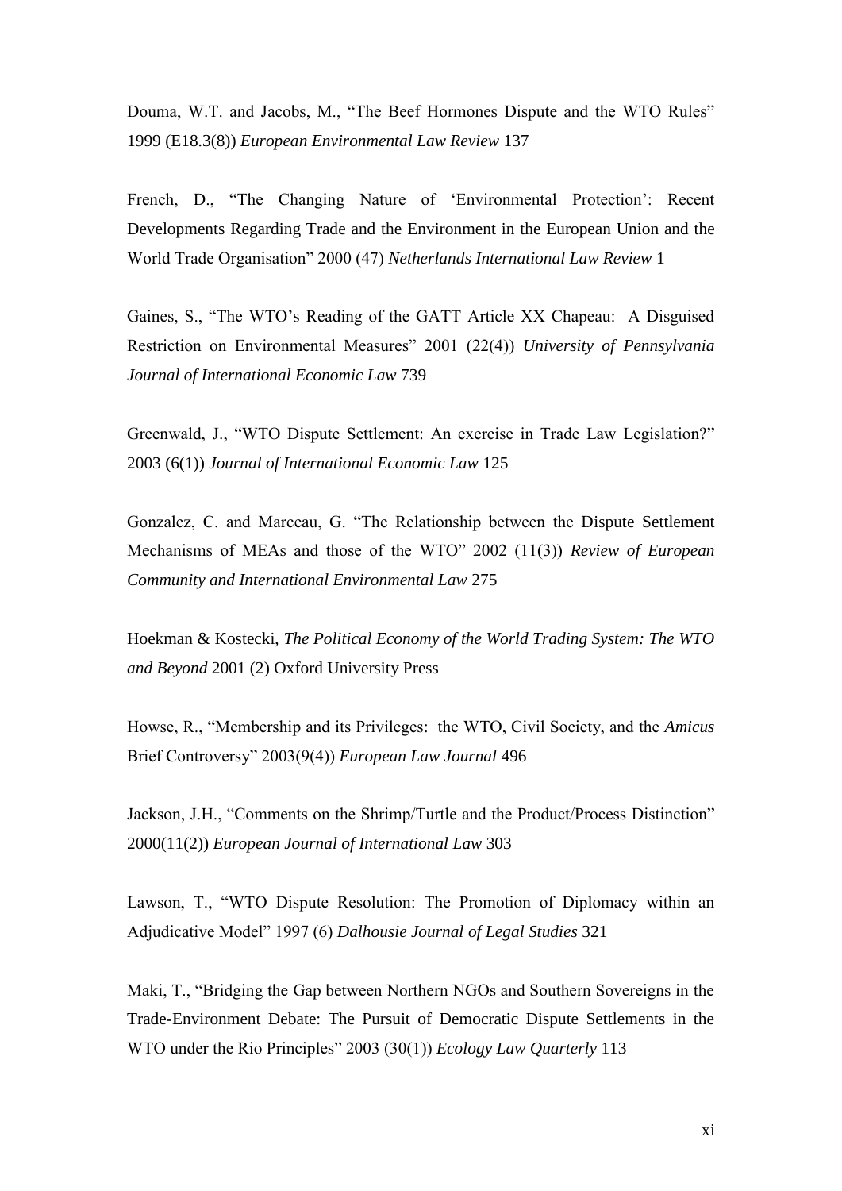Douma, W.T. and Jacobs, M., "The Beef Hormones Dispute and the WTO Rules" 1999 (E18.3(8)) *European Environmental Law Review* 137

French, D., "The Changing Nature of 'Environmental Protection': Recent Developments Regarding Trade and the Environment in the European Union and the World Trade Organisation" 2000 (47) *Netherlands International Law Review* 1

Gaines, S., "The WTO's Reading of the GATT Article XX Chapeau: A Disguised Restriction on Environmental Measures" 2001 (22(4)) *University of Pennsylvania Journal of International Economic Law* 739

Greenwald, J., "WTO Dispute Settlement: An exercise in Trade Law Legislation?" 2003 (6(1)) *Journal of International Economic Law* 125

Gonzalez, C. and Marceau, G. "The Relationship between the Dispute Settlement Mechanisms of MEAs and those of the WTO" 2002 (11(3)) *Review of European Community and International Environmental Law* 275

Hoekman & Kostecki, *The Political Economy of the World Trading System: The WTO and Beyond* 2001 (2) Oxford University Press

Howse, R., "Membership and its Privileges: the WTO, Civil Society, and the *Amicus* Brief Controversy" 2003(9(4)) *European Law Journal* 496

Jackson, J.H., "Comments on the Shrimp/Turtle and the Product/Process Distinction" 2000(11(2)) *European Journal of International Law* 303

Lawson, T., "WTO Dispute Resolution: The Promotion of Diplomacy within an Adjudicative Model" 1997 (6) *Dalhousie Journal of Legal Studies* 321

Maki, T., "Bridging the Gap between Northern NGOs and Southern Sovereigns in the Trade-Environment Debate: The Pursuit of Democratic Dispute Settlements in the WTO under the Rio Principles" 2003 (30(1)) *Ecology Law Quarterly* 113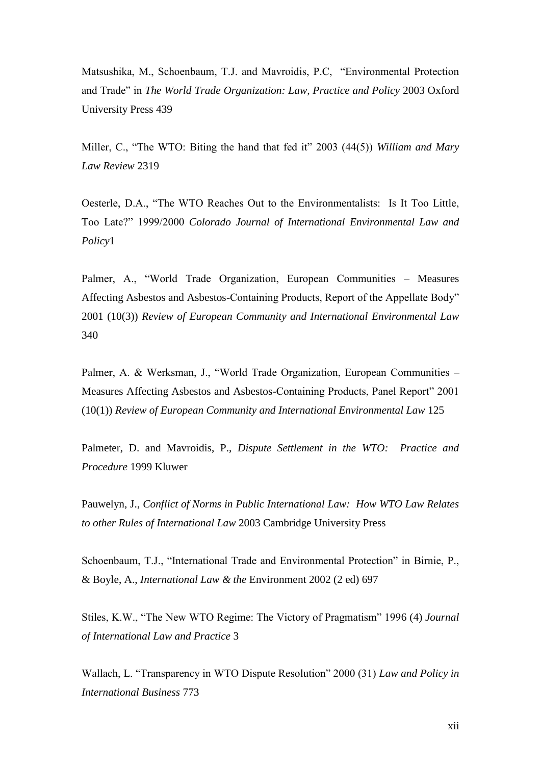Matsushika, M., Schoenbaum, T.J. and Mavroidis, P.C, "Environmental Protection and Trade" in *The World Trade Organization: Law, Practice and Policy* 2003 Oxford University Press 439

Miller, C., "The WTO: Biting the hand that fed it" 2003 (44(5)) *William and Mary Law Review* 2319

Oesterle, D.A., "The WTO Reaches Out to the Environmentalists: Is It Too Little, Too Late?" 1999/2000 *Colorado Journal of International Environmental Law and Policy*1

Palmer, A., "World Trade Organization, European Communities – Measures Affecting Asbestos and Asbestos-Containing Products, Report of the Appellate Body" 2001 (10(3)) *Review of European Community and International Environmental Law* 340

Palmer, A. & Werksman, J., "World Trade Organization, European Communities – Measures Affecting Asbestos and Asbestos-Containing Products, Panel Report" 2001 (10(1)) *Review of European Community and International Environmental Law* 125

Palmeter, D. and Mavroidis, P., *Dispute Settlement in the WTO: Practice and Procedure* 1999 Kluwer

Pauwelyn, J., *Conflict of Norms in Public International Law: How WTO Law Relates to other Rules of International Law* 2003 Cambridge University Press

Schoenbaum, T.J., "International Trade and Environmental Protection" in Birnie, P., & Boyle, A., *International Law & the* Environment 2002 (2 ed) 697

Stiles, K.W., "The New WTO Regime: The Victory of Pragmatism" 1996 (4) *Journal of International Law and Practice* 3

Wallach, L. "Transparency in WTO Dispute Resolution" 2000 (31) *Law and Policy in International Business* 773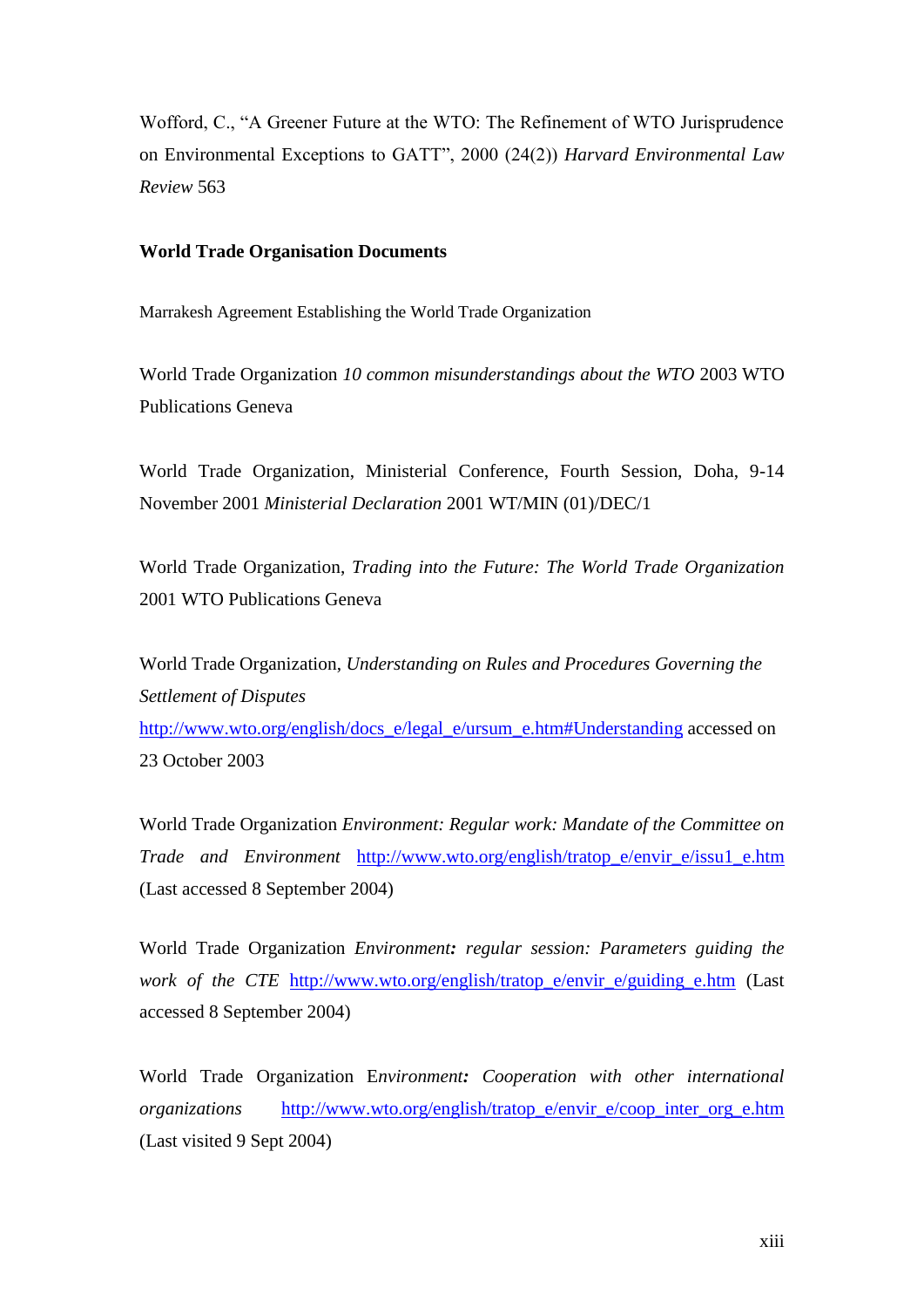Wofford, C., "A Greener Future at the WTO: The Refinement of WTO Jurisprudence on Environmental Exceptions to GATT", 2000 (24(2)) *Harvard Environmental Law Review* 563

**World Trade Organisation Documents**

Marrakesh Agreement Establishing the World Trade Organization

World Trade Organization *10 common misunderstandings about the WTO* 2003 WTO Publications Geneva

World Trade Organization, Ministerial Conference, Fourth Session, Doha, 9-14 November 2001 *Ministerial Declaration* 2001 WT/MIN (01)/DEC/1

World Trade Organization, *Trading into the Future: The World Trade Organization* 2001 WTO Publications Geneva

World Trade Organization, *Understanding on Rules and Procedures Governing the Settlement of Disputes* http://www.wto.org/english/docs_e/legal_e/ursum_e.htm#Understanding accessed on 23 October 2003

World Trade Organization *Environment: Regular work: Mandate of the Committee on Trade and Environment* http://www.wto.org/english/tratop_e/envir_e/issu1_e.htm (Last accessed 8 September 2004)

World Trade Organization *Environment: regular session: Parameters guiding the work of the CTE* http://www.wto.org/english/tratop_e/envir_e/guiding_e.htm (Last accessed 8 September 2004)

World Trade Organization *Environment: Cooperation with other international organizations* http://www.wto.org/english/tratop_e/envir_e/coop_inter_org_e.htm (Last visited 9 Sept 2004)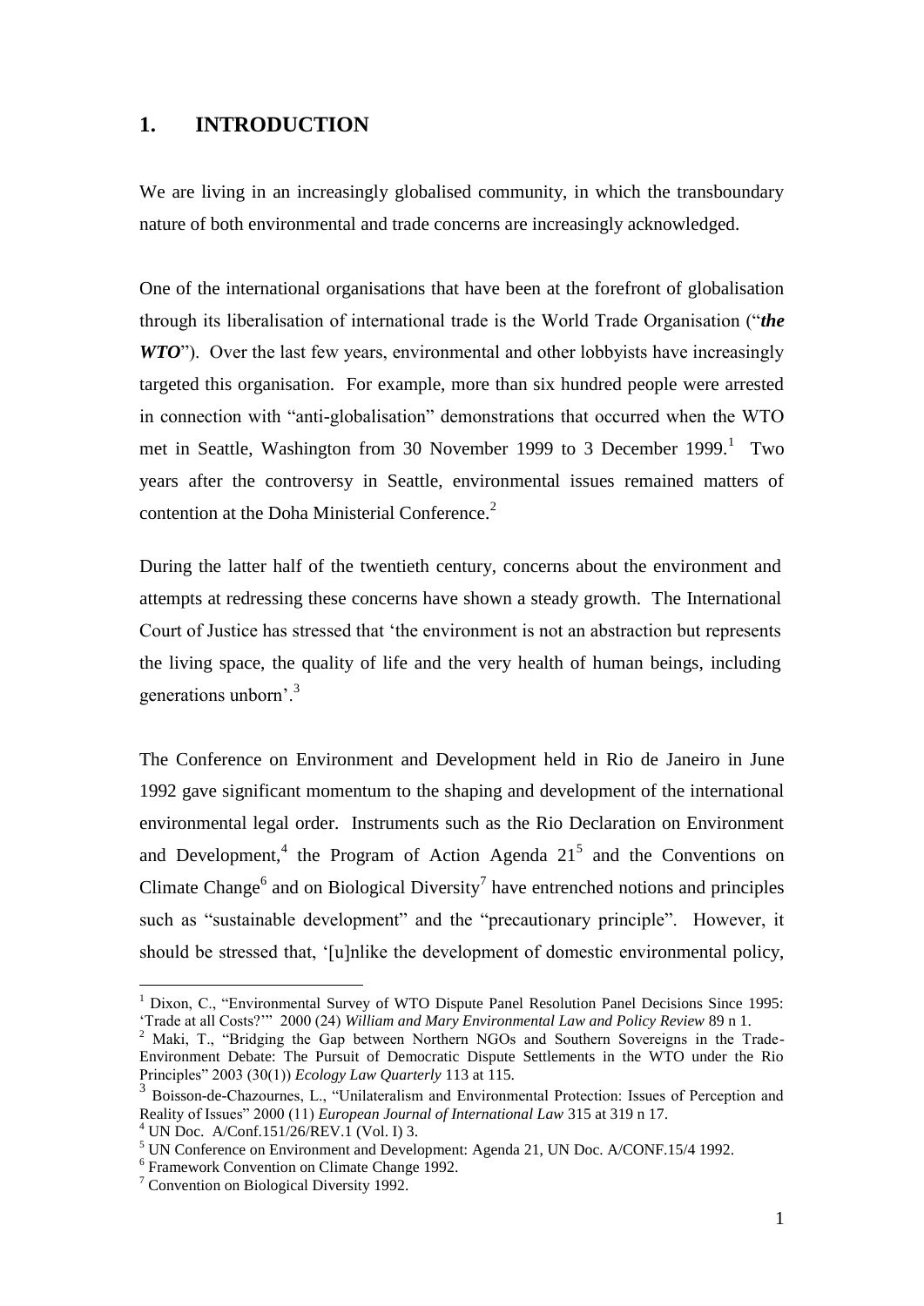## 1. INTRODUCTION

We are living in an increasingly globalised community, in which the transboundary nature of both environmental and trade concerns are increasingly acknowledged.

One of the international organisations that have been at the forefront of globalisation through its liberalisation of international trade is the World Trade Organisation ("***the WTO***"). Over the last few years, environmental and other lobbyists have increasingly targeted this organisation. For example, more than six hundred people were arrested in connection with "anti-globalisation" demonstrations that occurred when the WTO met in Seattle, Washington from 30 November 1999 to 3 December 1999.[1] Two years after the controversy in Seattle, environmental issues remained matters of contention at the Doha Ministerial Conference.[2]

During the latter half of the twentieth century, concerns about the environment and attempts at redressing these concerns have shown a steady growth. The International Court of Justice has stressed that 'the environment is not an abstraction but represents the living space, the quality of life and the very health of human beings, including generations unborn'.[3]

The Conference on Environment and Development held in Rio de Janeiro in June 1992 gave significant momentum to the shaping and development of the international environmental legal order. Instruments such as the Rio Declaration on Environment and Development,[4] the Program of Action Agenda 21[5] and the Conventions on Climate Change[6] and on Biological Diversity[7] have entrenched notions and principles such as "sustainable development" and the "precautionary principle". However, it should be stressed that, '[u]nlike the development of domestic environmental policy,

---

[1] Dixon, C., "Environmental Survey of WTO Dispute Panel Resolution Panel Decisions Since 1995: 'Trade at all Costs?'" 2000 (24) *William and Mary Environmental Law and Policy Review* 89 n 1.

[2] Maki, T., "Bridging the Gap between Northern NGOs and Southern Sovereigns in the Trade-Environment Debate: The Pursuit of Democratic Dispute Settlements in the WTO under the Rio Principles" 2003 (30(1)) *Ecology Law Quarterly* 113 at 115.

[3] Boisson-de-Chazournes, L., "Unilateralism and Environmental Protection: Issues of Perception and Reality of Issues" 2000 (11) *European Journal of International Law* 315 at 319 n 17.

[4] UN Doc. A/Conf.151/26/REV.1 (Vol. I) 3.

[5] UN Conference on Environment and Development: Agenda 21, UN Doc. A/CONF.15/4 1992.

[6] Framework Convention on Climate Change 1992.

[7] Convention on Biological Diversity 1992.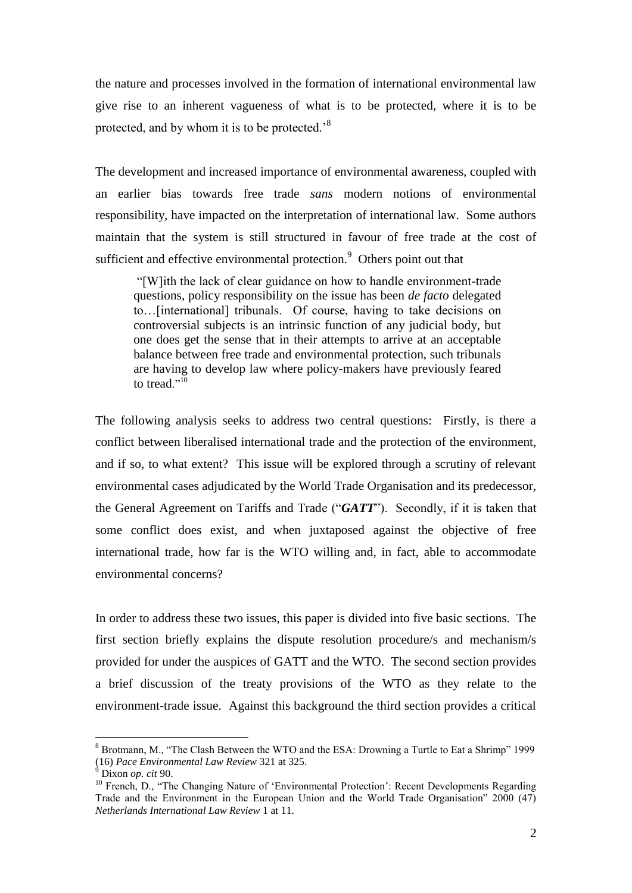the nature and processes involved in the formation of international environmental law give rise to an inherent vagueness of what is to be protected, where it is to be protected, and by whom it is to be protected.'[8]

The development and increased importance of environmental awareness, coupled with an earlier bias towards free trade *sans* modern notions of environmental responsibility, have impacted on the interpretation of international law. Some authors maintain that the system is still structured in favour of free trade at the cost of sufficient and effective environmental protection.[9] Others point out that

> "[W]ith the lack of clear guidance on how to handle environment-trade questions, policy responsibility on the issue has been *de facto* delegated to…[international] tribunals. Of course, having to take decisions on controversial subjects is an intrinsic function of any judicial body, but one does get the sense that in their attempts to arrive at an acceptable balance between free trade and environmental protection, such tribunals are having to develop law where policy-makers have previously feared to tread."[10]

The following analysis seeks to address two central questions: Firstly, is there a conflict between liberalised international trade and the protection of the environment, and if so, to what extent? This issue will be explored through a scrutiny of relevant environmental cases adjudicated by the World Trade Organisation and its predecessor, the General Agreement on Tariffs and Trade ("***GATT***"). Secondly, if it is taken that some conflict does exist, and when juxtaposed against the objective of free international trade, how far is the WTO willing and, in fact, able to accommodate environmental concerns?

In order to address these two issues, this paper is divided into five basic sections. The first section briefly explains the dispute resolution procedure/s and mechanism/s provided for under the auspices of GATT and the WTO. The second section provides a brief discussion of the treaty provisions of the WTO as they relate to the environment-trade issue. Against this background the third section provides a critical

---

[8] Brotmann, M., "The Clash Between the WTO and the ESA: Drowning a Turtle to Eat a Shrimp" 1999 (16) *Pace Environmental Law Review* 321 at 325.

[9] Dixon *op. cit* 90.

[10] French, D., "The Changing Nature of 'Environmental Protection': Recent Developments Regarding Trade and the Environment in the European Union and the World Trade Organisation" 2000 (47) *Netherlands International Law Review* 1 at 11.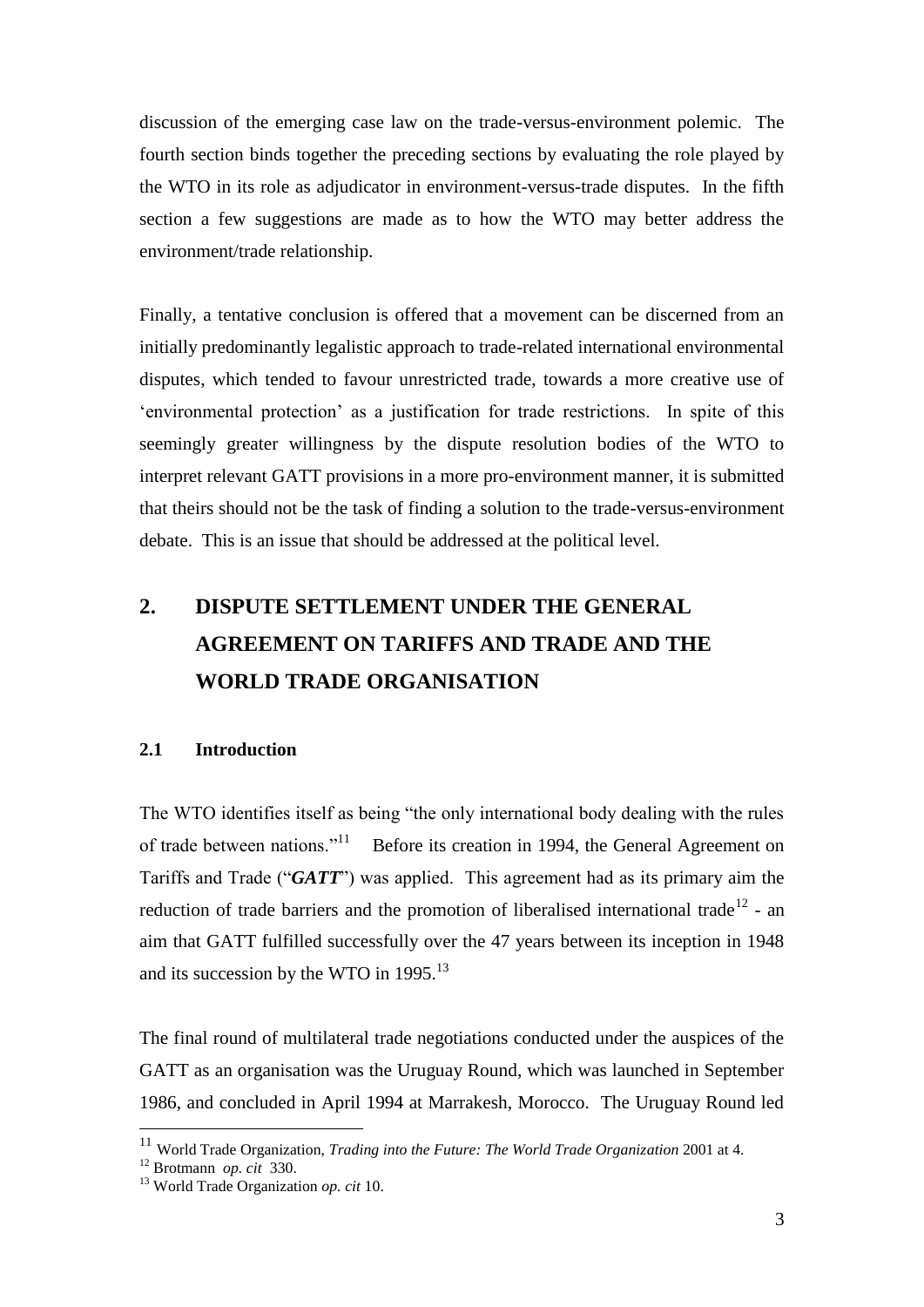discussion of the emerging case law on the trade-versus-environment polemic. The fourth section binds together the preceding sections by evaluating the role played by the WTO in its role as adjudicator in environment-versus-trade disputes. In the fifth section a few suggestions are made as to how the WTO may better address the environment/trade relationship.

Finally, a tentative conclusion is offered that a movement can be discerned from an initially predominantly legalistic approach to trade-related international environmental disputes, which tended to favour unrestricted trade, towards a more creative use of 'environmental protection' as a justification for trade restrictions. In spite of this seemingly greater willingness by the dispute resolution bodies of the WTO to interpret relevant GATT provisions in a more pro-environment manner, it is submitted that theirs should not be the task of finding a solution to the trade-versus-environment debate. This is an issue that should be addressed at the political level.

## 2. DISPUTE SETTLEMENT UNDER THE GENERAL AGREEMENT ON TARIFFS AND TRADE AND THE WORLD TRADE ORGANISATION

### 2.1 Introduction

The WTO identifies itself as being "the only international body dealing with the rules of trade between nations."[11] Before its creation in 1994, the General Agreement on Tariffs and Trade ("***GATT***") was applied. This agreement had as its primary aim the reduction of trade barriers and the promotion of liberalised international trade[12] - an aim that GATT fulfilled successfully over the 47 years between its inception in 1948 and its succession by the WTO in 1995.[13]

The final round of multilateral trade negotiations conducted under the auspices of the GATT as an organisation was the Uruguay Round, which was launched in September 1986, and concluded in April 1994 at Marrakesh, Morocco. The Uruguay Round led

---

[11] World Trade Organization, *Trading into the Future: The World Trade Organization* 2001 at 4.

[12] Brotmann *op. cit* 330.

[13] World Trade Organization *op. cit* 10.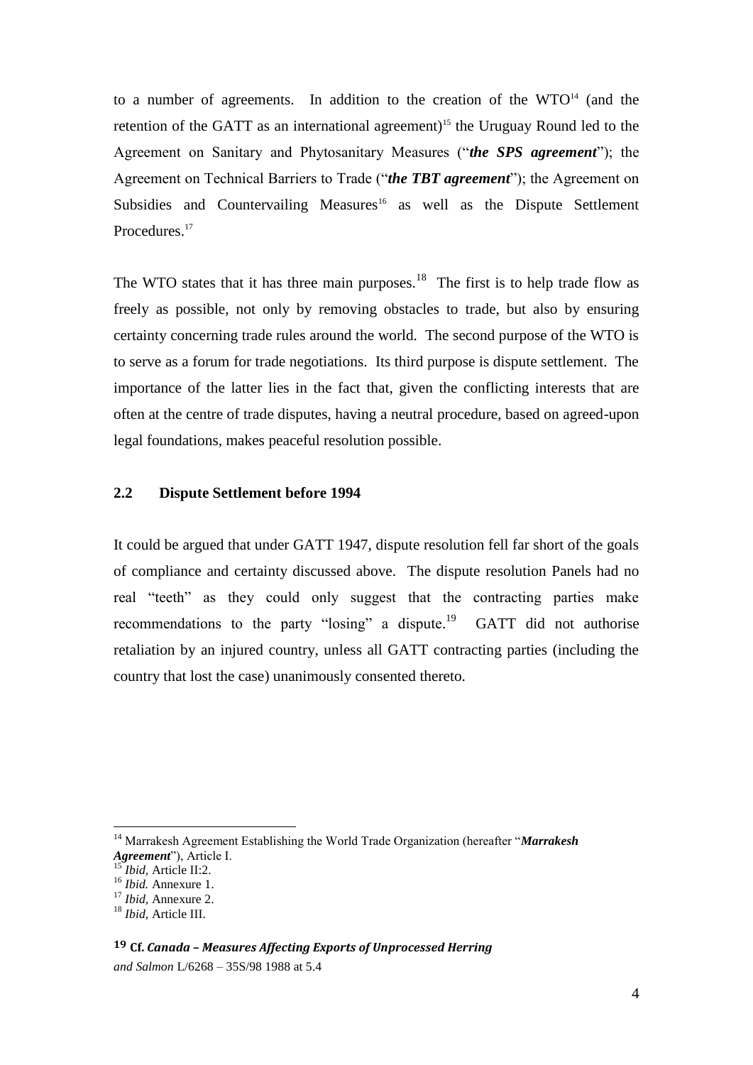to a number of agreements. In addition to the creation of the WTO[14] (and the retention of the GATT as an international agreement)[15] the Uruguay Round led to the Agreement on Sanitary and Phytosanitary Measures ("***the SPS agreement***"); the Agreement on Technical Barriers to Trade ("***the TBT agreement***"); the Agreement on Subsidies and Countervailing Measures[16] as well as the Dispute Settlement Procedures.[17]

The WTO states that it has three main purposes.[18] The first is to help trade flow as freely as possible, not only by removing obstacles to trade, but also by ensuring certainty concerning trade rules around the world. The second purpose of the WTO is to serve as a forum for trade negotiations. Its third purpose is dispute settlement. The importance of the latter lies in the fact that, given the conflicting interests that are often at the centre of trade disputes, having a neutral procedure, based on agreed-upon legal foundations, makes peaceful resolution possible.

### 2.2 Dispute Settlement before 1994

It could be argued that under GATT 1947, dispute resolution fell far short of the goals of compliance and certainty discussed above. The dispute resolution Panels had no real "teeth" as they could only suggest that the contracting parties make recommendations to the party "losing" a dispute.[19] GATT did not authorise retaliation by an injured country, unless all GATT contracting parties (including the country that lost the case) unanimously consented thereto.

---

[14] Marrakesh Agreement Establishing the World Trade Organization (hereafter "***Marrakesh Agreement***"), Article I.

[15] *Ibid,* Article II:2.

[16] *Ibid.* Annexure 1.

[17] *Ibid,* Annexure 2.

[18] *Ibid,* Article III.

[19] **Cf. *Canada – Measures Affecting Exports of Unprocessed Herring and Salmon*** L/6268 – 35S/98 1988 at 5.4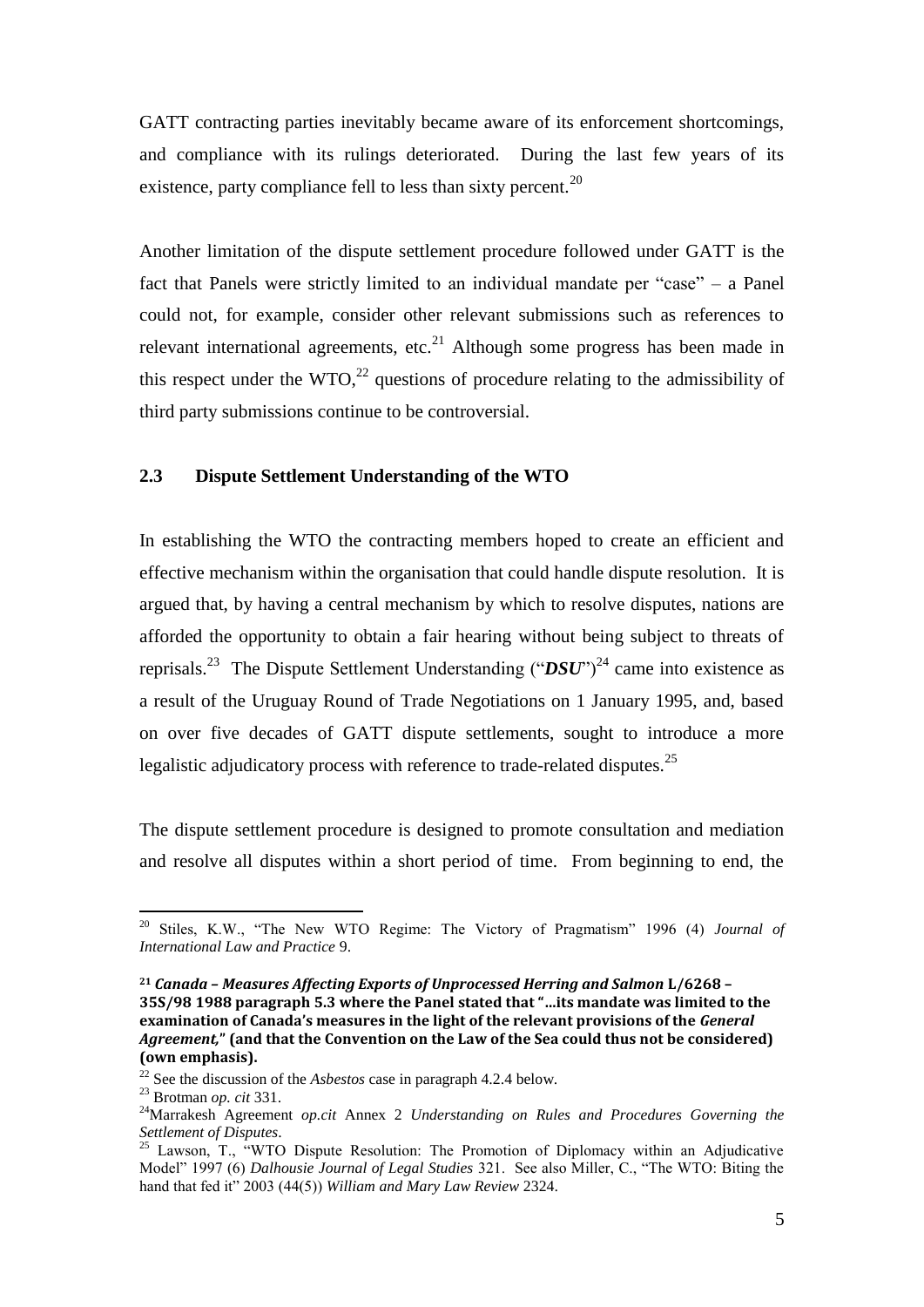GATT contracting parties inevitably became aware of its enforcement shortcomings, and compliance with its rulings deteriorated. During the last few years of its existence, party compliance fell to less than sixty percent.[20]

Another limitation of the dispute settlement procedure followed under GATT is the fact that Panels were strictly limited to an individual mandate per "case" – a Panel could not, for example, consider other relevant submissions such as references to relevant international agreements, etc.[21] Although some progress has been made in this respect under the WTO,[22] questions of procedure relating to the admissibility of third party submissions continue to be controversial.

### 2.3 Dispute Settlement Understanding of the WTO

In establishing the WTO the contracting members hoped to create an efficient and effective mechanism within the organisation that could handle dispute resolution. It is argued that, by having a central mechanism by which to resolve disputes, nations are afforded the opportunity to obtain a fair hearing without being subject to threats of reprisals.[23] The Dispute Settlement Understanding ("***DSU***")[24] came into existence as a result of the Uruguay Round of Trade Negotiations on 1 January 1995, and, based on over five decades of GATT dispute settlements, sought to introduce a more legalistic adjudicatory process with reference to trade-related disputes.[25]

The dispute settlement procedure is designed to promote consultation and mediation and resolve all disputes within a short period of time. From beginning to end, the

---

[20] Stiles, K.W., "The New WTO Regime: The Victory of Pragmatism" 1996 (4) *Journal of International Law and Practice* 9.

[21] ***Canada – Measures Affecting Exports of Unprocessed Herring and Salmon* L/6268 – 35S/98 1988 paragraph 5.3 where the Panel stated that "…its mandate was limited to the examination of Canada's measures in the light of the relevant provisions of the *General Agreement,*" (and that the Convention on the Law of the Sea could thus not be considered) (own emphasis).**

[22] See the discussion of the *Asbestos* case in paragraph 4.2.4 below.

[23] Brotman *op. cit* 331.

[24] Marrakesh Agreement *op.cit* Annex 2 *Understanding on Rules and Procedures Governing the Settlement of Disputes*.

[25] Lawson, T., "WTO Dispute Resolution: The Promotion of Diplomacy within an Adjudicative Model" 1997 (6) *Dalhousie Journal of Legal Studies* 321. See also Miller, C., "The WTO: Biting the hand that fed it" 2003 (44(5)) *William and Mary Law Review* 2324.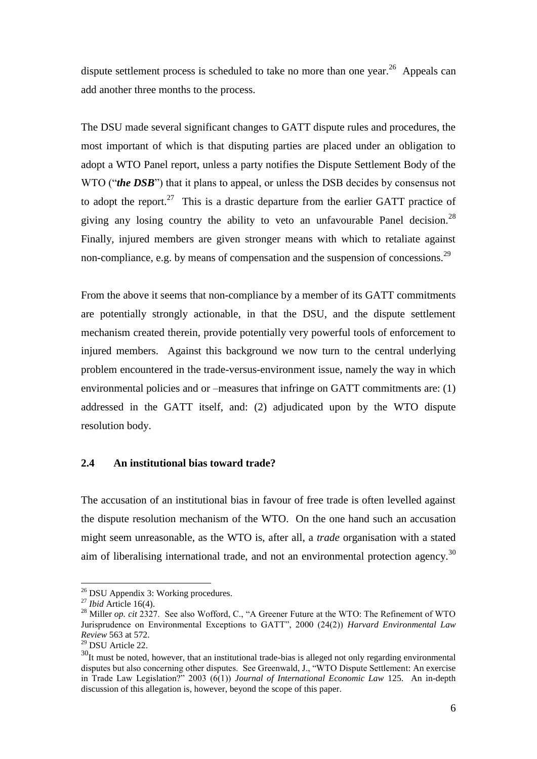dispute settlement process is scheduled to take no more than one year.[26] Appeals can add another three months to the process.

The DSU made several significant changes to GATT dispute rules and procedures, the most important of which is that disputing parties are placed under an obligation to adopt a WTO Panel report, unless a party notifies the Dispute Settlement Body of the WTO ("***the DSB***") that it plans to appeal, or unless the DSB decides by consensus not to adopt the report.[27] This is a drastic departure from the earlier GATT practice of giving any losing country the ability to veto an unfavourable Panel decision.[28] Finally, injured members are given stronger means with which to retaliate against non-compliance, e.g. by means of compensation and the suspension of concessions.[29]

From the above it seems that non-compliance by a member of its GATT commitments are potentially strongly actionable, in that the DSU, and the dispute settlement mechanism created therein, provide potentially very powerful tools of enforcement to injured members. Against this background we now turn to the central underlying problem encountered in the trade-versus-environment issue, namely the way in which environmental policies and or –measures that infringe on GATT commitments are: (1) addressed in the GATT itself, and: (2) adjudicated upon by the WTO dispute resolution body.

## 2.4 An institutional bias toward trade?

The accusation of an institutional bias in favour of free trade is often levelled against the dispute resolution mechanism of the WTO. On the one hand such an accusation might seem unreasonable, as the WTO is, after all, a *trade* organisation with a stated aim of liberalising international trade, and not an environmental protection agency.[30]

---

[26] DSU Appendix 3: Working procedures.

[27] *Ibid* Article 16(4).

[28] Miller *op. cit* 2327. See also Wofford, C., "A Greener Future at the WTO: The Refinement of WTO Jurisprudence on Environmental Exceptions to GATT", 2000 (24(2)) *Harvard Environmental Law Review* 563 at 572.

[29] DSU Article 22.

[30] It must be noted, however, that an institutional trade-bias is alleged not only regarding environmental disputes but also concerning other disputes. See Greenwald, J., "WTO Dispute Settlement: An exercise in Trade Law Legislation?" 2003 (6(1)) *Journal of International Economic Law* 125. An in-depth discussion of this allegation is, however, beyond the scope of this paper.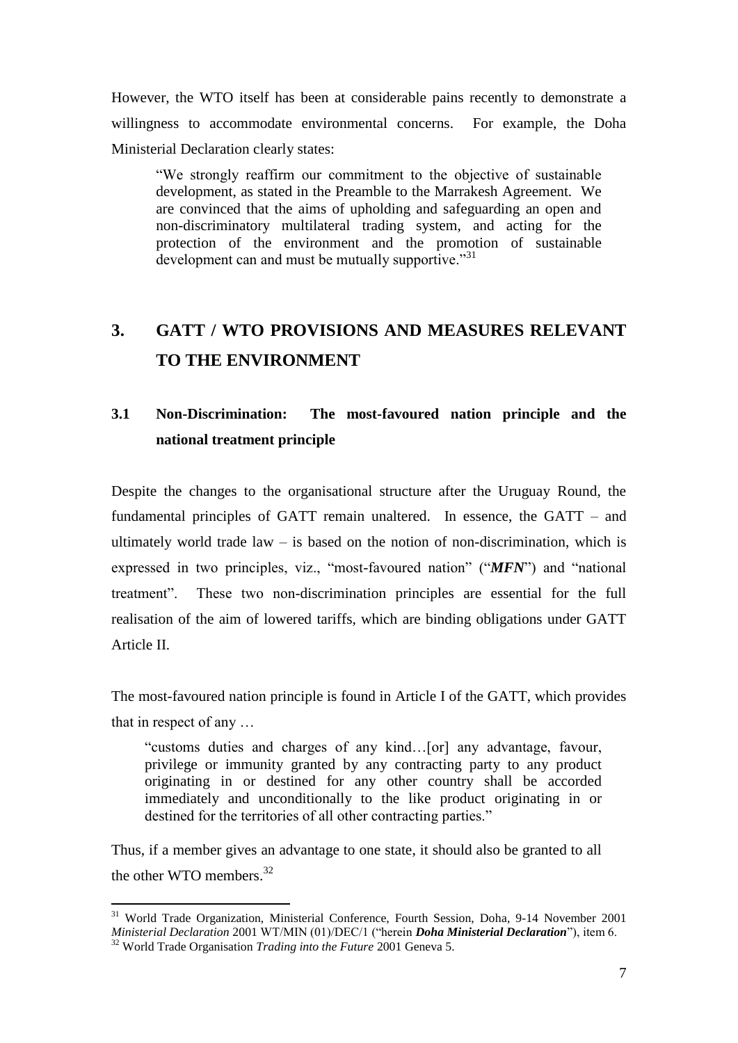However, the WTO itself has been at considerable pains recently to demonstrate a willingness to accommodate environmental concerns. For example, the Doha Ministerial Declaration clearly states:

> "We strongly reaffirm our commitment to the objective of sustainable development, as stated in the Preamble to the Marrakesh Agreement. We are convinced that the aims of upholding and safeguarding an open and non-discriminatory multilateral trading system, and acting for the protection of the environment and the promotion of sustainable development can and must be mutually supportive."[31]

# 3. GATT / WTO PROVISIONS AND MEASURES RELEVANT TO THE ENVIRONMENT

## 3.1 Non-Discrimination: The most-favoured nation principle and the national treatment principle

Despite the changes to the organisational structure after the Uruguay Round, the fundamental principles of GATT remain unaltered. In essence, the GATT – and ultimately world trade law – is based on the notion of non-discrimination, which is expressed in two principles, viz., "most-favoured nation" ("***MFN***") and "national treatment". These two non-discrimination principles are essential for the full realisation of the aim of lowered tariffs, which are binding obligations under GATT Article II.

The most-favoured nation principle is found in Article I of the GATT, which provides that in respect of any …

> "customs duties and charges of any kind…[or] any advantage, favour, privilege or immunity granted by any contracting party to any product originating in or destined for any other country shall be accorded immediately and unconditionally to the like product originating in or destined for the territories of all other contracting parties."

Thus, if a member gives an advantage to one state, it should also be granted to all the other WTO members.[32]

---

[31] World Trade Organization, Ministerial Conference, Fourth Session, Doha, 9-14 November 2001 *Ministerial Declaration* 2001 WT/MIN (01)/DEC/1 ("herein ***Doha Ministerial Declaration***"), item 6.

[32] World Trade Organisation *Trading into the Future* 2001 Geneva 5.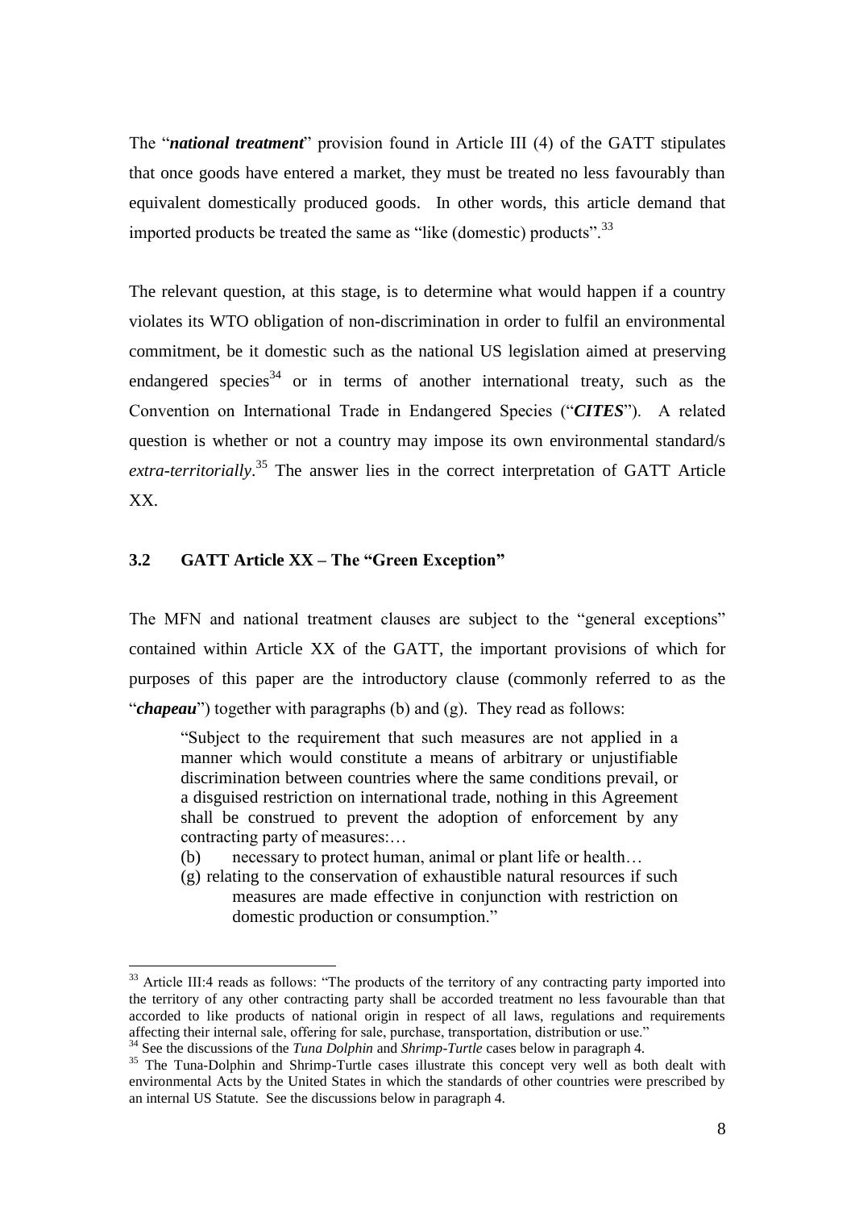The "***national treatment***" provision found in Article III (4) of the GATT stipulates that once goods have entered a market, they must be treated no less favourably than equivalent domestically produced goods. In other words, this article demand that imported products be treated the same as "like (domestic) products".[33]

The relevant question, at this stage, is to determine what would happen if a country violates its WTO obligation of non-discrimination in order to fulfil an environmental commitment, be it domestic such as the national US legislation aimed at preserving endangered species[34] or in terms of another international treaty, such as the Convention on International Trade in Endangered Species ("***CITES***"). A related question is whether or not a country may impose its own environmental standard/s *extra-territorially*.[35] The answer lies in the correct interpretation of GATT Article XX.

### 3.2 GATT Article XX – The "Green Exception"

The MFN and national treatment clauses are subject to the "general exceptions" contained within Article XX of the GATT, the important provisions of which for purposes of this paper are the introductory clause (commonly referred to as the "***chapeau***") together with paragraphs (b) and (g). They read as follows:

> "Subject to the requirement that such measures are not applied in a manner which would constitute a means of arbitrary or unjustifiable discrimination between countries where the same conditions prevail, or a disguised restriction on international trade, nothing in this Agreement shall be construed to prevent the adoption of enforcement by any contracting party of measures:…
>
> (b) necessary to protect human, animal or plant life or health…
>
> (g) relating to the conservation of exhaustible natural resources if such measures are made effective in conjunction with restriction on domestic production or consumption."

---

[33] Article III:4 reads as follows: "The products of the territory of any contracting party imported into the territory of any other contracting party shall be accorded treatment no less favourable than that accorded to like products of national origin in respect of all laws, regulations and requirements affecting their internal sale, offering for sale, purchase, transportation, distribution or use."

[34] See the discussions of the *Tuna Dolphin* and *Shrimp-Turtle* cases below in paragraph 4.

[35] The Tuna-Dolphin and Shrimp-Turtle cases illustrate this concept very well as both dealt with environmental Acts by the United States in which the standards of other countries were prescribed by an internal US Statute. See the discussions below in paragraph 4.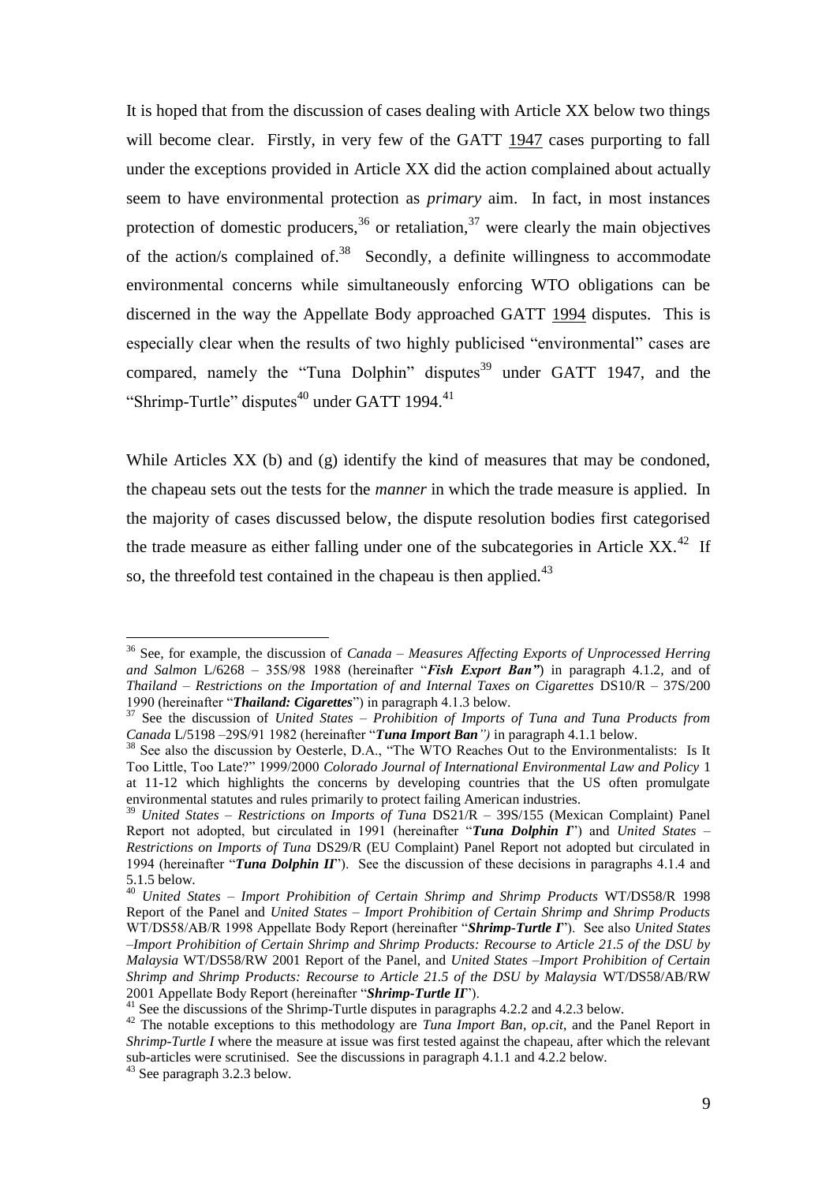It is hoped that from the discussion of cases dealing with Article XX below two things will become clear. Firstly, in very few of the GATT 1947 cases purporting to fall under the exceptions provided in Article XX did the action complained about actually seem to have environmental protection as *primary* aim. In fact, in most instances protection of domestic producers,[36] or retaliation,[37] were clearly the main objectives of the action/s complained of.[38] Secondly, a definite willingness to accommodate environmental concerns while simultaneously enforcing WTO obligations can be discerned in the way the Appellate Body approached GATT 1994 disputes. This is especially clear when the results of two highly publicised "environmental" cases are compared, namely the "Tuna Dolphin" disputes[39] under GATT 1947, and the "Shrimp-Turtle" disputes[40] under GATT 1994.[41]

While Articles XX (b) and (g) identify the kind of measures that may be condoned, the chapeau sets out the tests for the *manner* in which the trade measure is applied. In the majority of cases discussed below, the dispute resolution bodies first categorised the trade measure as either falling under one of the subcategories in Article XX.[42] If so, the threefold test contained in the chapeau is then applied.[43]

---

[36] See, for example, the discussion of *Canada – Measures Affecting Exports of Unprocessed Herring and Salmon* L/6268 – 35S/98 1988 (hereinafter "***Fish Export Ban"***) in paragraph 4.1.2, and of *Thailand – Restrictions on the Importation of and Internal Taxes on Cigarettes* DS10/R – 37S/200 1990 (hereinafter "***Thailand: Cigarettes***") in paragraph 4.1.3 below.

[37] See the discussion of *United States – Prohibition of Imports of Tuna and Tuna Products from Canada* L/5198 –29S/91 1982 (hereinafter "***Tuna Import Ban****")* in paragraph 4.1.1 below.

[38] See also the discussion by Oesterle, D.A., "The WTO Reaches Out to the Environmentalists: Is It Too Little, Too Late?" 1999/2000 *Colorado Journal of International Environmental Law and Policy* 1 at 11-12 which highlights the concerns by developing countries that the US often promulgate environmental statutes and rules primarily to protect failing American industries.

[39] *United States – Restrictions on Imports of Tuna* DS21/R – 39S/155 (Mexican Complaint) Panel Report not adopted, but circulated in 1991 (hereinafter "***Tuna Dolphin I***") and *United States – Restrictions on Imports of Tuna* DS29/R (EU Complaint) Panel Report not adopted but circulated in 1994 (hereinafter "***Tuna Dolphin II***"). See the discussion of these decisions in paragraphs 4.1.4 and 5.1.5 below.

[40] *United States – Import Prohibition of Certain Shrimp and Shrimp Products* WT/DS58/R 1998 Report of the Panel and *United States – Import Prohibition of Certain Shrimp and Shrimp Products* WT/DS58/AB/R 1998 Appellate Body Report (hereinafter "***Shrimp-Turtle I***"). See also *United States –Import Prohibition of Certain Shrimp and Shrimp Products: Recourse to Article 21.5 of the DSU by Malaysia* WT/DS58/RW 2001 Report of the Panel, and *United States –Import Prohibition of Certain Shrimp and Shrimp Products: Recourse to Article 21.5 of the DSU by Malaysia* WT/DS58/AB/RW 2001 Appellate Body Report (hereinafter "***Shrimp-Turtle II***").

[41] See the discussions of the Shrimp-Turtle disputes in paragraphs 4.2.2 and 4.2.3 below.

[42] The notable exceptions to this methodology are *Tuna Import Ban*, *op.cit*, and the Panel Report in *Shrimp-Turtle I* where the measure at issue was first tested against the chapeau, after which the relevant sub-articles were scrutinised. See the discussions in paragraph 4.1.1 and 4.2.2 below.

[43] See paragraph 3.2.3 below.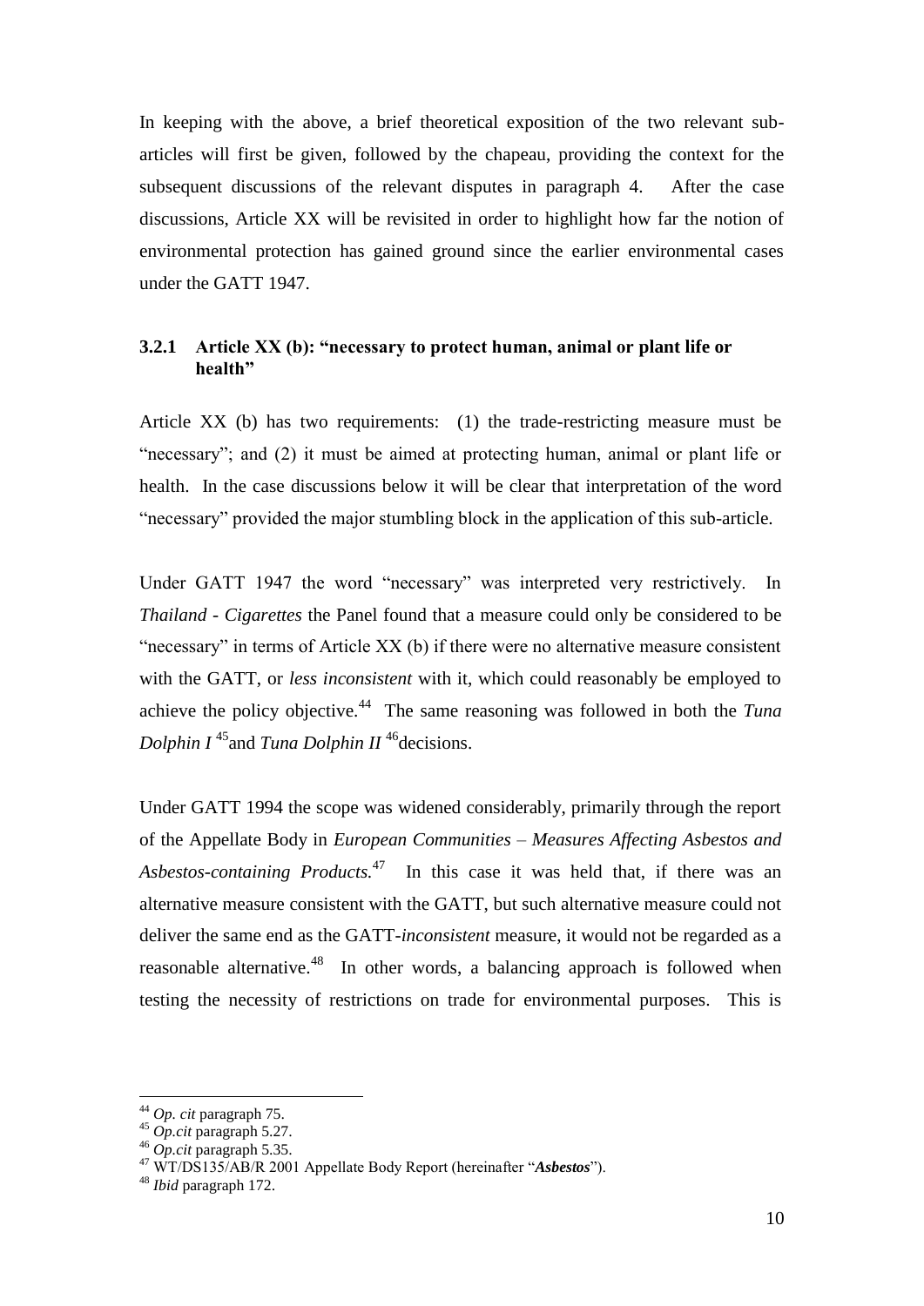In keeping with the above, a brief theoretical exposition of the two relevant sub-articles will first be given, followed by the chapeau, providing the context for the subsequent discussions of the relevant disputes in paragraph 4. After the case discussions, Article XX will be revisited in order to highlight how far the notion of environmental protection has gained ground since the earlier environmental cases under the GATT 1947.

### 3.2.1 Article XX (b): "necessary to protect human, animal or plant life or health"

Article XX (b) has two requirements: (1) the trade-restricting measure must be "necessary"; and (2) it must be aimed at protecting human, animal or plant life or health. In the case discussions below it will be clear that interpretation of the word "necessary" provided the major stumbling block in the application of this sub-article.

Under GATT 1947 the word "necessary" was interpreted very restrictively. In *Thailand - Cigarettes* the Panel found that a measure could only be considered to be "necessary" in terms of Article XX (b) if there were no alternative measure consistent with the GATT, or *less inconsistent* with it, which could reasonably be employed to achieve the policy objective.[44] The same reasoning was followed in both the *Tuna Dolphin I*[45] and *Tuna Dolphin II*[46] decisions.

Under GATT 1994 the scope was widened considerably, primarily through the report of the Appellate Body in *European Communities – Measures Affecting Asbestos and Asbestos-containing Products.*[47] In this case it was held that, if there was an alternative measure consistent with the GATT, but such alternative measure could not deliver the same end as the GATT-*inconsistent* measure, it would not be regarded as a reasonable alternative.[48] In other words, a balancing approach is followed when testing the necessity of restrictions on trade for environmental purposes. This is

---

[44] *Op. cit* paragraph 75.

[45] *Op.cit* paragraph 5.27.

[46] *Op.cit* paragraph 5.35.

[47] WT/DS135/AB/R 2001 Appellate Body Report (hereinafter "***Asbestos***").

[48] *Ibid* paragraph 172.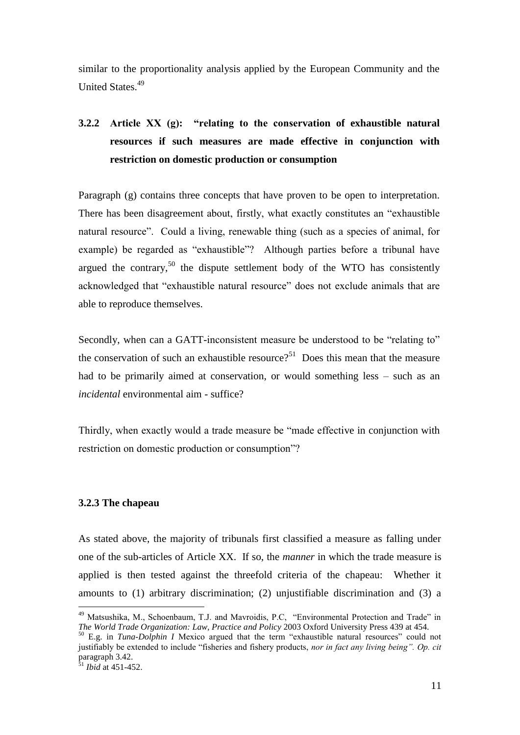similar to the proportionality analysis applied by the European Community and the United States.[49]

### 3.2.2 Article XX (g): "relating to the conservation of exhaustible natural resources if such measures are made effective in conjunction with restriction on domestic production or consumption

Paragraph (g) contains three concepts that have proven to be open to interpretation. There has been disagreement about, firstly, what exactly constitutes an "exhaustible natural resource". Could a living, renewable thing (such as a species of animal, for example) be regarded as "exhaustible"? Although parties before a tribunal have argued the contrary,[50] the dispute settlement body of the WTO has consistently acknowledged that "exhaustible natural resource" does not exclude animals that are able to reproduce themselves.

Secondly, when can a GATT-inconsistent measure be understood to be "relating to" the conservation of such an exhaustible resource?[51] Does this mean that the measure had to be primarily aimed at conservation, or would something less – such as an *incidental* environmental aim - suffice?

Thirdly, when exactly would a trade measure be "made effective in conjunction with restriction on domestic production or consumption"?

### 3.2.3 The chapeau

As stated above, the majority of tribunals first classified a measure as falling under one of the sub-articles of Article XX. If so, the *manner* in which the trade measure is applied is then tested against the threefold criteria of the chapeau: Whether it amounts to (1) arbitrary discrimination; (2) unjustifiable discrimination and (3) a

---

[49] Matsushika, M., Schoenbaum, T.J. and Mavroidis, P.C, "Environmental Protection and Trade" in *The World Trade Organization: Law, Practice and Policy* 2003 Oxford University Press 439 at 454.

[50] E.g. in *Tuna-Dolphin I* Mexico argued that the term "exhaustible natural resources" could not justifiably be extended to include "fisheries and fishery products, *nor in fact any living being". Op. cit* paragraph 3.42.

[51] *Ibid* at 451-452.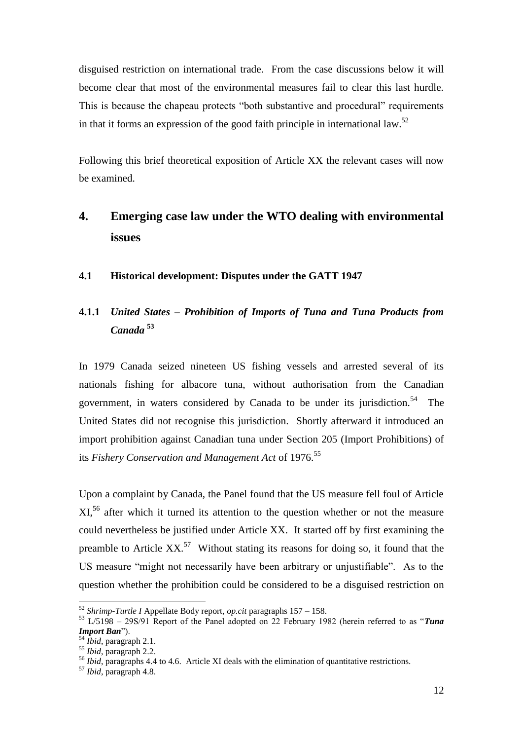disguised restriction on international trade. From the case discussions below it will become clear that most of the environmental measures fail to clear this last hurdle. This is because the chapeau protects "both substantive and procedural" requirements in that it forms an expression of the good faith principle in international law.[52]

Following this brief theoretical exposition of Article XX the relevant cases will now be examined.

## 4. Emerging case law under the WTO dealing with environmental issues

### 4.1 Historical development: Disputes under the GATT 1947

#### 4.1.1 *United States – Prohibition of Imports of Tuna and Tuna Products from Canada* [53]

In 1979 Canada seized nineteen US fishing vessels and arrested several of its nationals fishing for albacore tuna, without authorisation from the Canadian government, in waters considered by Canada to be under its jurisdiction.[54] The United States did not recognise this jurisdiction. Shortly afterward it introduced an import prohibition against Canadian tuna under Section 205 (Import Prohibitions) of its *Fishery Conservation and Management Act* of 1976.[55]

Upon a complaint by Canada, the Panel found that the US measure fell foul of Article XI,[56] after which it turned its attention to the question whether or not the measure could nevertheless be justified under Article XX. It started off by first examining the preamble to Article XX.[57] Without stating its reasons for doing so, it found that the US measure "might not necessarily have been arbitrary or unjustifiable". As to the question whether the prohibition could be considered to be a disguised restriction on

---

[52] *Shrimp-Turtle I* Appellate Body report, *op.cit* paragraphs 157 – 158.

[53] L/5198 – 29S/91 Report of the Panel adopted on 22 February 1982 (herein referred to as "***Tuna Import Ban***").

[54] *Ibid*, paragraph 2.1.

[55] *Ibid*, paragraph 2.2.

[56] *Ibid*, paragraphs 4.4 to 4.6. Article XI deals with the elimination of quantitative restrictions.

[57] *Ibid*, paragraph 4.8.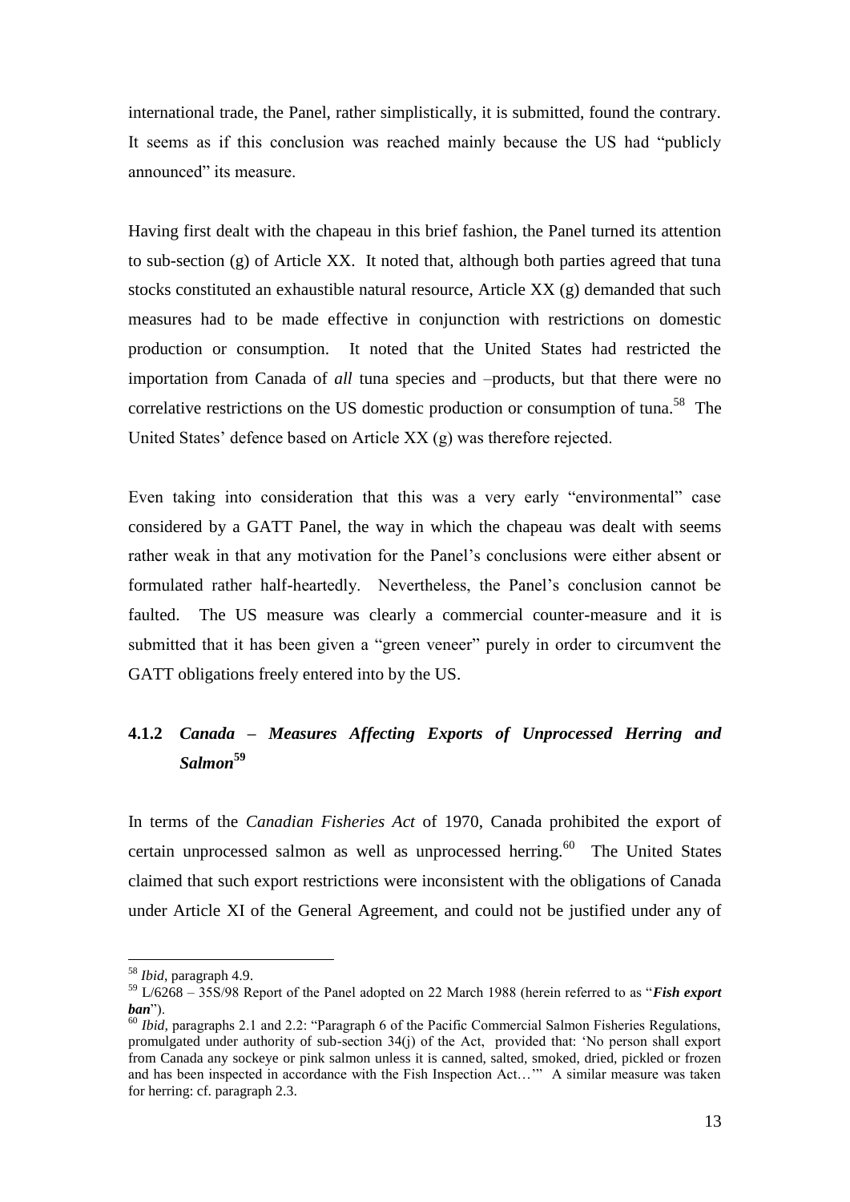international trade, the Panel, rather simplistically, it is submitted, found the contrary. It seems as if this conclusion was reached mainly because the US had "publicly announced" its measure.

Having first dealt with the chapeau in this brief fashion, the Panel turned its attention to sub-section (g) of Article XX. It noted that, although both parties agreed that tuna stocks constituted an exhaustible natural resource, Article XX (g) demanded that such measures had to be made effective in conjunction with restrictions on domestic production or consumption. It noted that the United States had restricted the importation from Canada of *all* tuna species and –products, but that there were no correlative restrictions on the US domestic production or consumption of tuna.[58] The United States' defence based on Article XX (g) was therefore rejected.

Even taking into consideration that this was a very early "environmental" case considered by a GATT Panel, the way in which the chapeau was dealt with seems rather weak in that any motivation for the Panel's conclusions were either absent or formulated rather half-heartedly. Nevertheless, the Panel's conclusion cannot be faulted. The US measure was clearly a commercial counter-measure and it is submitted that it has been given a "green veneer" purely in order to circumvent the GATT obligations freely entered into by the US.

### 4.1.2 *Canada – Measures Affecting Exports of Unprocessed Herring and Salmon*[59]

In terms of the *Canadian Fisheries Act* of 1970, Canada prohibited the export of certain unprocessed salmon as well as unprocessed herring.[60] The United States claimed that such export restrictions were inconsistent with the obligations of Canada under Article XI of the General Agreement, and could not be justified under any of

---

[58] *Ibid*, paragraph 4.9.

[59] L/6268 – 35S/98 Report of the Panel adopted on 22 March 1988 (herein referred to as "***Fish export ban***").

[60] *Ibid*, paragraphs 2.1 and 2.2: "Paragraph 6 of the Pacific Commercial Salmon Fisheries Regulations, promulgated under authority of sub-section 34(j) of the Act, provided that: 'No person shall export from Canada any sockeye or pink salmon unless it is canned, salted, smoked, dried, pickled or frozen and has been inspected in accordance with the Fish Inspection Act…'" A similar measure was taken for herring: cf. paragraph 2.3.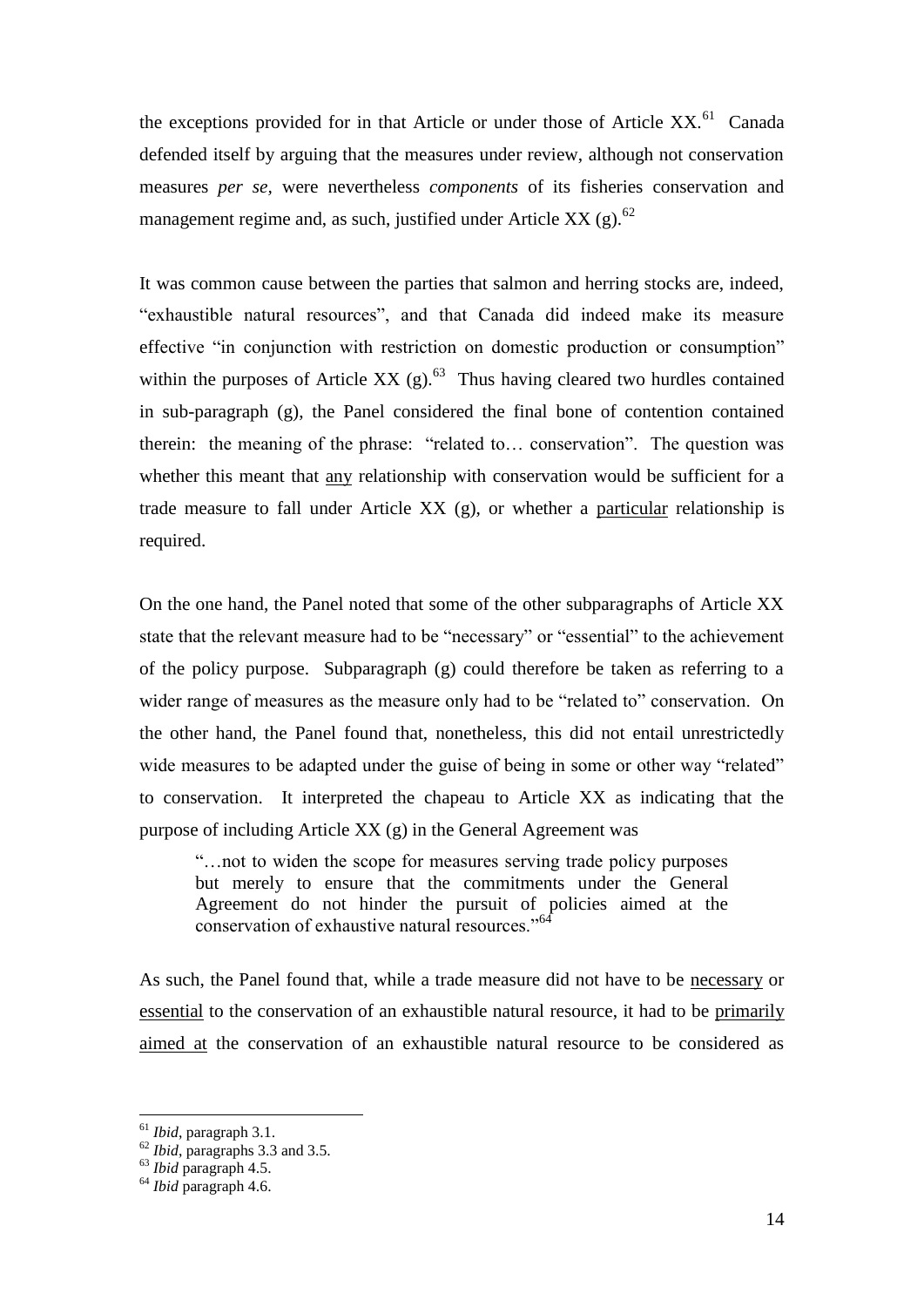the exceptions provided for in that Article or under those of Article XX.[61] Canada defended itself by arguing that the measures under review, although not conservation measures *per se*, were nevertheless *components* of its fisheries conservation and management regime and, as such, justified under Article XX (g).[62]

It was common cause between the parties that salmon and herring stocks are, indeed, "exhaustible natural resources", and that Canada did indeed make its measure effective "in conjunction with restriction on domestic production or consumption" within the purposes of Article XX (g).[63] Thus having cleared two hurdles contained in sub-paragraph (g), the Panel considered the final bone of contention contained therein: the meaning of the phrase: "related to… conservation". The question was whether this meant that <u>any</u> relationship with conservation would be sufficient for a trade measure to fall under Article XX (g), or whether a <u>particular</u> relationship is required.

On the one hand, the Panel noted that some of the other subparagraphs of Article XX state that the relevant measure had to be "necessary" or "essential" to the achievement of the policy purpose. Subparagraph (g) could therefore be taken as referring to a wider range of measures as the measure only had to be "related to" conservation. On the other hand, the Panel found that, nonetheless, this did not entail unrestrictedly wide measures to be adapted under the guise of being in some or other way "related" to conservation. It interpreted the chapeau to Article XX as indicating that the purpose of including Article XX (g) in the General Agreement was

> "…not to widen the scope for measures serving trade policy purposes but merely to ensure that the commitments under the General Agreement do not hinder the pursuit of policies aimed at the conservation of exhaustive natural resources."[64]

As such, the Panel found that, while a trade measure did not have to be <u>necessary</u> or <u>essential</u> to the conservation of an exhaustible natural resource, it had to be <u>primarily aimed at</u> the conservation of an exhaustible natural resource to be considered as

---

[61] *Ibid*, paragraph 3.1.

[62] *Ibid*, paragraphs 3.3 and 3.5.

[63] *Ibid* paragraph 4.5.

[64] *Ibid* paragraph 4.6.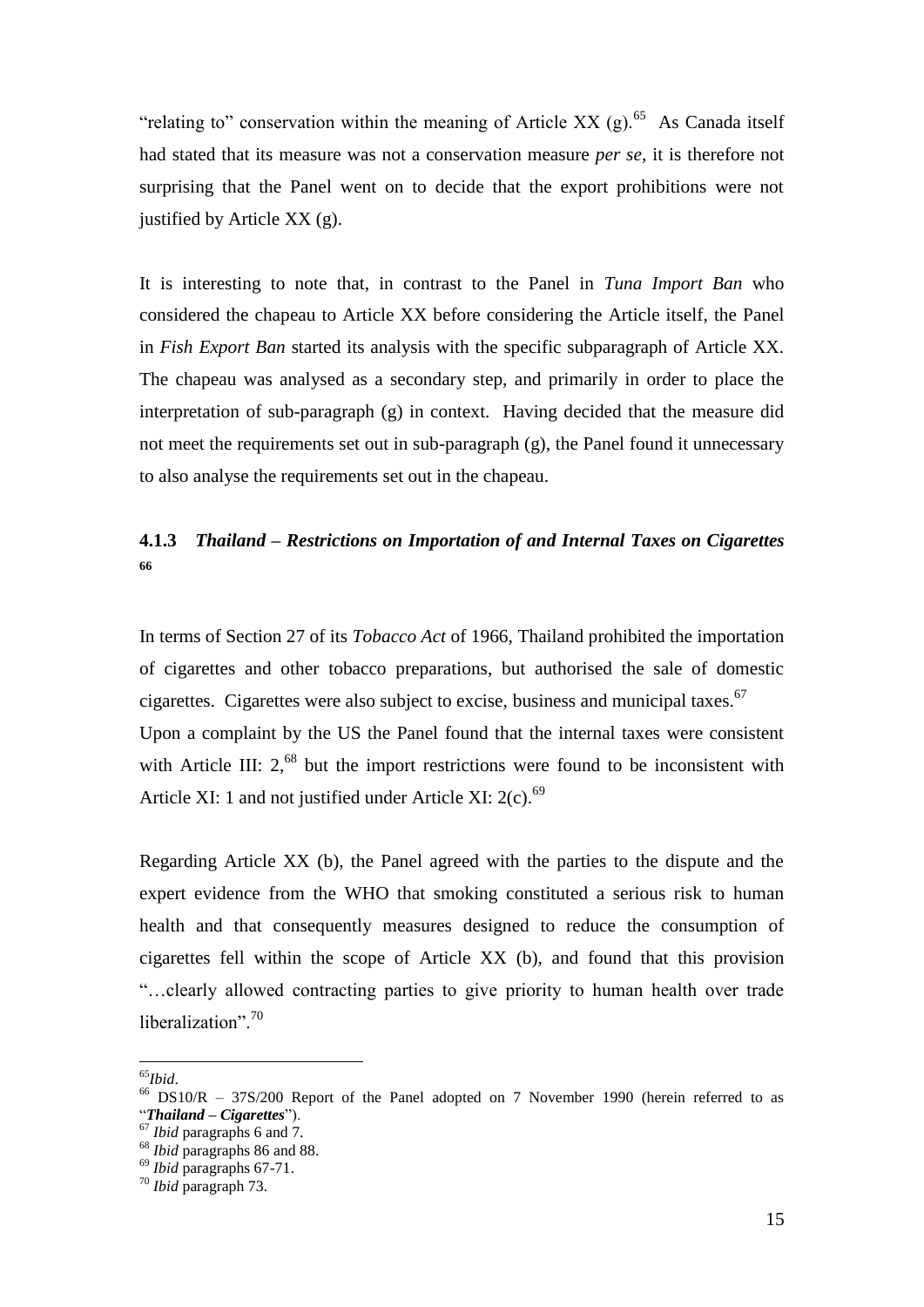"relating to" conservation within the meaning of Article XX (g).[65] As Canada itself had stated that its measure was not a conservation measure *per se*, it is therefore not surprising that the Panel went on to decide that the export prohibitions were not justified by Article XX (g).

It is interesting to note that, in contrast to the Panel in *Tuna Import Ban* who considered the chapeau to Article XX before considering the Article itself, the Panel in *Fish Export Ban* started its analysis with the specific subparagraph of Article XX. The chapeau was analysed as a secondary step, and primarily in order to place the interpretation of sub-paragraph (g) in context. Having decided that the measure did not meet the requirements set out in sub-paragraph (g), the Panel found it unnecessary to also analyse the requirements set out in the chapeau.

### 4.1.3 *Thailand – Restrictions on Importation of and Internal Taxes on Cigarettes* [66]

In terms of Section 27 of its *Tobacco Act* of 1966, Thailand prohibited the importation of cigarettes and other tobacco preparations, but authorised the sale of domestic cigarettes. Cigarettes were also subject to excise, business and municipal taxes.[67]
Upon a complaint by the US the Panel found that the internal taxes were consistent with Article III: 2,[68] but the import restrictions were found to be inconsistent with Article XI: 1 and not justified under Article XI: 2(c).[69]

Regarding Article XX (b), the Panel agreed with the parties to the dispute and the expert evidence from the WHO that smoking constituted a serious risk to human health and that consequently measures designed to reduce the consumption of cigarettes fell within the scope of Article XX (b), and found that this provision "…clearly allowed contracting parties to give priority to human health over trade liberalization".[70]

---

[65] *Ibid*.
[66] DS10/R – 37S/200 Report of the Panel adopted on 7 November 1990 (herein referred to as "***Thailand – Cigarettes***").
[67] *Ibid* paragraphs 6 and 7.
[68] *Ibid* paragraphs 86 and 88.
[69] *Ibid* paragraphs 67-71.
[70] *Ibid* paragraph 73.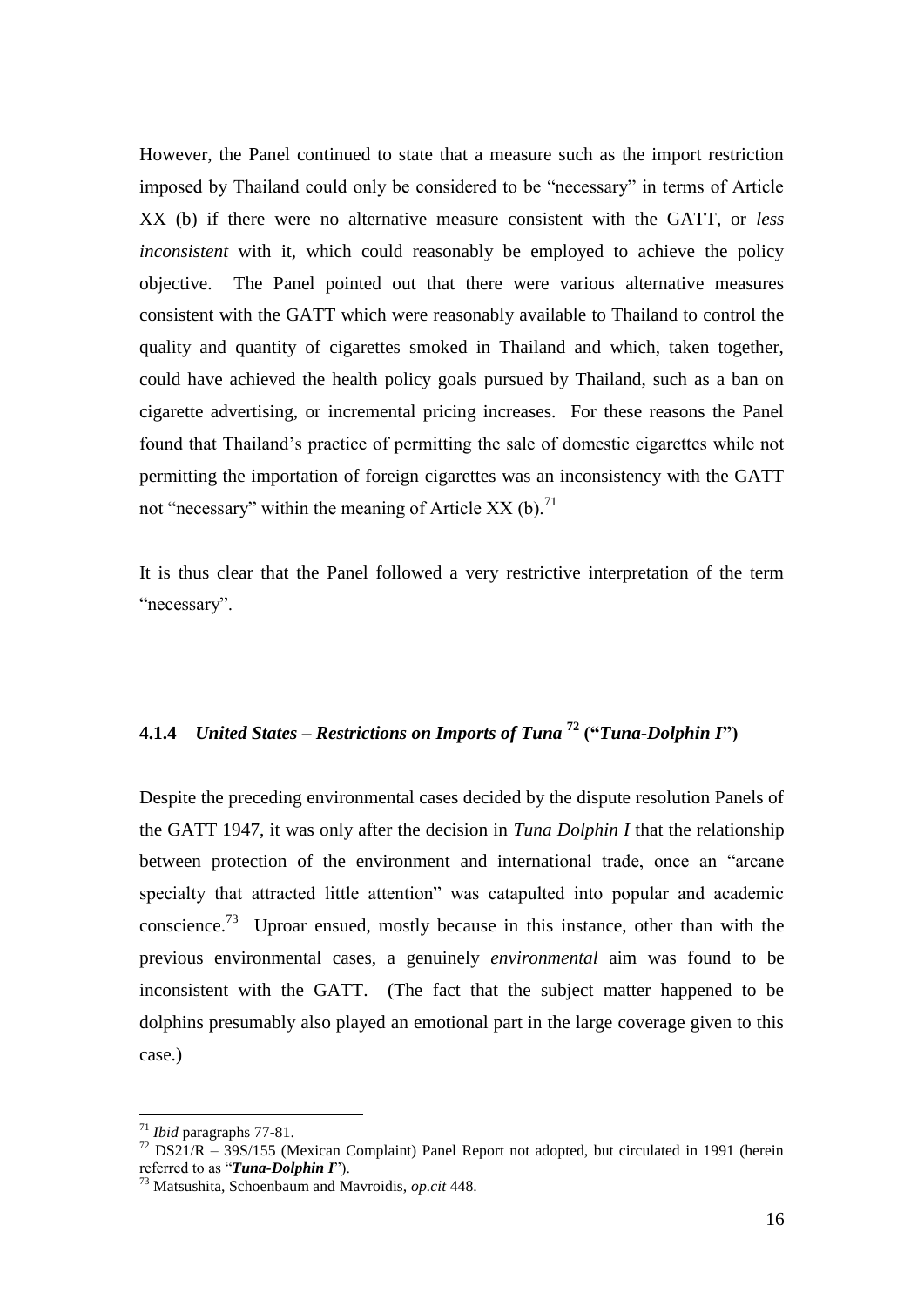However, the Panel continued to state that a measure such as the import restriction imposed by Thailand could only be considered to be "necessary" in terms of Article XX (b) if there were no alternative measure consistent with the GATT, or *less inconsistent* with it, which could reasonably be employed to achieve the policy objective. The Panel pointed out that there were various alternative measures consistent with the GATT which were reasonably available to Thailand to control the quality and quantity of cigarettes smoked in Thailand and which, taken together, could have achieved the health policy goals pursued by Thailand, such as a ban on cigarette advertising, or incremental pricing increases. For these reasons the Panel found that Thailand's practice of permitting the sale of domestic cigarettes while not permitting the importation of foreign cigarettes was an inconsistency with the GATT not "necessary" within the meaning of Article XX (b).[71]

It is thus clear that the Panel followed a very restrictive interpretation of the term "necessary".

### 4.1.4 *United States – Restrictions on Imports of Tuna*[72] ("*Tuna-Dolphin I*")

Despite the preceding environmental cases decided by the dispute resolution Panels of the GATT 1947, it was only after the decision in *Tuna Dolphin I* that the relationship between protection of the environment and international trade, once an "arcane specialty that attracted little attention" was catapulted into popular and academic conscience.[73] Uproar ensued, mostly because in this instance, other than with the previous environmental cases, a genuinely *environmental* aim was found to be inconsistent with the GATT. (The fact that the subject matter happened to be dolphins presumably also played an emotional part in the large coverage given to this case.)

---

[71] *Ibid* paragraphs 77-81.

[72] DS21/R – 39S/155 (Mexican Complaint) Panel Report not adopted, but circulated in 1991 (herein referred to as "***Tuna-Dolphin I***").

[73] Matsushita, Schoenbaum and Mavroidis, *op.cit* 448.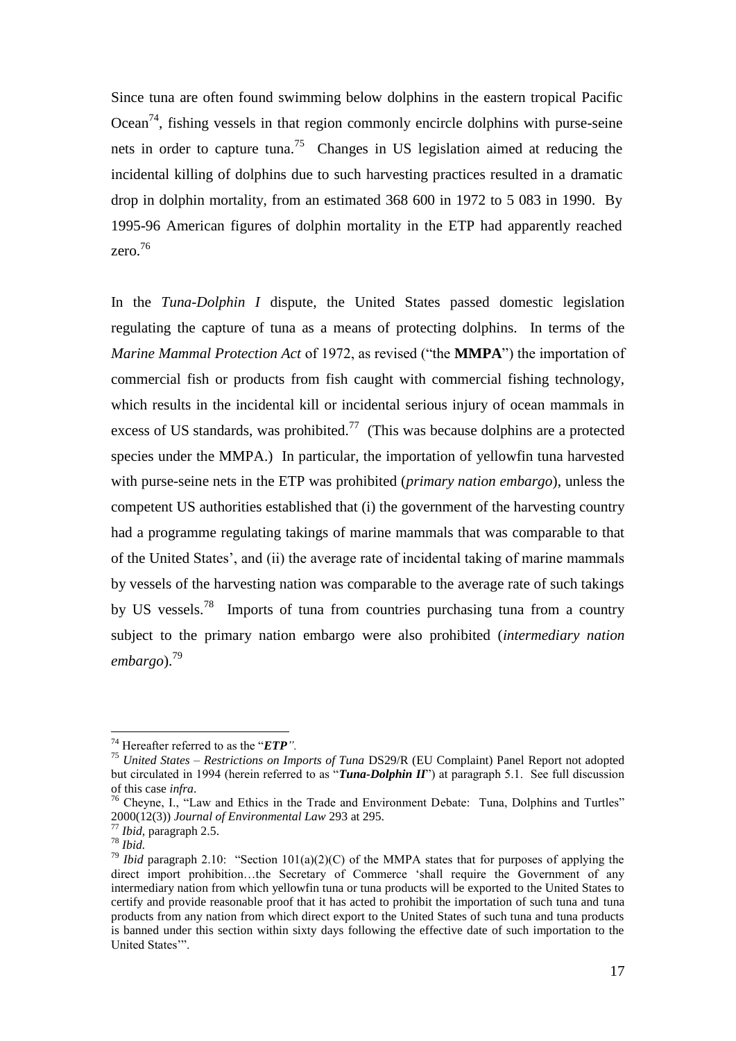Since tuna are often found swimming below dolphins in the eastern tropical Pacific Ocean[74], fishing vessels in that region commonly encircle dolphins with purse-seine nets in order to capture tuna.[75] Changes in US legislation aimed at reducing the incidental killing of dolphins due to such harvesting practices resulted in a dramatic drop in dolphin mortality, from an estimated 368 600 in 1972 to 5 083 in 1990. By 1995-96 American figures of dolphin mortality in the ETP had apparently reached zero.[76]

In the *Tuna-Dolphin I* dispute, the United States passed domestic legislation regulating the capture of tuna as a means of protecting dolphins. In terms of the *Marine Mammal Protection Act* of 1972, as revised ("the **MMPA**") the importation of commercial fish or products from fish caught with commercial fishing technology, which results in the incidental kill or incidental serious injury of ocean mammals in excess of US standards, was prohibited.[77] (This was because dolphins are a protected species under the MMPA.) In particular, the importation of yellowfin tuna harvested with purse-seine nets in the ETP was prohibited (*primary nation embargo*), unless the competent US authorities established that (i) the government of the harvesting country had a programme regulating takings of marine mammals that was comparable to that of the United States', and (ii) the average rate of incidental taking of marine mammals by vessels of the harvesting nation was comparable to the average rate of such takings by US vessels.[78] Imports of tuna from countries purchasing tuna from a country subject to the primary nation embargo were also prohibited (*intermediary nation embargo*).[79]

---

[74] Hereafter referred to as the "***ETP***".

[75] *United States – Restrictions on Imports of Tuna* DS29/R (EU Complaint) Panel Report not adopted but circulated in 1994 (herein referred to as "***Tuna-Dolphin II***") at paragraph 5.1. See full discussion of this case *infra*.

[76] Cheyne, I., "Law and Ethics in the Trade and Environment Debate: Tuna, Dolphins and Turtles" 2000(12(3)) *Journal of Environmental Law* 293 at 295.

[77] *Ibid*, paragraph 2.5.

[78] *Ibid.*

[79] *Ibid* paragraph 2.10: "Section 101(a)(2)(C) of the MMPA states that for purposes of applying the direct import prohibition…the Secretary of Commerce 'shall require the Government of any intermediary nation from which yellowfin tuna or tuna products will be exported to the United States to certify and provide reasonable proof that it has acted to prohibit the importation of such tuna and tuna products from any nation from which direct export to the United States of such tuna and tuna products is banned under this section within sixty days following the effective date of such importation to the United States'".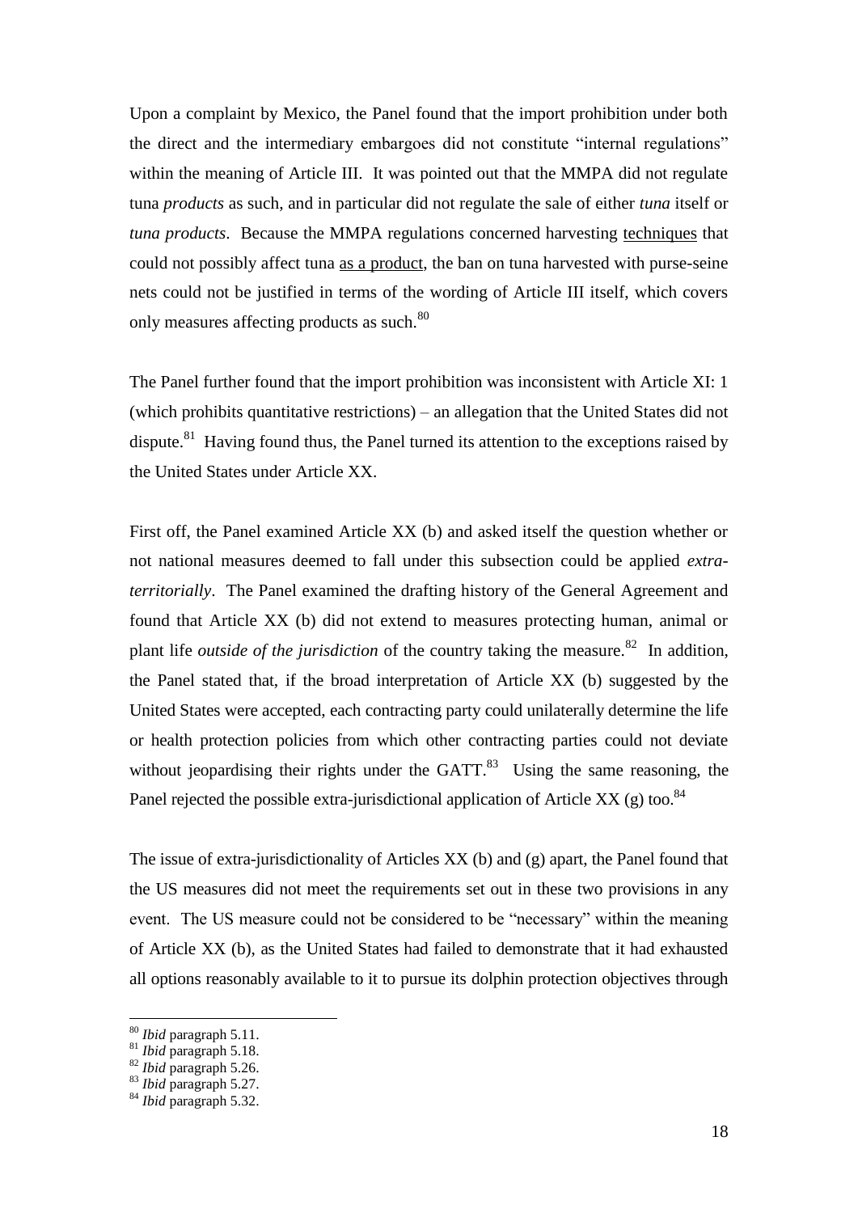Upon a complaint by Mexico, the Panel found that the import prohibition under both the direct and the intermediary embargoes did not constitute "internal regulations" within the meaning of Article III. It was pointed out that the MMPA did not regulate tuna *products* as such, and in particular did not regulate the sale of either *tuna* itself or *tuna products*. Because the MMPA regulations concerned harvesting techniques that could not possibly affect tuna as a product, the ban on tuna harvested with purse-seine nets could not be justified in terms of the wording of Article III itself, which covers only measures affecting products as such.[80]

The Panel further found that the import prohibition was inconsistent with Article XI: 1 (which prohibits quantitative restrictions) – an allegation that the United States did not dispute.[81] Having found thus, the Panel turned its attention to the exceptions raised by the United States under Article XX.

First off, the Panel examined Article XX (b) and asked itself the question whether or not national measures deemed to fall under this subsection could be applied *extra-territorially*. The Panel examined the drafting history of the General Agreement and found that Article XX (b) did not extend to measures protecting human, animal or plant life *outside of the jurisdiction* of the country taking the measure.[82] In addition, the Panel stated that, if the broad interpretation of Article XX (b) suggested by the United States were accepted, each contracting party could unilaterally determine the life or health protection policies from which other contracting parties could not deviate without jeopardising their rights under the GATT.[83] Using the same reasoning, the Panel rejected the possible extra-jurisdictional application of Article XX (g) too.[84]

The issue of extra-jurisdictionality of Articles XX (b) and (g) apart, the Panel found that the US measures did not meet the requirements set out in these two provisions in any event. The US measure could not be considered to be "necessary" within the meaning of Article XX (b), as the United States had failed to demonstrate that it had exhausted all options reasonably available to it to pursue its dolphin protection objectives through

---

[80] *Ibid* paragraph 5.11.

[81] *Ibid* paragraph 5.18.

[82] *Ibid* paragraph 5.26.

[83] *Ibid* paragraph 5.27.

[84] *Ibid* paragraph 5.32.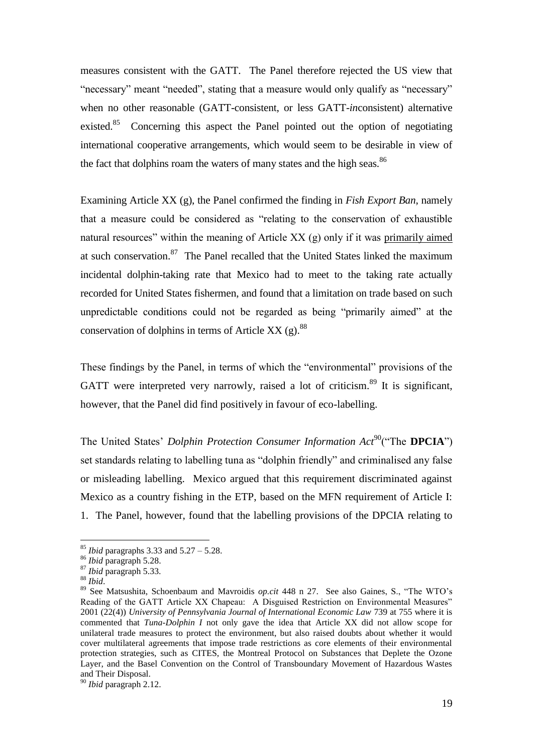measures consistent with the GATT. The Panel therefore rejected the US view that "necessary" meant "needed", stating that a measure would only qualify as "necessary" when no other reasonable (GATT-consistent, or less GATT-*in*consistent) alternative existed.[85] Concerning this aspect the Panel pointed out the option of negotiating international cooperative arrangements, which would seem to be desirable in view of the fact that dolphins roam the waters of many states and the high seas.[86]

Examining Article XX (g), the Panel confirmed the finding in *Fish Export Ban*, namely that a measure could be considered as "relating to the conservation of exhaustible natural resources" within the meaning of Article XX (g) only if it was <u>primarily aimed</u> at such conservation.[87] The Panel recalled that the United States linked the maximum incidental dolphin-taking rate that Mexico had to meet to the taking rate actually recorded for United States fishermen, and found that a limitation on trade based on such unpredictable conditions could not be regarded as being "primarily aimed" at the conservation of dolphins in terms of Article XX (g).[88]

These findings by the Panel, in terms of which the "environmental" provisions of the GATT were interpreted very narrowly, raised a lot of criticism.[89] It is significant, however, that the Panel did find positively in favour of eco-labelling.

The United States' *Dolphin Protection Consumer Information Act*[90]("The **DPCIA**") set standards relating to labelling tuna as "dolphin friendly" and criminalised any false or misleading labelling. Mexico argued that this requirement discriminated against Mexico as a country fishing in the ETP, based on the MFN requirement of Article I: 1. The Panel, however, found that the labelling provisions of the DPCIA relating to

---

[85] *Ibid* paragraphs 3.33 and 5.27 – 5.28.

[86] *Ibid* paragraph 5.28.

[87] *Ibid* paragraph 5.33.

[88] *Ibid*.

[89] See Matsushita, Schoenbaum and Mavroidis *op.cit* 448 n 27. See also Gaines, S., "The WTO's Reading of the GATT Article XX Chapeau: A Disguised Restriction on Environmental Measures" 2001 (22(4)) *University of Pennsylvania Journal of International Economic Law* 739 at 755 where it is commented that *Tuna-Dolphin I* not only gave the idea that Article XX did not allow scope for unilateral trade measures to protect the environment, but also raised doubts about whether it would cover multilateral agreements that impose trade restrictions as core elements of their environmental protection strategies, such as CITES, the Montreal Protocol on Substances that Deplete the Ozone Layer, and the Basel Convention on the Control of Transboundary Movement of Hazardous Wastes and Their Disposal.

[90] *Ibid* paragraph 2.12.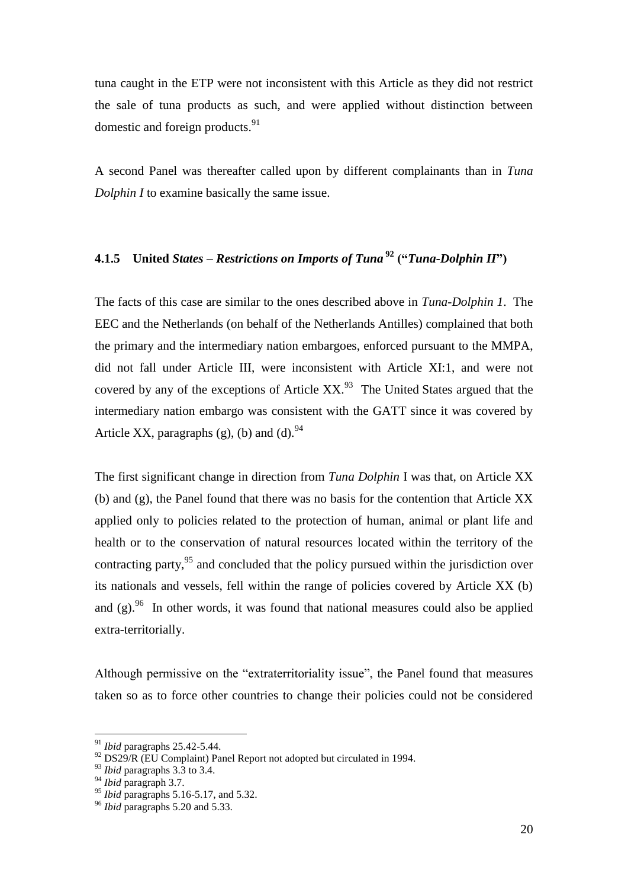tuna caught in the ETP were not inconsistent with this Article as they did not restrict the sale of tuna products as such, and were applied without distinction between domestic and foreign products.[91]

A second Panel was thereafter called upon by different complainants than in *Tuna Dolphin I* to examine basically the same issue.

### 4.1.5 United *States – Restrictions on Imports of Tuna* [92] ("*Tuna-Dolphin II*")

The facts of this case are similar to the ones described above in *Tuna-Dolphin 1*. The EEC and the Netherlands (on behalf of the Netherlands Antilles) complained that both the primary and the intermediary nation embargoes, enforced pursuant to the MMPA, did not fall under Article III, were inconsistent with Article XI:1, and were not covered by any of the exceptions of Article XX.[93] The United States argued that the intermediary nation embargo was consistent with the GATT since it was covered by Article XX, paragraphs (g), (b) and (d).[94]

The first significant change in direction from *Tuna Dolphin* I was that, on Article XX (b) and (g), the Panel found that there was no basis for the contention that Article XX applied only to policies related to the protection of human, animal or plant life and health or to the conservation of natural resources located within the territory of the contracting party,[95] and concluded that the policy pursued within the jurisdiction over its nationals and vessels, fell within the range of policies covered by Article XX (b) and (g).[96] In other words, it was found that national measures could also be applied extra-territorially.

Although permissive on the "extraterritoriality issue", the Panel found that measures taken so as to force other countries to change their policies could not be considered

---

[91] *Ibid* paragraphs 25.42-5.44.

[92] DS29/R (EU Complaint) Panel Report not adopted but circulated in 1994.

[93] *Ibid* paragraphs 3.3 to 3.4.

[94] *Ibid* paragraph 3.7.

[95] *Ibid* paragraphs 5.16-5.17, and 5.32.

[96] *Ibid* paragraphs 5.20 and 5.33.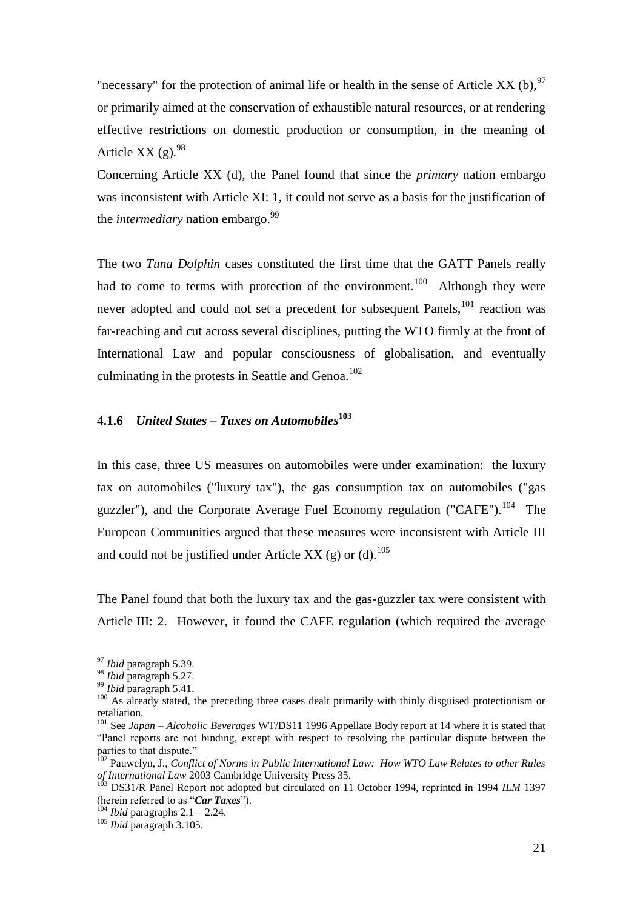"necessary" for the protection of animal life or health in the sense of Article XX (b),[97] or primarily aimed at the conservation of exhaustible natural resources, or at rendering effective restrictions on domestic production or consumption, in the meaning of Article XX (g).[98]

Concerning Article XX (d), the Panel found that since the *primary* nation embargo was inconsistent with Article XI: 1, it could not serve as a basis for the justification of the *intermediary* nation embargo.[99]

The two *Tuna Dolphin* cases constituted the first time that the GATT Panels really had to come to terms with protection of the environment.[100] Although they were never adopted and could not set a precedent for subsequent Panels,[101] reaction was far-reaching and cut across several disciplines, putting the WTO firmly at the front of International Law and popular consciousness of globalisation, and eventually culminating in the protests in Seattle and Genoa.[102]

### 4.1.6 *United States – Taxes on Automobiles*[103]

In this case, three US measures on automobiles were under examination: the luxury tax on automobiles ("luxury tax"), the gas consumption tax on automobiles ("gas guzzler"), and the Corporate Average Fuel Economy regulation ("CAFE").[104] The European Communities argued that these measures were inconsistent with Article III and could not be justified under Article XX (g) or (d).[105]

The Panel found that both the luxury tax and the gas-guzzler tax were consistent with Article III: 2. However, it found the CAFE regulation (which required the average

---

[97] *Ibid* paragraph 5.39.

[98] *Ibid* paragraph 5.27.

[99] *Ibid* paragraph 5.41.

[100] As already stated, the preceding three cases dealt primarily with thinly disguised protectionism or retaliation.

[101] See *Japan – Alcoholic Beverages* WT/DS11 1996 Appellate Body report at 14 where it is stated that "Panel reports are not binding, except with respect to resolving the particular dispute between the parties to that dispute."

[102] Pauwelyn, J., *Conflict of Norms in Public International Law: How WTO Law Relates to other Rules of International Law* 2003 Cambridge University Press 35.

[103] DS31/R Panel Report not adopted but circulated on 11 October 1994, reprinted in 1994 *ILM* 1397 (herein referred to as "***Car Taxes***").

[104] *Ibid* paragraphs 2.1 – 2.24.

[105] *Ibid* paragraph 3.105.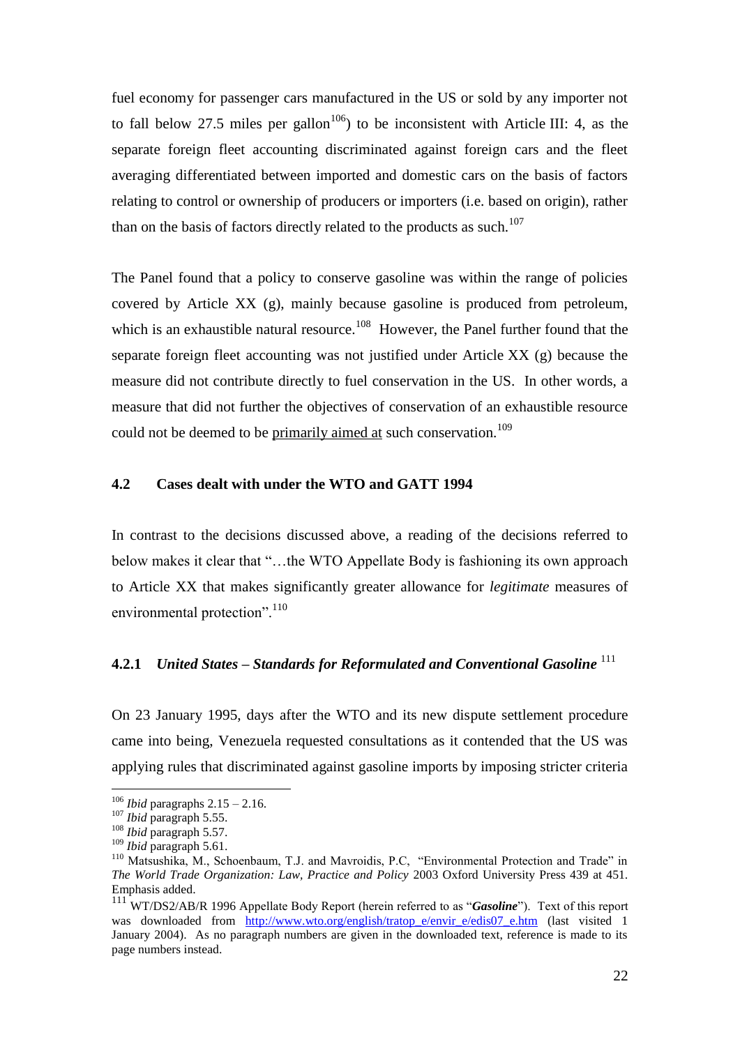fuel economy for passenger cars manufactured in the US or sold by any importer not to fall below 27.5 miles per gallon[106]) to be inconsistent with Article III: 4, as the separate foreign fleet accounting discriminated against foreign cars and the fleet averaging differentiated between imported and domestic cars on the basis of factors relating to control or ownership of producers or importers (i.e. based on origin), rather than on the basis of factors directly related to the products as such.[107]

The Panel found that a policy to conserve gasoline was within the range of policies covered by Article XX (g), mainly because gasoline is produced from petroleum, which is an exhaustible natural resource.[108] However, the Panel further found that the separate foreign fleet accounting was not justified under Article XX (g) because the measure did not contribute directly to fuel conservation in the US. In other words, a measure that did not further the objectives of conservation of an exhaustible resource could not be deemed to be <u>primarily aimed at</u> such conservation.[109]

### 4.2 Cases dealt with under the WTO and GATT 1994

In contrast to the decisions discussed above, a reading of the decisions referred to below makes it clear that "…the WTO Appellate Body is fashioning its own approach to Article XX that makes significantly greater allowance for *legitimate* measures of environmental protection".[110]

#### 4.2.1 *United States – Standards for Reformulated and Conventional Gasoline* [111]

On 23 January 1995, days after the WTO and its new dispute settlement procedure came into being, Venezuela requested consultations as it contended that the US was applying rules that discriminated against gasoline imports by imposing stricter criteria

---

[106] *Ibid* paragraphs 2.15 – 2.16.

[107] *Ibid* paragraph 5.55.

[108] *Ibid* paragraph 5.57.

[109] *Ibid* paragraph 5.61.

[110] Matsushika, M., Schoenbaum, T.J. and Mavroidis, P.C, "Environmental Protection and Trade" in *The World Trade Organization: Law, Practice and Policy* 2003 Oxford University Press 439 at 451. Emphasis added.

[111] WT/DS2/AB/R 1996 Appellate Body Report (herein referred to as "***Gasoline***"). Text of this report was downloaded from http://www.wto.org/english/tratop_e/envir_e/edis07_e.htm (last visited 1 January 2004). As no paragraph numbers are given in the downloaded text, reference is made to its page numbers instead.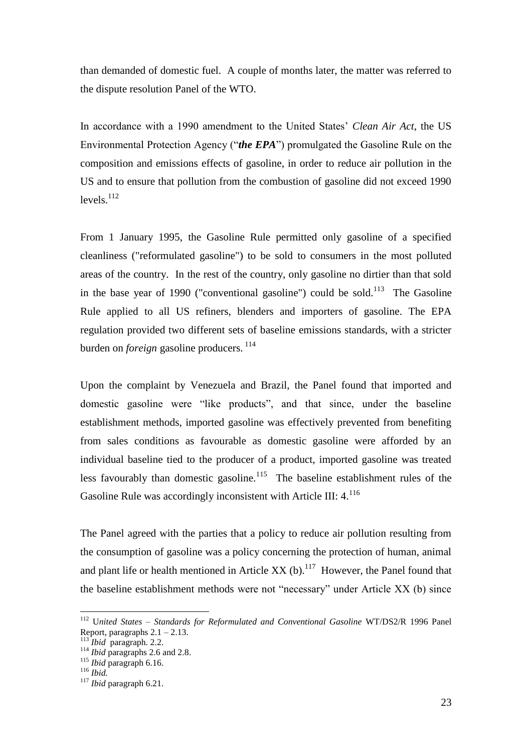than demanded of domestic fuel. A couple of months later, the matter was referred to the dispute resolution Panel of the WTO.

In accordance with a 1990 amendment to the United States' *Clean Air Act*, the US Environmental Protection Agency ("***the EPA***") promulgated the Gasoline Rule on the composition and emissions effects of gasoline, in order to reduce air pollution in the US and to ensure that pollution from the combustion of gasoline did not exceed 1990 levels.[112]

From 1 January 1995, the Gasoline Rule permitted only gasoline of a specified cleanliness ("reformulated gasoline") to be sold to consumers in the most polluted areas of the country. In the rest of the country, only gasoline no dirtier than that sold in the base year of 1990 ("conventional gasoline") could be sold.[113] The Gasoline Rule applied to all US refiners, blenders and importers of gasoline. The EPA regulation provided two different sets of baseline emissions standards, with a stricter burden on *foreign* gasoline producers.[114]

Upon the complaint by Venezuela and Brazil, the Panel found that imported and domestic gasoline were "like products", and that since, under the baseline establishment methods, imported gasoline was effectively prevented from benefiting from sales conditions as favourable as domestic gasoline were afforded by an individual baseline tied to the producer of a product, imported gasoline was treated less favourably than domestic gasoline.[115] The baseline establishment rules of the Gasoline Rule was accordingly inconsistent with Article III: 4.[116]

The Panel agreed with the parties that a policy to reduce air pollution resulting from the consumption of gasoline was a policy concerning the protection of human, animal and plant life or health mentioned in Article XX (b).[117] However, the Panel found that the baseline establishment methods were not "necessary" under Article XX (b) since

---

[112] *United States – Standards for Reformulated and Conventional Gasoline* WT/DS2/R 1996 Panel Report, paragraphs 2.1 – 2.13.

[113] *Ibid* paragraph. 2.2.

[114] *Ibid* paragraphs 2.6 and 2.8.

[115] *Ibid* paragraph 6.16.

[116] *Ibid.*

[117] *Ibid* paragraph 6.21.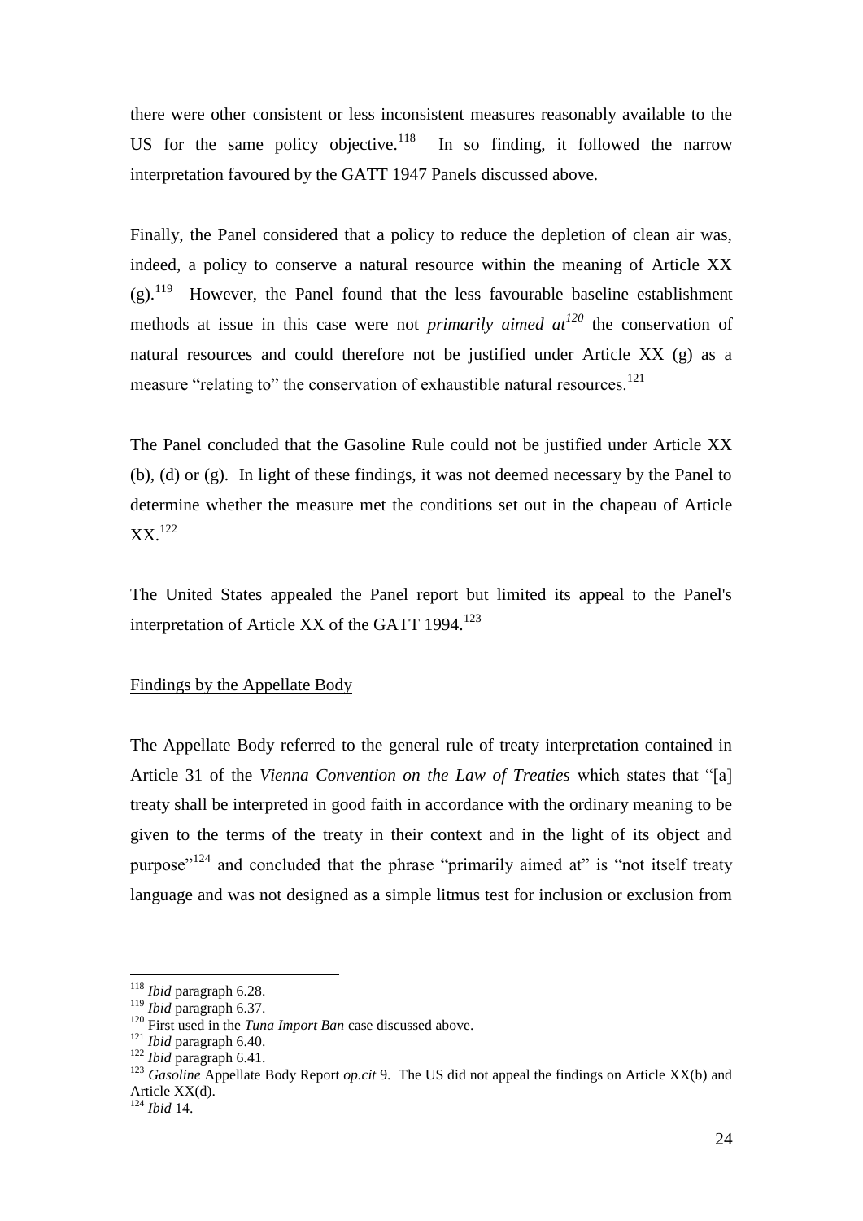there were other consistent or less inconsistent measures reasonably available to the US for the same policy objective.[118] In so finding, it followed the narrow interpretation favoured by the GATT 1947 Panels discussed above.

Finally, the Panel considered that a policy to reduce the depletion of clean air was, indeed, a policy to conserve a natural resource within the meaning of Article XX (g).[119] However, the Panel found that the less favourable baseline establishment methods at issue in this case were not *primarily aimed at*[120] the conservation of natural resources and could therefore not be justified under Article XX (g) as a measure "relating to" the conservation of exhaustible natural resources.[121]

The Panel concluded that the Gasoline Rule could not be justified under Article XX (b), (d) or (g). In light of these findings, it was not deemed necessary by the Panel to determine whether the measure met the conditions set out in the chapeau of Article XX.[122]

The United States appealed the Panel report but limited its appeal to the Panel's interpretation of Article XX of the GATT 1994.[123]

Findings by the Appellate Body

The Appellate Body referred to the general rule of treaty interpretation contained in Article 31 of the *Vienna Convention on the Law of Treaties* which states that "[a] treaty shall be interpreted in good faith in accordance with the ordinary meaning to be given to the terms of the treaty in their context and in the light of its object and purpose"[124] and concluded that the phrase "primarily aimed at" is "not itself treaty language and was not designed as a simple litmus test for inclusion or exclusion from

---

[118] *Ibid* paragraph 6.28.

[119] *Ibid* paragraph 6.37.

[120] First used in the *Tuna Import Ban* case discussed above.

[121] *Ibid* paragraph 6.40.

[122] *Ibid* paragraph 6.41.

[123] *Gasoline* Appellate Body Report *op.cit* 9. The US did not appeal the findings on Article XX(b) and Article XX(d).

[124] *Ibid* 14.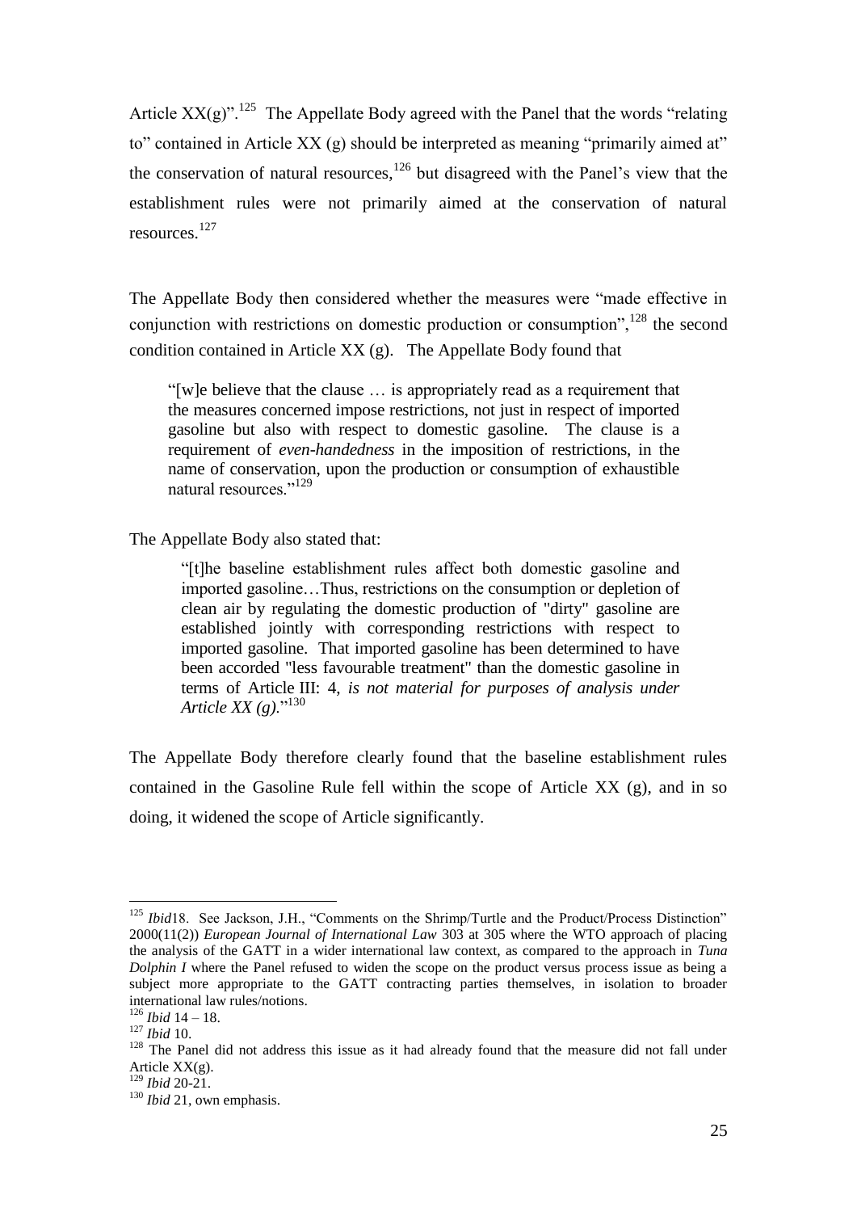Article XX(g)".[125] The Appellate Body agreed with the Panel that the words "relating to" contained in Article XX (g) should be interpreted as meaning "primarily aimed at" the conservation of natural resources,[126] but disagreed with the Panel's view that the establishment rules were not primarily aimed at the conservation of natural resources.[127]

The Appellate Body then considered whether the measures were "made effective in conjunction with restrictions on domestic production or consumption",[128] the second condition contained in Article XX (g). The Appellate Body found that

> "[w]e believe that the clause … is appropriately read as a requirement that the measures concerned impose restrictions, not just in respect of imported gasoline but also with respect to domestic gasoline. The clause is a requirement of *even-handedness* in the imposition of restrictions, in the name of conservation, upon the production or consumption of exhaustible natural resources."[129]

The Appellate Body also stated that:

> "[t]he baseline establishment rules affect both domestic gasoline and imported gasoline…Thus, restrictions on the consumption or depletion of clean air by regulating the domestic production of "dirty" gasoline are established jointly with corresponding restrictions with respect to imported gasoline. That imported gasoline has been determined to have been accorded "less favourable treatment" than the domestic gasoline in terms of Article III: 4, *is not material for purposes of analysis under Article XX (g).*"[130]

The Appellate Body therefore clearly found that the baseline establishment rules contained in the Gasoline Rule fell within the scope of Article XX (g), and in so doing, it widened the scope of Article significantly.

---

[125] *Ibid*18. See Jackson, J.H., "Comments on the Shrimp/Turtle and the Product/Process Distinction" 2000(11(2)) *European Journal of International Law* 303 at 305 where the WTO approach of placing the analysis of the GATT in a wider international law context, as compared to the approach in *Tuna Dolphin I* where the Panel refused to widen the scope on the product versus process issue as being a subject more appropriate to the GATT contracting parties themselves, in isolation to broader international law rules/notions.

[126] *Ibid* 14 – 18.

[127] *Ibid* 10.

[128] The Panel did not address this issue as it had already found that the measure did not fall under Article XX(g).

[129] *Ibid* 20-21.

[130] *Ibid* 21, own emphasis.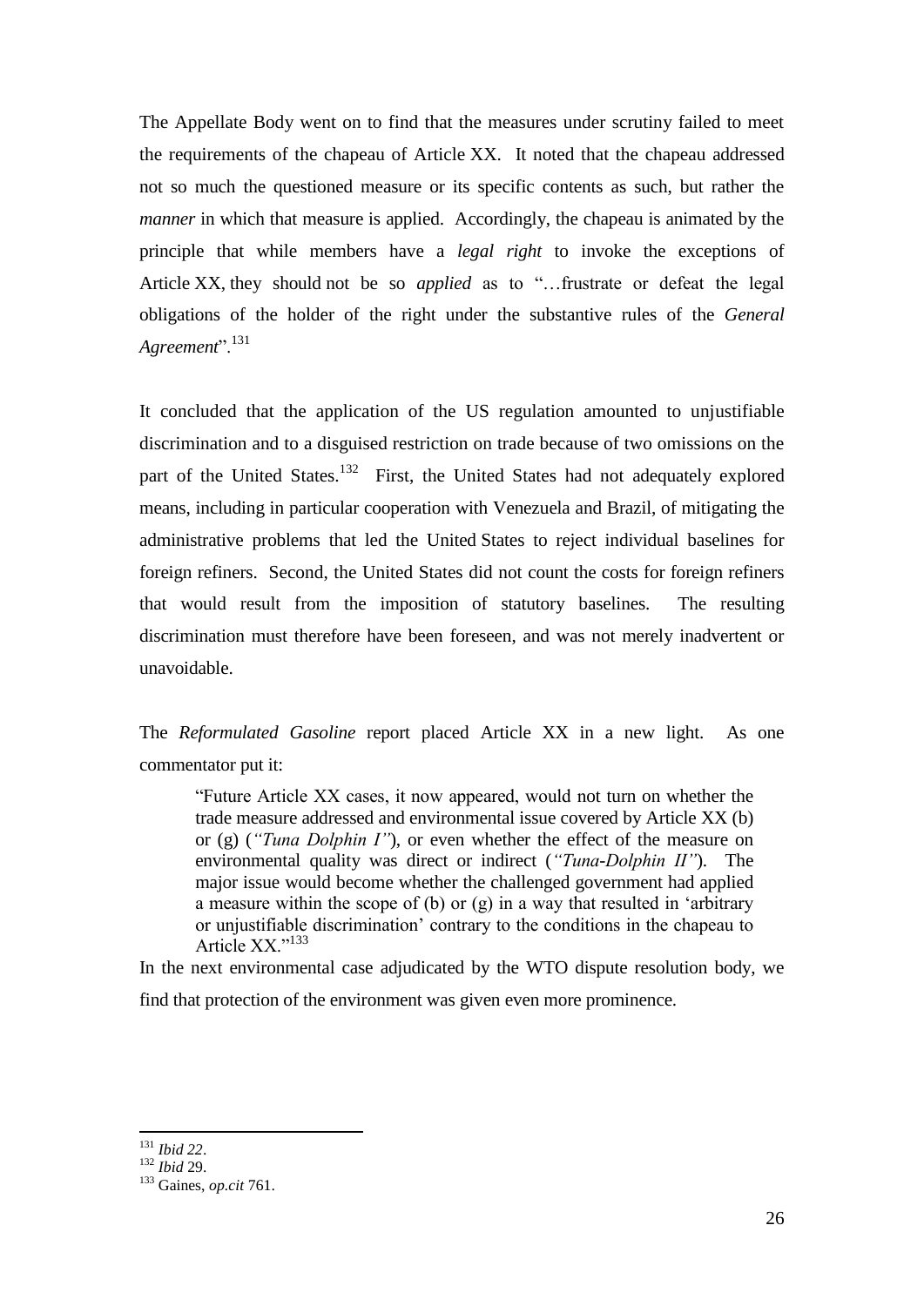The Appellate Body went on to find that the measures under scrutiny failed to meet the requirements of the chapeau of Article XX. It noted that the chapeau addressed not so much the questioned measure or its specific contents as such, but rather the *manner* in which that measure is applied. Accordingly, the chapeau is animated by the principle that while members have a *legal right* to invoke the exceptions of Article XX, they should not be so *applied* as to "…frustrate or defeat the legal obligations of the holder of the right under the substantive rules of the *General Agreement*".[131]

It concluded that the application of the US regulation amounted to unjustifiable discrimination and to a disguised restriction on trade because of two omissions on the part of the United States.[132] First, the United States had not adequately explored means, including in particular cooperation with Venezuela and Brazil, of mitigating the administrative problems that led the United States to reject individual baselines for foreign refiners. Second, the United States did not count the costs for foreign refiners that would result from the imposition of statutory baselines. The resulting discrimination must therefore have been foreseen, and was not merely inadvertent or unavoidable.

The *Reformulated Gasoline* report placed Article XX in a new light. As one commentator put it:

> "Future Article XX cases, it now appeared, would not turn on whether the trade measure addressed and environmental issue covered by Article XX (b) or (g) (*"Tuna Dolphin I"*), or even whether the effect of the measure on environmental quality was direct or indirect (*"Tuna-Dolphin II"*). The major issue would become whether the challenged government had applied a measure within the scope of (b) or (g) in a way that resulted in 'arbitrary or unjustifiable discrimination' contrary to the conditions in the chapeau to Article XX."[133]

In the next environmental case adjudicated by the WTO dispute resolution body, we find that protection of the environment was given even more prominence.

---

[131] *Ibid 22*.

[132] *Ibid* 29.

[133] Gaines, *op.cit* 761.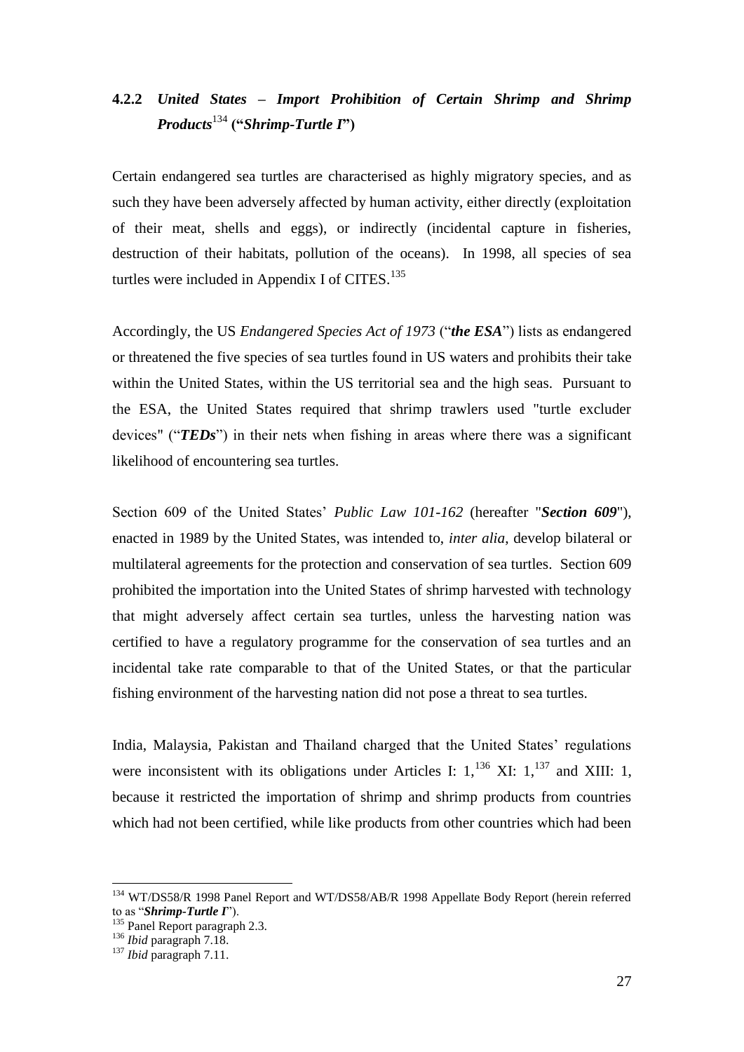### 4.2.2 *United States – Import Prohibition of Certain Shrimp and Shrimp Products*[134] ("*Shrimp-Turtle I*")

Certain endangered sea turtles are characterised as highly migratory species, and as such they have been adversely affected by human activity, either directly (exploitation of their meat, shells and eggs), or indirectly (incidental capture in fisheries, destruction of their habitats, pollution of the oceans). In 1998, all species of sea turtles were included in Appendix I of CITES.[135]

Accordingly, the US *Endangered Species Act of 1973* ("***the ESA***") lists as endangered or threatened the five species of sea turtles found in US waters and prohibits their take within the United States, within the US territorial sea and the high seas. Pursuant to the ESA, the United States required that shrimp trawlers used "turtle excluder devices" ("***TEDs***") in their nets when fishing in areas where there was a significant likelihood of encountering sea turtles.

Section 609 of the United States' *Public Law 101-162* (hereafter "***Section 609***"), enacted in 1989 by the United States, was intended to, *inter alia*, develop bilateral or multilateral agreements for the protection and conservation of sea turtles. Section 609 prohibited the importation into the United States of shrimp harvested with technology that might adversely affect certain sea turtles, unless the harvesting nation was certified to have a regulatory programme for the conservation of sea turtles and an incidental take rate comparable to that of the United States, or that the particular fishing environment of the harvesting nation did not pose a threat to sea turtles.

India, Malaysia, Pakistan and Thailand charged that the United States' regulations were inconsistent with its obligations under Articles I: 1,[136] XI: 1,[137] and XIII: 1, because it restricted the importation of shrimp and shrimp products from countries which had not been certified, while like products from other countries which had been

---

[134] WT/DS58/R 1998 Panel Report and WT/DS58/AB/R 1998 Appellate Body Report (herein referred to as "***Shrimp-Turtle I***").

[135] Panel Report paragraph 2.3.

[136] *Ibid* paragraph 7.18.

[137] *Ibid* paragraph 7.11.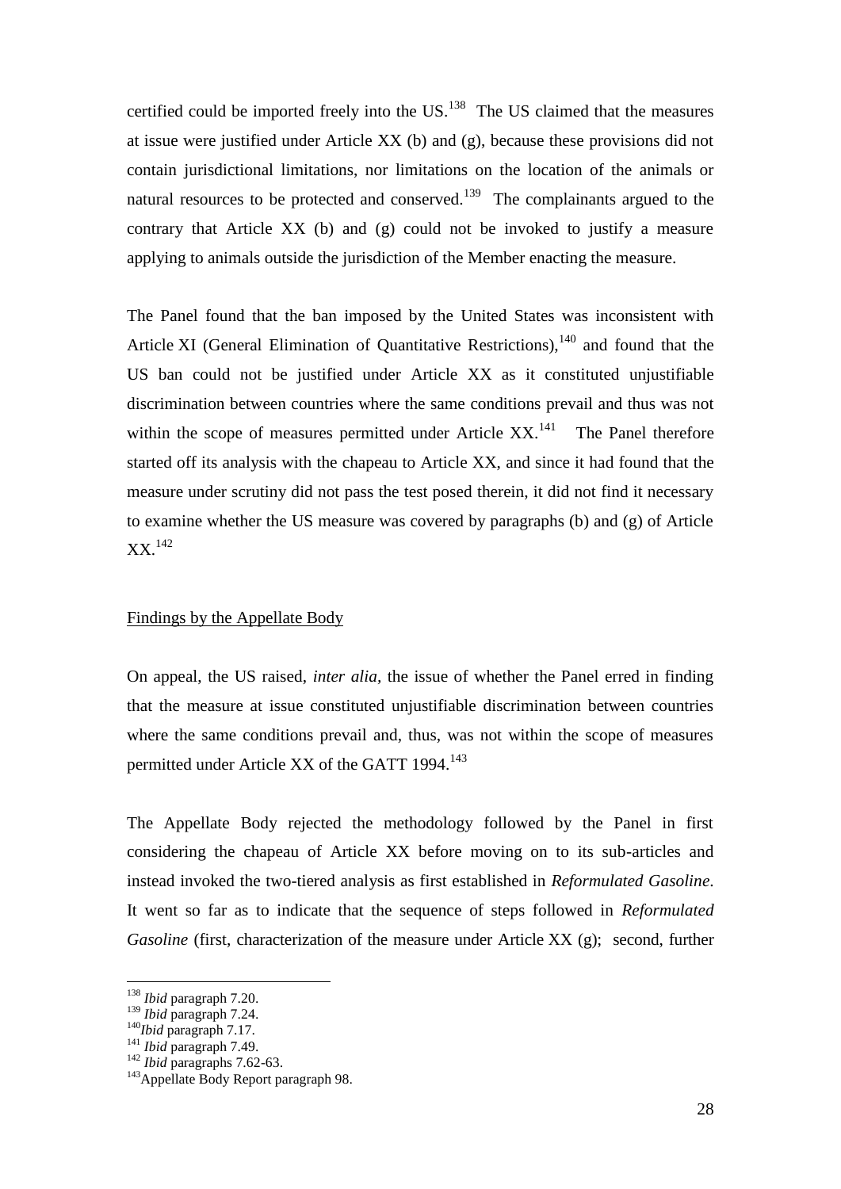certified could be imported freely into the US.[138] The US claimed that the measures at issue were justified under Article XX (b) and (g), because these provisions did not contain jurisdictional limitations, nor limitations on the location of the animals or natural resources to be protected and conserved.[139] The complainants argued to the contrary that Article XX (b) and (g) could not be invoked to justify a measure applying to animals outside the jurisdiction of the Member enacting the measure.

The Panel found that the ban imposed by the United States was inconsistent with Article XI (General Elimination of Quantitative Restrictions),[140] and found that the US ban could not be justified under Article XX as it constituted unjustifiable discrimination between countries where the same conditions prevail and thus was not within the scope of measures permitted under Article XX.[141] The Panel therefore started off its analysis with the chapeau to Article XX, and since it had found that the measure under scrutiny did not pass the test posed therein, it did not find it necessary to examine whether the US measure was covered by paragraphs (b) and (g) of Article XX.[142]

Findings by the Appellate Body

On appeal, the US raised, *inter alia,* the issue of whether the Panel erred in finding that the measure at issue constituted unjustifiable discrimination between countries where the same conditions prevail and, thus, was not within the scope of measures permitted under Article XX of the GATT 1994.[143]

The Appellate Body rejected the methodology followed by the Panel in first considering the chapeau of Article XX before moving on to its sub-articles and instead invoked the two-tiered analysis as first established in *Reformulated Gasoline*. It went so far as to indicate that the sequence of steps followed in *Reformulated Gasoline* (first, characterization of the measure under Article XX (g); second, further

---

[138] *Ibid* paragraph 7.20.
[139] *Ibid* paragraph 7.24.
[140] *Ibid* paragraph 7.17.
[141] *Ibid* paragraph 7.49.
[142] *Ibid* paragraphs 7.62-63.
[143] Appellate Body Report paragraph 98.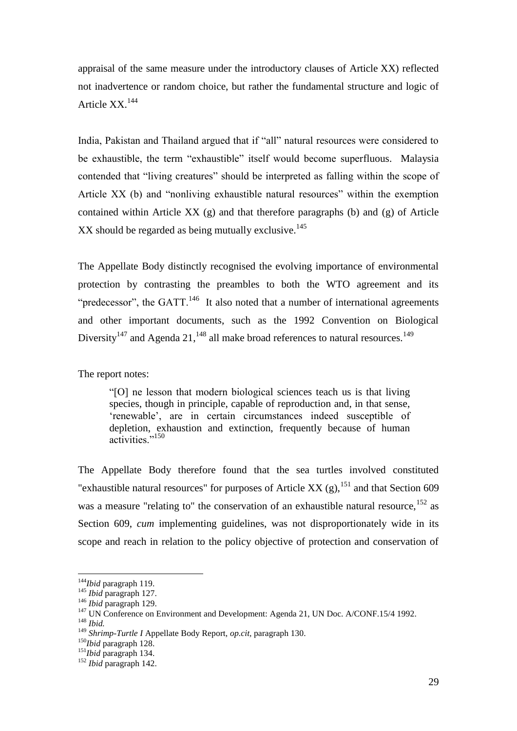appraisal of the same measure under the introductory clauses of Article XX) reflected not inadvertence or random choice, but rather the fundamental structure and logic of Article XX.[144]

India, Pakistan and Thailand argued that if "all" natural resources were considered to be exhaustible, the term "exhaustible" itself would become superfluous. Malaysia contended that "living creatures" should be interpreted as falling within the scope of Article XX (b) and "nonliving exhaustible natural resources" within the exemption contained within Article XX (g) and that therefore paragraphs (b) and (g) of Article XX should be regarded as being mutually exclusive.[145]

The Appellate Body distinctly recognised the evolving importance of environmental protection by contrasting the preambles to both the WTO agreement and its "predecessor", the GATT.[146] It also noted that a number of international agreements and other important documents, such as the 1992 Convention on Biological Diversity[147] and Agenda 21,[148] all make broad references to natural resources.[149]

The report notes:

> "[O] ne lesson that modern biological sciences teach us is that living species, though in principle, capable of reproduction and, in that sense, 'renewable', are in certain circumstances indeed susceptible of depletion, exhaustion and extinction, frequently because of human activities."[150]

The Appellate Body therefore found that the sea turtles involved constituted "exhaustible natural resources" for purposes of Article XX (g),[151] and that Section 609 was a measure "relating to" the conservation of an exhaustible natural resource,[152] as Section 609, *cum* implementing guidelines, was not disproportionately wide in its scope and reach in relation to the policy objective of protection and conservation of

---

[144] *Ibid* paragraph 119.
[145] *Ibid* paragraph 127.
[146] *Ibid* paragraph 129.
[147] UN Conference on Environment and Development: Agenda 21, UN Doc. A/CONF.15/4 1992.
[148] *Ibid.*
[149] *Shrimp-Turtle I* Appellate Body Report, *op.cit*, paragraph 130.
[150] *Ibid* paragraph 128.
[151] *Ibid* paragraph 134.
[152] *Ibid* paragraph 142.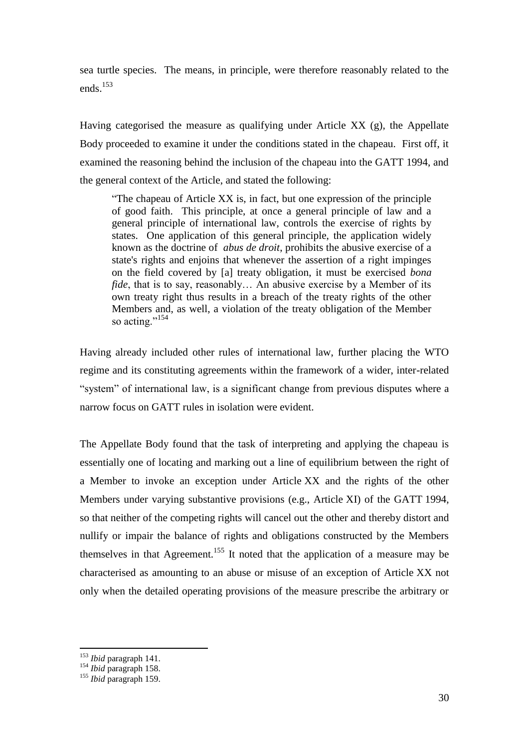sea turtle species. The means, in principle, were therefore reasonably related to the ends.[153]

Having categorised the measure as qualifying under Article XX (g), the Appellate Body proceeded to examine it under the conditions stated in the chapeau. First off, it examined the reasoning behind the inclusion of the chapeau into the GATT 1994, and the general context of the Article, and stated the following:

> "The chapeau of Article XX is, in fact, but one expression of the principle of good faith. This principle, at once a general principle of law and a general principle of international law, controls the exercise of rights by states. One application of this general principle, the application widely known as the doctrine of *abus de droit*, prohibits the abusive exercise of a state's rights and enjoins that whenever the assertion of a right impinges on the field covered by [a] treaty obligation, it must be exercised *bona fide*, that is to say, reasonably… An abusive exercise by a Member of its own treaty right thus results in a breach of the treaty rights of the other Members and, as well, a violation of the treaty obligation of the Member so acting."[154]

Having already included other rules of international law, further placing the WTO regime and its constituting agreements within the framework of a wider, inter-related "system" of international law, is a significant change from previous disputes where a narrow focus on GATT rules in isolation were evident.

The Appellate Body found that the task of interpreting and applying the chapeau is essentially one of locating and marking out a line of equilibrium between the right of a Member to invoke an exception under Article XX and the rights of the other Members under varying substantive provisions (e.g., Article XI) of the GATT 1994, so that neither of the competing rights will cancel out the other and thereby distort and nullify or impair the balance of rights and obligations constructed by the Members themselves in that Agreement.[155] It noted that the application of a measure may be characterised as amounting to an abuse or misuse of an exception of Article XX not only when the detailed operating provisions of the measure prescribe the arbitrary or

---

[153] *Ibid* paragraph 141.

[154] *Ibid* paragraph 158.

[155] *Ibid* paragraph 159.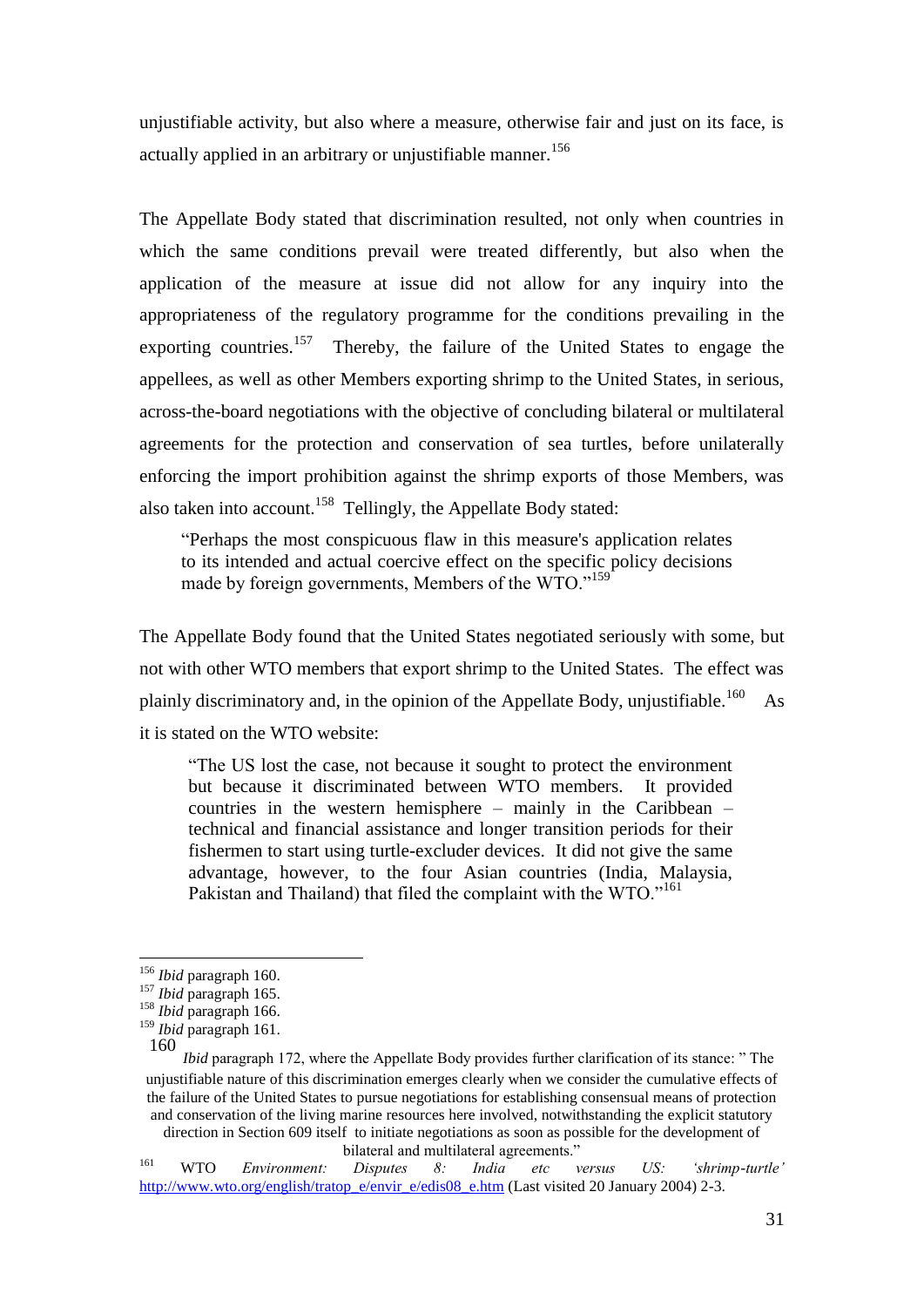unjustifiable activity, but also where a measure, otherwise fair and just on its face, is actually applied in an arbitrary or unjustifiable manner.[156]

The Appellate Body stated that discrimination resulted, not only when countries in which the same conditions prevail were treated differently, but also when the application of the measure at issue did not allow for any inquiry into the appropriateness of the regulatory programme for the conditions prevailing in the exporting countries.[157] Thereby, the failure of the United States to engage the appellees, as well as other Members exporting shrimp to the United States, in serious, across-the-board negotiations with the objective of concluding bilateral or multilateral agreements for the protection and conservation of sea turtles, before unilaterally enforcing the import prohibition against the shrimp exports of those Members, was also taken into account.[158] Tellingly, the Appellate Body stated:

> "Perhaps the most conspicuous flaw in this measure's application relates to its intended and actual coercive effect on the specific policy decisions made by foreign governments, Members of the WTO."[159]

The Appellate Body found that the United States negotiated seriously with some, but not with other WTO members that export shrimp to the United States. The effect was plainly discriminatory and, in the opinion of the Appellate Body, unjustifiable.[160] As it is stated on the WTO website:

> "The US lost the case, not because it sought to protect the environment but because it discriminated between WTO members. It provided countries in the western hemisphere – mainly in the Caribbean – technical and financial assistance and longer transition periods for their fishermen to start using turtle-excluder devices. It did not give the same advantage, however, to the four Asian countries (India, Malaysia, Pakistan and Thailand) that filed the complaint with the WTO."[161]

---

[156] *Ibid* paragraph 160.

[157] *Ibid* paragraph 165.

[158] *Ibid* paragraph 166.

[159] *Ibid* paragraph 161.

[160] *Ibid* paragraph 172, where the Appellate Body provides further clarification of its stance: " The unjustifiable nature of this discrimination emerges clearly when we consider the cumulative effects of the failure of the United States to pursue negotiations for establishing consensual means of protection and conservation of the living marine resources here involved, notwithstanding the explicit statutory direction in Section 609 itself to initiate negotiations as soon as possible for the development of bilateral and multilateral agreements."

[161] WTO *Environment: Disputes 8: India etc versus US: 'shrimp-turtle'* http://www.wto.org/english/tratop_e/envir_e/edis08_e.htm (Last visited 20 January 2004) 2-3.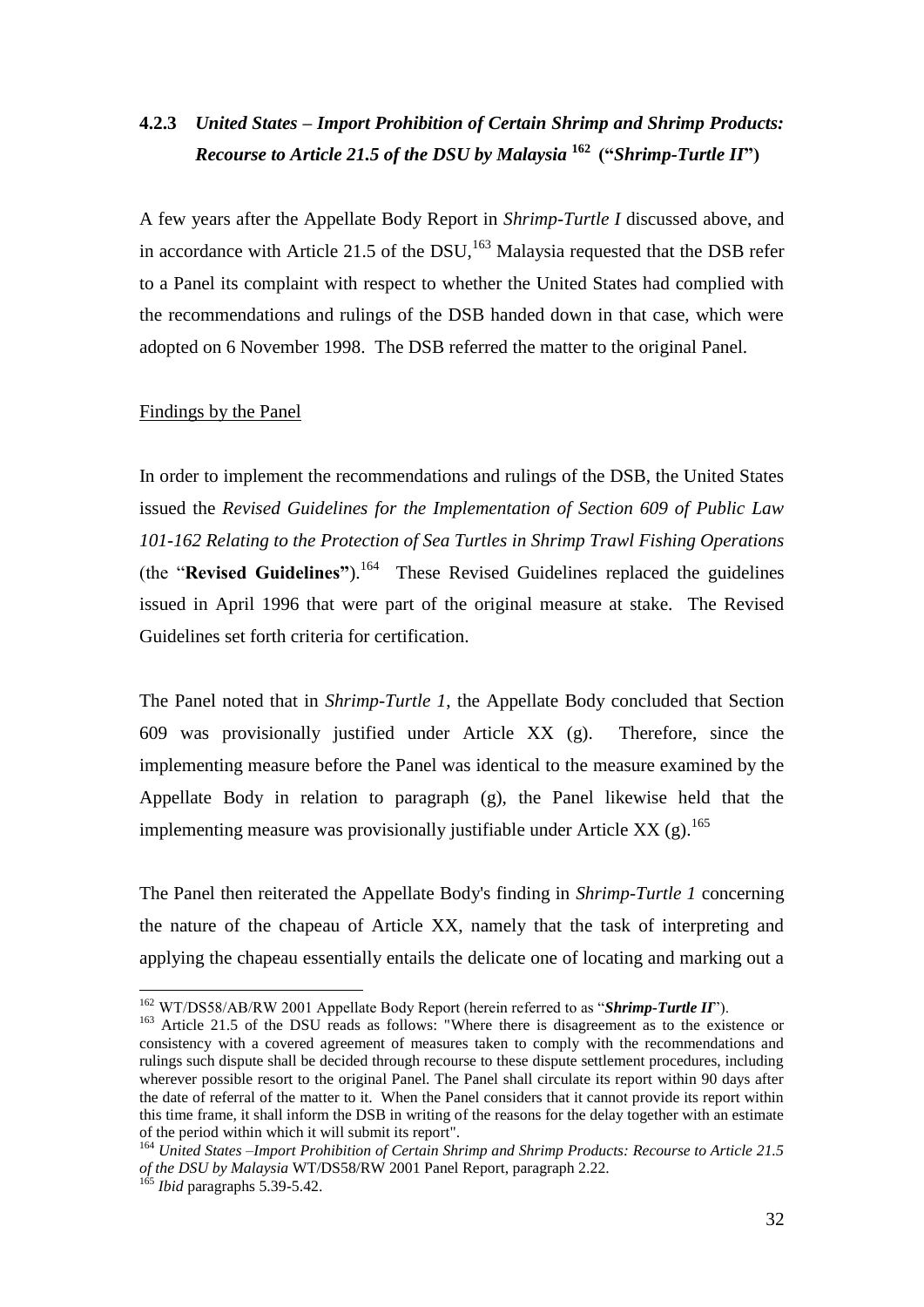### 4.2.3 *United States – Import Prohibition of Certain Shrimp and Shrimp Products: Recourse to Article 21.5 of the DSU by Malaysia* [162] **("*Shrimp-Turtle II*")**

A few years after the Appellate Body Report in *Shrimp-Turtle I* discussed above, and in accordance with Article 21.5 of the DSU,[163] Malaysia requested that the DSB refer to a Panel its complaint with respect to whether the United States had complied with the recommendations and rulings of the DSB handed down in that case, which were adopted on 6 November 1998. The DSB referred the matter to the original Panel.

Findings by the Panel

In order to implement the recommendations and rulings of the DSB, the United States issued the *Revised Guidelines for the Implementation of Section 609 of Public Law 101-162 Relating to the Protection of Sea Turtles in Shrimp Trawl Fishing Operations* (the "**Revised Guidelines"**).[164] These Revised Guidelines replaced the guidelines issued in April 1996 that were part of the original measure at stake. The Revised Guidelines set forth criteria for certification.

The Panel noted that in *Shrimp-Turtle 1*, the Appellate Body concluded that Section 609 was provisionally justified under Article XX (g). Therefore, since the implementing measure before the Panel was identical to the measure examined by the Appellate Body in relation to paragraph (g), the Panel likewise held that the implementing measure was provisionally justifiable under Article XX (g).[165]

The Panel then reiterated the Appellate Body's finding in *Shrimp-Turtle 1* concerning the nature of the chapeau of Article XX, namely that the task of interpreting and applying the chapeau essentially entails the delicate one of locating and marking out a

---

[162] WT/DS58/AB/RW 2001 Appellate Body Report (herein referred to as "***Shrimp-Turtle II***").

[163] Article 21.5 of the DSU reads as follows: "Where there is disagreement as to the existence or consistency with a covered agreement of measures taken to comply with the recommendations and rulings such dispute shall be decided through recourse to these dispute settlement procedures, including wherever possible resort to the original Panel. The Panel shall circulate its report within 90 days after the date of referral of the matter to it. When the Panel considers that it cannot provide its report within this time frame, it shall inform the DSB in writing of the reasons for the delay together with an estimate of the period within which it will submit its report".

[164] *United States –Import Prohibition of Certain Shrimp and Shrimp Products: Recourse to Article 21.5 of the DSU by Malaysia* WT/DS58/RW 2001 Panel Report, paragraph 2.22.

[165] *Ibid* paragraphs 5.39-5.42.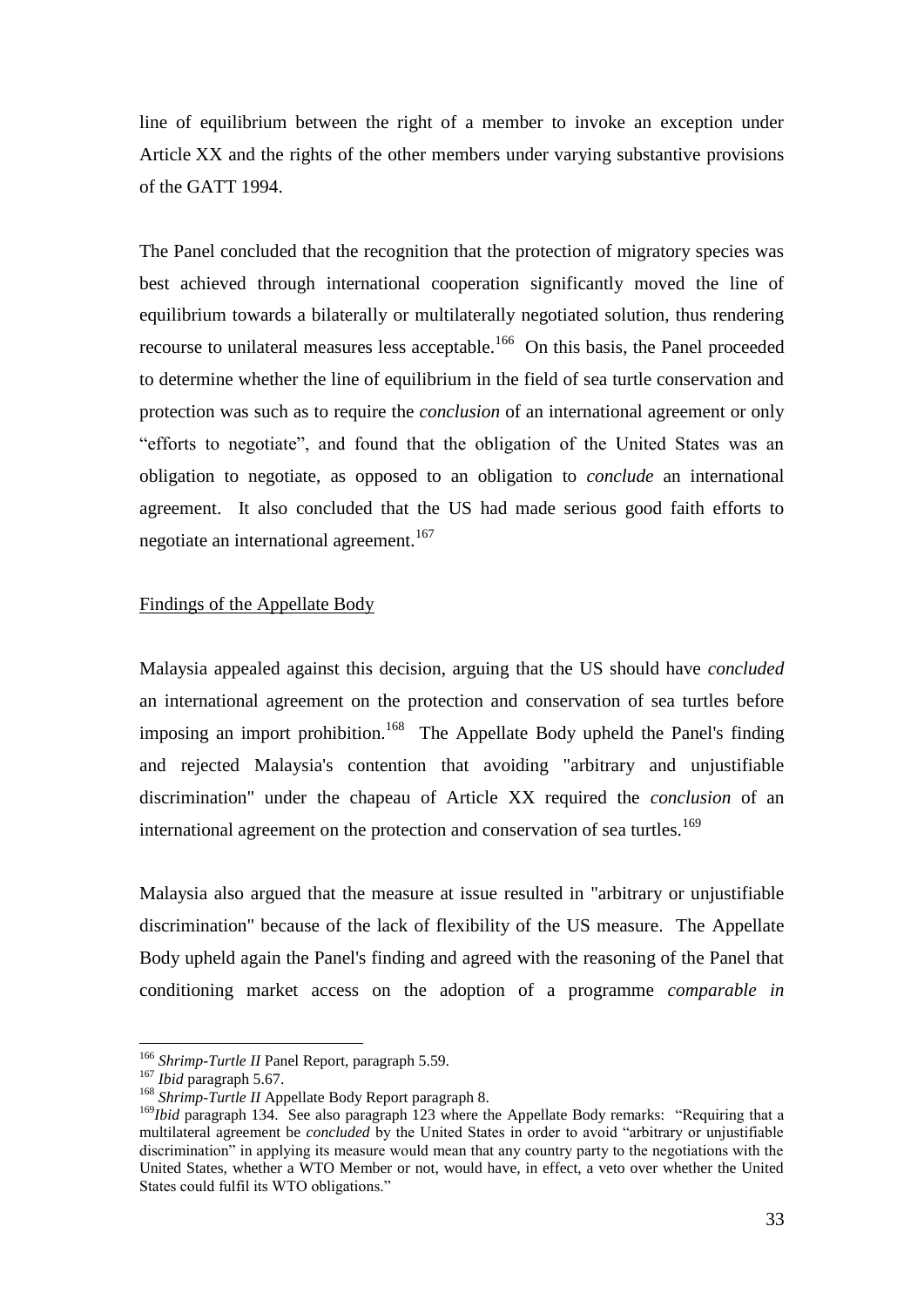line of equilibrium between the right of a member to invoke an exception under Article XX and the rights of the other members under varying substantive provisions of the GATT 1994.

The Panel concluded that the recognition that the protection of migratory species was best achieved through international cooperation significantly moved the line of equilibrium towards a bilaterally or multilaterally negotiated solution, thus rendering recourse to unilateral measures less acceptable.[166] On this basis, the Panel proceeded to determine whether the line of equilibrium in the field of sea turtle conservation and protection was such as to require the *conclusion* of an international agreement or only "efforts to negotiate", and found that the obligation of the United States was an obligation to negotiate, as opposed to an obligation to *conclude* an international agreement. It also concluded that the US had made serious good faith efforts to negotiate an international agreement.[167]

Findings of the Appellate Body

Malaysia appealed against this decision, arguing that the US should have *concluded* an international agreement on the protection and conservation of sea turtles before imposing an import prohibition.[168] The Appellate Body upheld the Panel's finding and rejected Malaysia's contention that avoiding "arbitrary and unjustifiable discrimination" under the chapeau of Article XX required the *conclusion* of an international agreement on the protection and conservation of sea turtles.[169]

Malaysia also argued that the measure at issue resulted in "arbitrary or unjustifiable discrimination" because of the lack of flexibility of the US measure. The Appellate Body upheld again the Panel's finding and agreed with the reasoning of the Panel that conditioning market access on the adoption of a programme *comparable in*

---

[166] *Shrimp-Turtle II* Panel Report, paragraph 5.59.

[167] *Ibid* paragraph 5.67.

[168] *Shrimp-Turtle II* Appellate Body Report paragraph 8.

[169] *Ibid* paragraph 134. See also paragraph 123 where the Appellate Body remarks: "Requiring that a multilateral agreement be *concluded* by the United States in order to avoid "arbitrary or unjustifiable discrimination" in applying its measure would mean that any country party to the negotiations with the United States, whether a WTO Member or not, would have, in effect, a veto over whether the United States could fulfil its WTO obligations."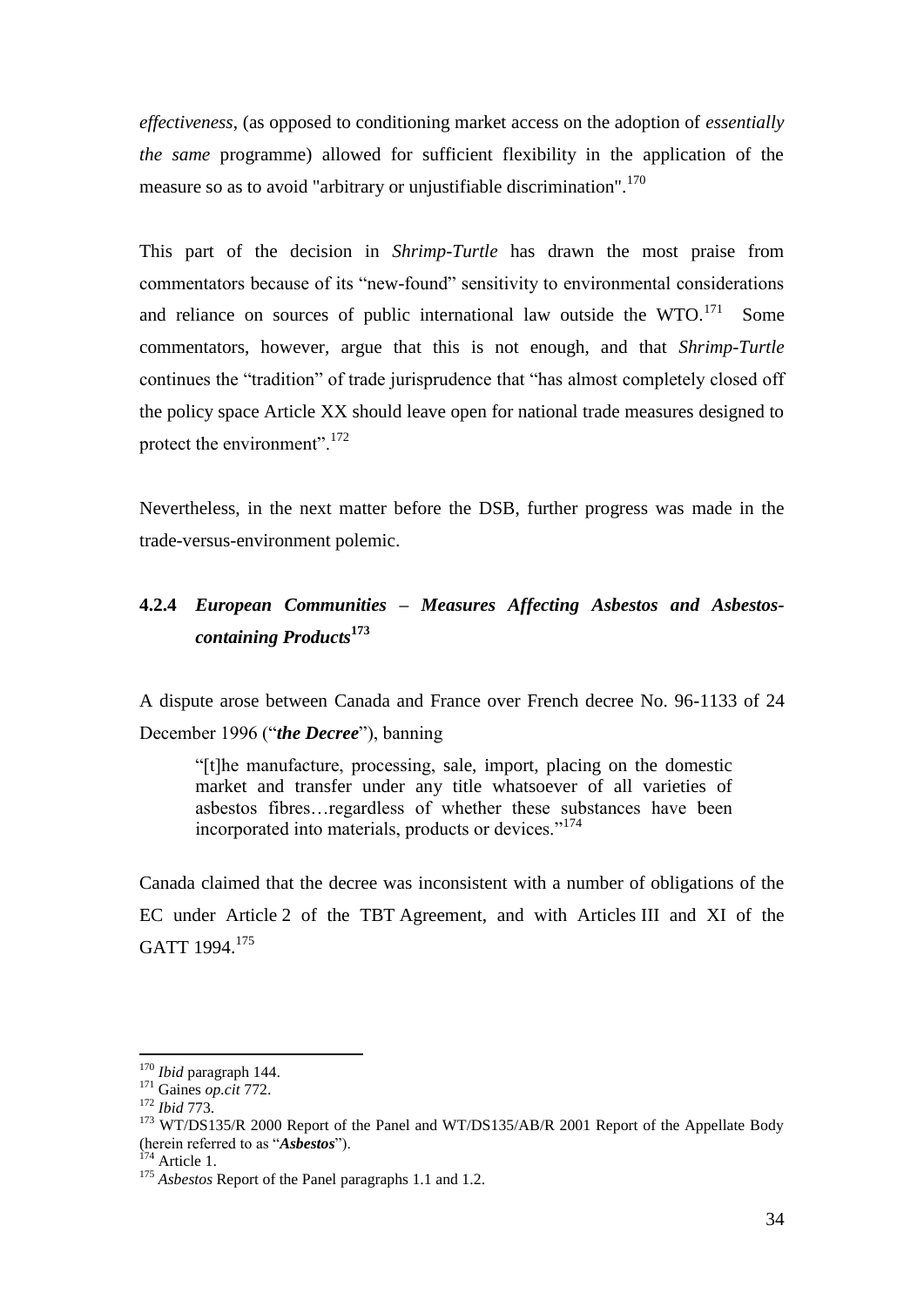*effectiveness*, (as opposed to conditioning market access on the adoption of *essentially the same* programme) allowed for sufficient flexibility in the application of the measure so as to avoid "arbitrary or unjustifiable discrimination".[170]

This part of the decision in *Shrimp-Turtle* has drawn the most praise from commentators because of its "new-found" sensitivity to environmental considerations and reliance on sources of public international law outside the WTO.[171] Some commentators, however, argue that this is not enough, and that *Shrimp-Turtle* continues the "tradition" of trade jurisprudence that "has almost completely closed off the policy space Article XX should leave open for national trade measures designed to protect the environment".[172]

Nevertheless, in the next matter before the DSB, further progress was made in the trade-versus-environment polemic.

#### 4.2.4 *European Communities – Measures Affecting Asbestos and Asbestos-containing Products*[173]

A dispute arose between Canada and France over French decree No. 96-1133 of 24 December 1996 ("***the Decree***"), banning

> "[t]he manufacture, processing, sale, import, placing on the domestic market and transfer under any title whatsoever of all varieties of asbestos fibres…regardless of whether these substances have been incorporated into materials, products or devices."[174]

Canada claimed that the decree was inconsistent with a number of obligations of the EC under Article 2 of the TBT Agreement, and with Articles III and XI of the GATT 1994.[175]

---

[170] *Ibid* paragraph 144.

[171] Gaines *op.cit* 772.

[172] *Ibid* 773.

[173] WT/DS135/R 2000 Report of the Panel and WT/DS135/AB/R 2001 Report of the Appellate Body (herein referred to as "***Asbestos***").

[174] Article 1.

[175] *Asbestos* Report of the Panel paragraphs 1.1 and 1.2.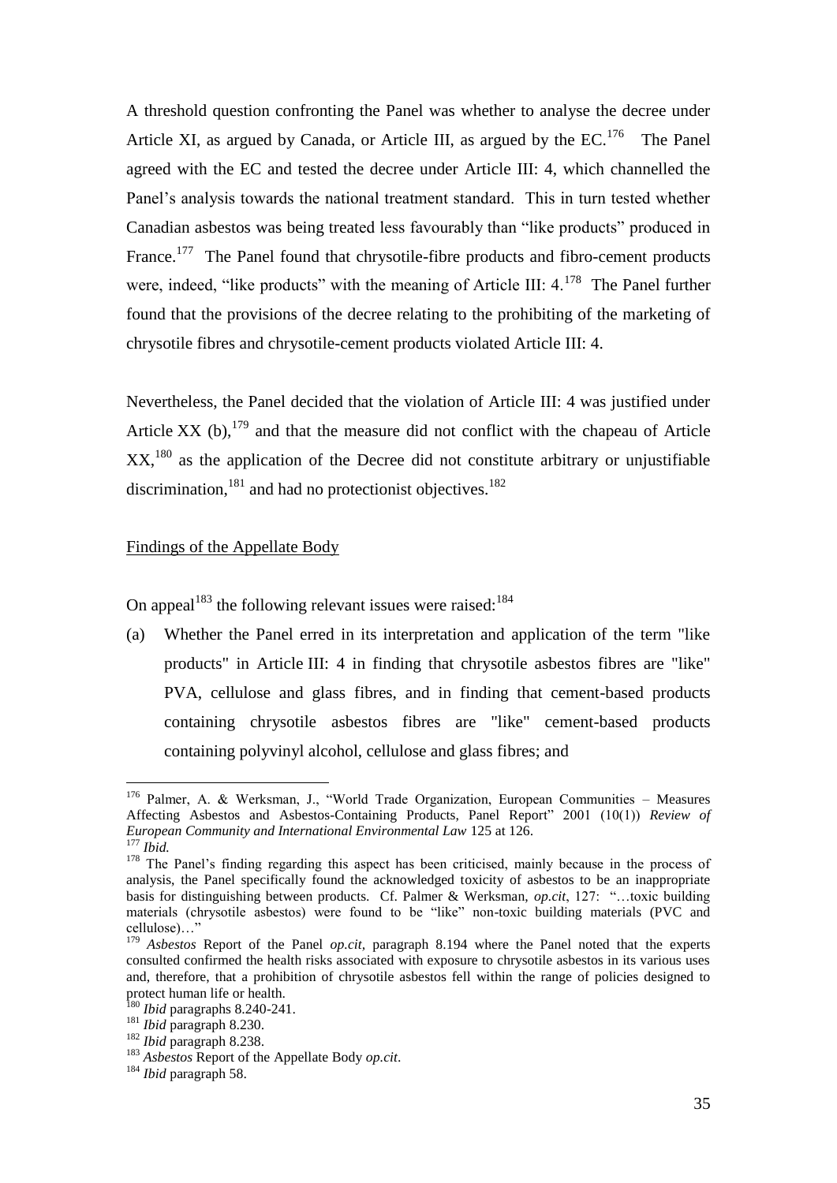A threshold question confronting the Panel was whether to analyse the decree under Article XI, as argued by Canada, or Article III, as argued by the EC.[176] The Panel agreed with the EC and tested the decree under Article III: 4, which channelled the Panel's analysis towards the national treatment standard. This in turn tested whether Canadian asbestos was being treated less favourably than "like products" produced in France.[177] The Panel found that chrysotile-fibre products and fibro-cement products were, indeed, "like products" with the meaning of Article III: 4.[178] The Panel further found that the provisions of the decree relating to the prohibiting of the marketing of chrysotile fibres and chrysotile-cement products violated Article III: 4.

Nevertheless, the Panel decided that the violation of Article III: 4 was justified under Article XX (b),[179] and that the measure did not conflict with the chapeau of Article XX,[180] as the application of the Decree did not constitute arbitrary or unjustifiable discrimination,[181] and had no protectionist objectives.[182]

Findings of the Appellate Body

On appeal[183] the following relevant issues were raised:[184]

(a) Whether the Panel erred in its interpretation and application of the term "like products" in Article III: 4 in finding that chrysotile asbestos fibres are "like" PVA, cellulose and glass fibres, and in finding that cement-based products containing chrysotile asbestos fibres are "like" cement-based products containing polyvinyl alcohol, cellulose and glass fibres; and

---

[176] Palmer, A. & Werksman, J., "World Trade Organization, European Communities – Measures Affecting Asbestos and Asbestos-Containing Products, Panel Report" 2001 (10(1)) *Review of European Community and International Environmental Law* 125 at 126.

[177] *Ibid.*

[178] The Panel's finding regarding this aspect has been criticised, mainly because in the process of analysis, the Panel specifically found the acknowledged toxicity of asbestos to be an inappropriate basis for distinguishing between products. Cf. Palmer & Werksman, *op.cit*, 127: "…toxic building materials (chrysotile asbestos) were found to be "like" non-toxic building materials (PVC and cellulose)…"

[179] *Asbestos* Report of the Panel *op.cit*, paragraph 8.194 where the Panel noted that the experts consulted confirmed the health risks associated with exposure to chrysotile asbestos in its various uses and, therefore, that a prohibition of chrysotile asbestos fell within the range of policies designed to protect human life or health.

[180] *Ibid* paragraphs 8.240-241.

[181] *Ibid* paragraph 8.230.

[182] *Ibid* paragraph 8.238.

[183] *Asbestos* Report of the Appellate Body *op.cit*.

[184] *Ibid* paragraph 58.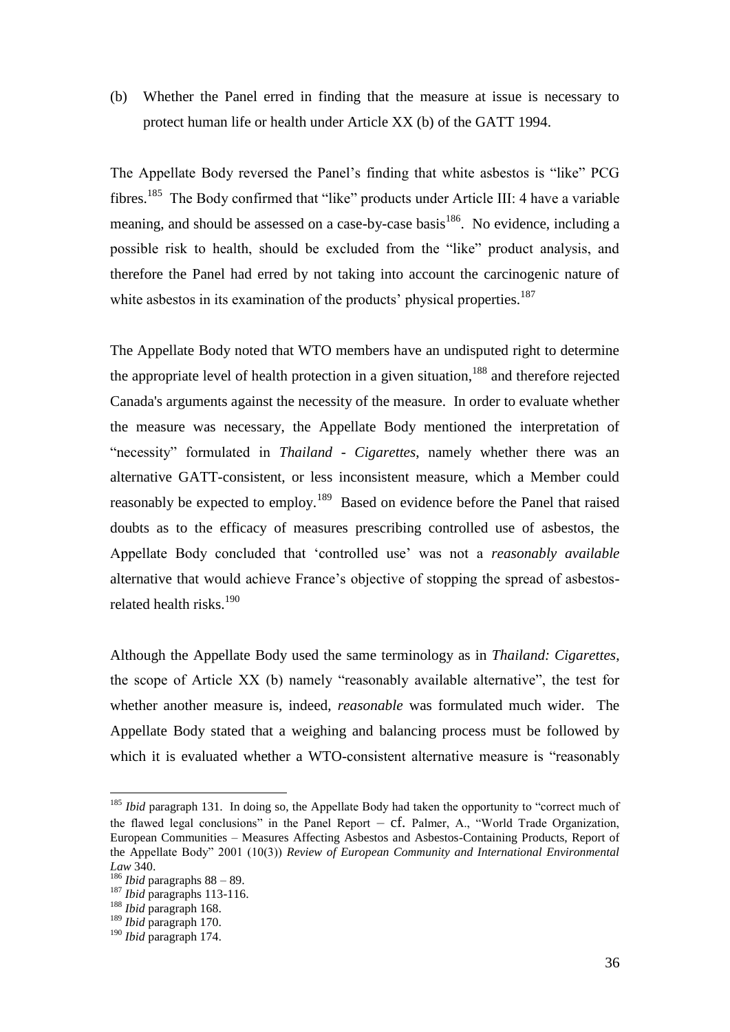(b) Whether the Panel erred in finding that the measure at issue is necessary to protect human life or health under Article XX (b) of the GATT 1994.

The Appellate Body reversed the Panel's finding that white asbestos is "like" PCG fibres.[185] The Body confirmed that "like" products under Article III: 4 have a variable meaning, and should be assessed on a case-by-case basis[186]. No evidence, including a possible risk to health, should be excluded from the "like" product analysis, and therefore the Panel had erred by not taking into account the carcinogenic nature of white asbestos in its examination of the products' physical properties.[187]

The Appellate Body noted that WTO members have an undisputed right to determine the appropriate level of health protection in a given situation,[188] and therefore rejected Canada's arguments against the necessity of the measure. In order to evaluate whether the measure was necessary, the Appellate Body mentioned the interpretation of "necessity" formulated in *Thailand - Cigarettes*, namely whether there was an alternative GATT-consistent, or less inconsistent measure, which a Member could reasonably be expected to employ.[189] Based on evidence before the Panel that raised doubts as to the efficacy of measures prescribing controlled use of asbestos, the Appellate Body concluded that 'controlled use' was not a *reasonably available* alternative that would achieve France's objective of stopping the spread of asbestos-related health risks.[190]

Although the Appellate Body used the same terminology as in *Thailand: Cigarettes*, the scope of Article XX (b) namely "reasonably available alternative", the test for whether another measure is, indeed, *reasonable* was formulated much wider. The Appellate Body stated that a weighing and balancing process must be followed by which it is evaluated whether a WTO-consistent alternative measure is "reasonably

---

[185] *Ibid* paragraph 131. In doing so, the Appellate Body had taken the opportunity to "correct much of the flawed legal conclusions" in the Panel Report – cf. Palmer, A., "World Trade Organization, European Communities – Measures Affecting Asbestos and Asbestos-Containing Products, Report of the Appellate Body" 2001 (10(3)) *Review of European Community and International Environmental Law* 340.

[186] *Ibid* paragraphs 88 – 89.

[187] *Ibid* paragraphs 113-116.

[188] *Ibid* paragraph 168.

[189] *Ibid* paragraph 170.

[190] *Ibid* paragraph 174.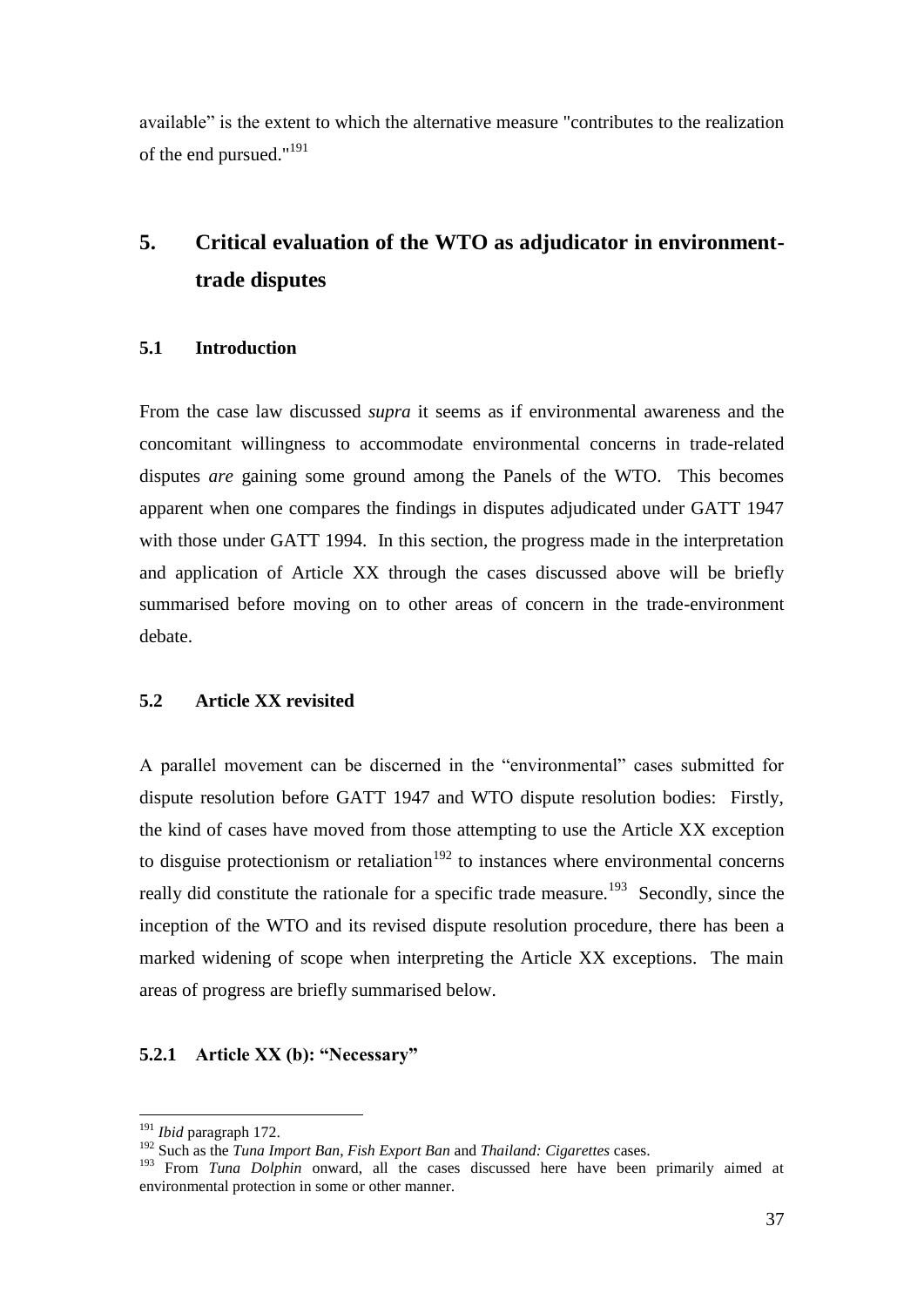available" is the extent to which the alternative measure "contributes to the realization of the end pursued."[191]

# 5. Critical evaluation of the WTO as adjudicator in environment-trade disputes

## 5.1 Introduction

From the case law discussed *supra* it seems as if environmental awareness and the concomitant willingness to accommodate environmental concerns in trade-related disputes *are* gaining some ground among the Panels of the WTO. This becomes apparent when one compares the findings in disputes adjudicated under GATT 1947 with those under GATT 1994. In this section, the progress made in the interpretation and application of Article XX through the cases discussed above will be briefly summarised before moving on to other areas of concern in the trade-environment debate.

## 5.2 Article XX revisited

A parallel movement can be discerned in the "environmental" cases submitted for dispute resolution before GATT 1947 and WTO dispute resolution bodies: Firstly, the kind of cases have moved from those attempting to use the Article XX exception to disguise protectionism or retaliation[192] to instances where environmental concerns really did constitute the rationale for a specific trade measure.[193] Secondly, since the inception of the WTO and its revised dispute resolution procedure, there has been a marked widening of scope when interpreting the Article XX exceptions. The main areas of progress are briefly summarised below.

### 5.2.1 Article XX (b): "Necessary"

---

[191] *Ibid* paragraph 172.

[192] Such as the *Tuna Import Ban*, *Fish Export Ban* and *Thailand: Cigarettes* cases.

[193] From *Tuna Dolphin* onward, all the cases discussed here have been primarily aimed at environmental protection in some or other manner.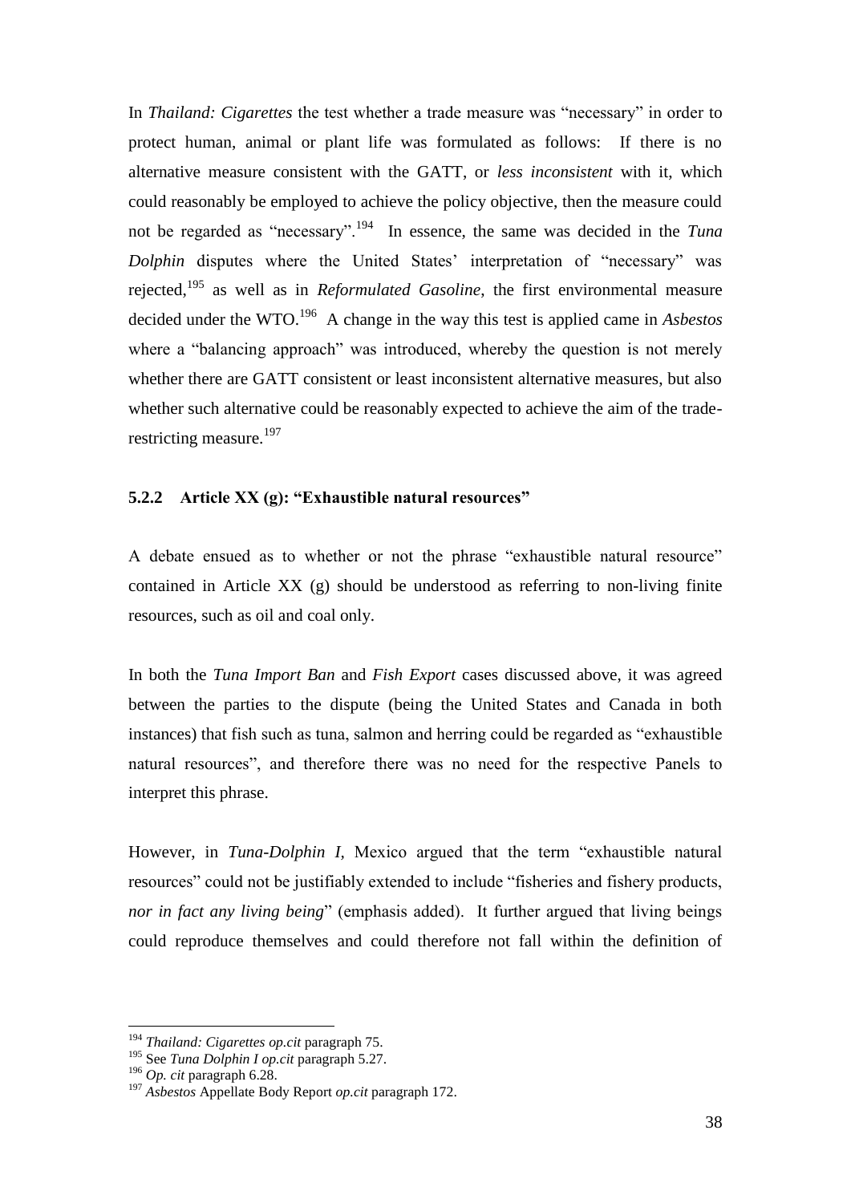In *Thailand: Cigarettes* the test whether a trade measure was "necessary" in order to protect human, animal or plant life was formulated as follows: If there is no alternative measure consistent with the GATT, or *less inconsistent* with it, which could reasonably be employed to achieve the policy objective, then the measure could not be regarded as "necessary".[194] In essence, the same was decided in the *Tuna Dolphin* disputes where the United States' interpretation of "necessary" was rejected,[195] as well as in *Reformulated Gasoline*, the first environmental measure decided under the WTO.[196] A change in the way this test is applied came in *Asbestos* where a "balancing approach" was introduced, whereby the question is not merely whether there are GATT consistent or least inconsistent alternative measures, but also whether such alternative could be reasonably expected to achieve the aim of the trade-restricting measure.[197]

### 5.2.2 Article XX (g): "Exhaustible natural resources"

A debate ensued as to whether or not the phrase "exhaustible natural resource" contained in Article XX (g) should be understood as referring to non-living finite resources, such as oil and coal only.

In both the *Tuna Import Ban* and *Fish Export* cases discussed above, it was agreed between the parties to the dispute (being the United States and Canada in both instances) that fish such as tuna, salmon and herring could be regarded as "exhaustible natural resources", and therefore there was no need for the respective Panels to interpret this phrase.

However, in *Tuna-Dolphin I*, Mexico argued that the term "exhaustible natural resources" could not be justifiably extended to include "fisheries and fishery products, *nor in fact any living being*" (emphasis added). It further argued that living beings could reproduce themselves and could therefore not fall within the definition of

---

[194] *Thailand: Cigarettes op.cit* paragraph 75.

[195] See *Tuna Dolphin I op.cit* paragraph 5.27.

[196] *Op. cit* paragraph 6.28.

[197] *Asbestos* Appellate Body Report *op.cit* paragraph 172.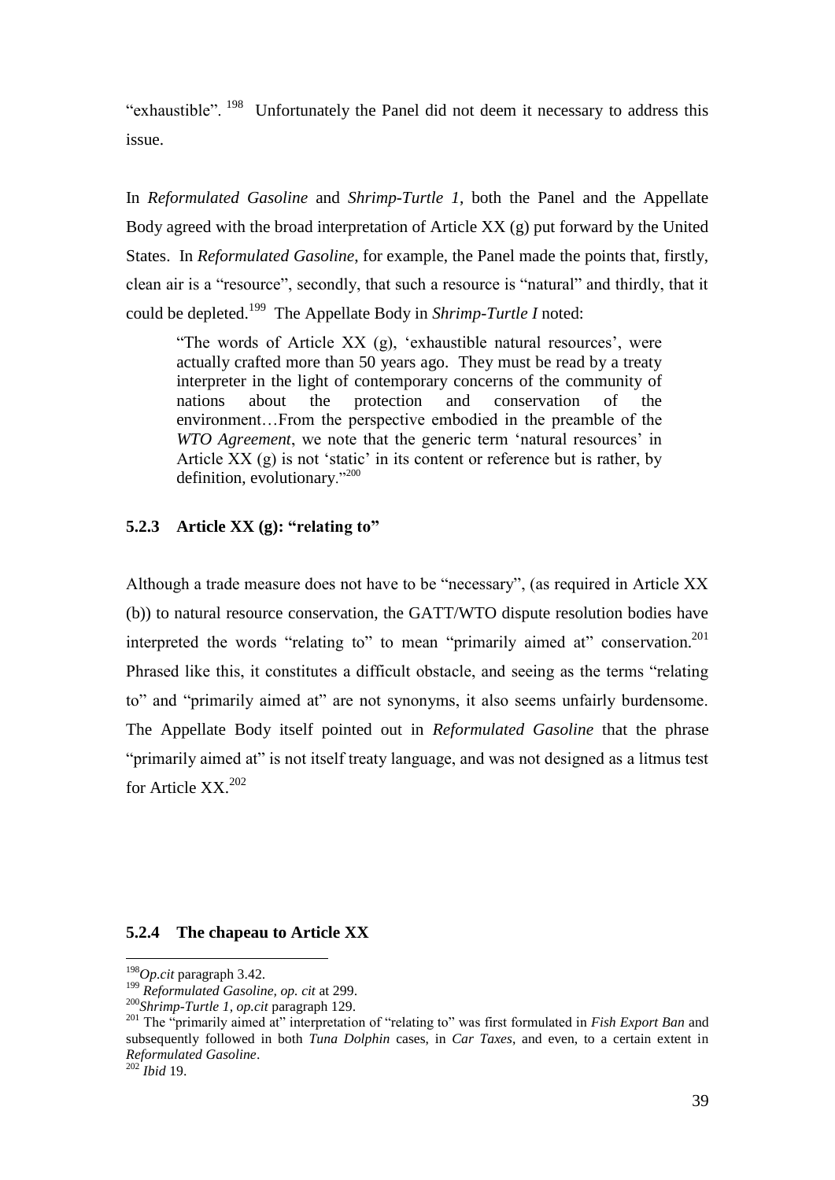"exhaustible".[198] Unfortunately the Panel did not deem it necessary to address this issue.

In *Reformulated Gasoline* and *Shrimp-Turtle 1*, both the Panel and the Appellate Body agreed with the broad interpretation of Article XX (g) put forward by the United States. In *Reformulated Gasoline*, for example, the Panel made the points that, firstly, clean air is a "resource", secondly, that such a resource is "natural" and thirdly, that it could be depleted.[199] The Appellate Body in *Shrimp-Turtle I* noted:

> "The words of Article XX (g), 'exhaustible natural resources', were actually crafted more than 50 years ago. They must be read by a treaty interpreter in the light of contemporary concerns of the community of nations about the protection and conservation of the environment…From the perspective embodied in the preamble of the *WTO Agreement*, we note that the generic term 'natural resources' in Article XX (g) is not 'static' in its content or reference but is rather, by definition, evolutionary."[200]

### 5.2.3 Article XX (g): "relating to"

Although a trade measure does not have to be "necessary", (as required in Article XX (b)) to natural resource conservation, the GATT/WTO dispute resolution bodies have interpreted the words "relating to" to mean "primarily aimed at" conservation.[201] Phrased like this, it constitutes a difficult obstacle, and seeing as the terms "relating to" and "primarily aimed at" are not synonyms, it also seems unfairly burdensome. The Appellate Body itself pointed out in *Reformulated Gasoline* that the phrase "primarily aimed at" is not itself treaty language, and was not designed as a litmus test for Article XX.[202]

### 5.2.4 The chapeau to Article XX

---

[198] *Op.cit* paragraph 3.42.

[199] *Reformulated Gasoline, op. cit* at 299.

[200] *Shrimp-Turtle 1, op.cit* paragraph 129.

[201] The "primarily aimed at" interpretation of "relating to" was first formulated in *Fish Export Ban* and subsequently followed in both *Tuna Dolphin* cases, in *Car Taxes*, and even, to a certain extent in *Reformulated Gasoline*.

[202] *Ibid* 19.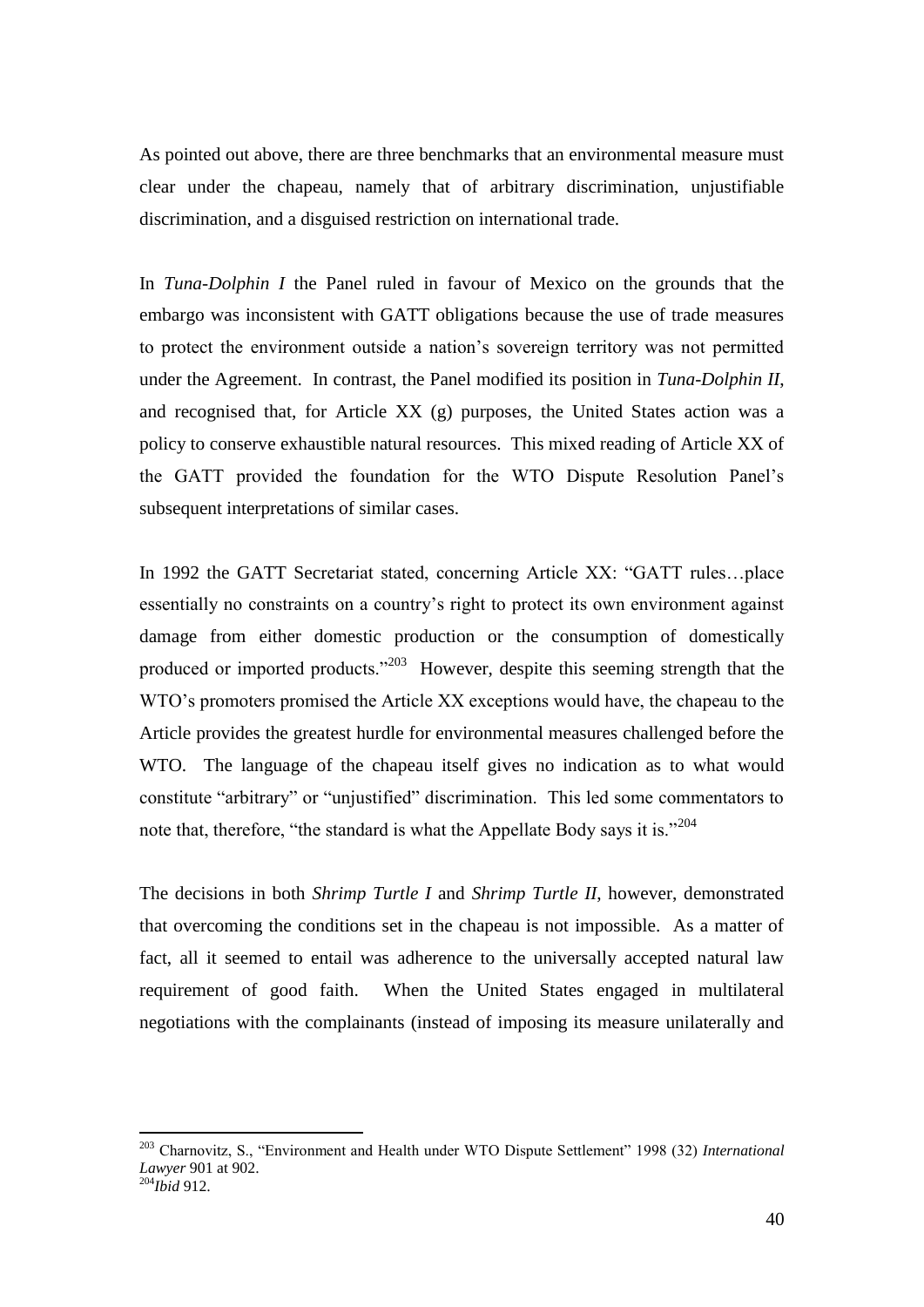As pointed out above, there are three benchmarks that an environmental measure must clear under the chapeau, namely that of arbitrary discrimination, unjustifiable discrimination, and a disguised restriction on international trade.

In *Tuna-Dolphin I* the Panel ruled in favour of Mexico on the grounds that the embargo was inconsistent with GATT obligations because the use of trade measures to protect the environment outside a nation's sovereign territory was not permitted under the Agreement. In contrast, the Panel modified its position in *Tuna-Dolphin II*, and recognised that, for Article XX (g) purposes, the United States action was a policy to conserve exhaustible natural resources. This mixed reading of Article XX of the GATT provided the foundation for the WTO Dispute Resolution Panel's subsequent interpretations of similar cases.

In 1992 the GATT Secretariat stated, concerning Article XX: "GATT rules…place essentially no constraints on a country's right to protect its own environment against damage from either domestic production or the consumption of domestically produced or imported products."[203] However, despite this seeming strength that the WTO's promoters promised the Article XX exceptions would have, the chapeau to the Article provides the greatest hurdle for environmental measures challenged before the WTO. The language of the chapeau itself gives no indication as to what would constitute "arbitrary" or "unjustified" discrimination. This led some commentators to note that, therefore, "the standard is what the Appellate Body says it is."[204]

The decisions in both *Shrimp Turtle I* and *Shrimp Turtle II*, however, demonstrated that overcoming the conditions set in the chapeau is not impossible. As a matter of fact, all it seemed to entail was adherence to the universally accepted natural law requirement of good faith. When the United States engaged in multilateral negotiations with the complainants (instead of imposing its measure unilaterally and

---

[203] Charnovitz, S., "Environment and Health under WTO Dispute Settlement" 1998 (32) *International Lawyer* 901 at 902.

[204] *Ibid* 912.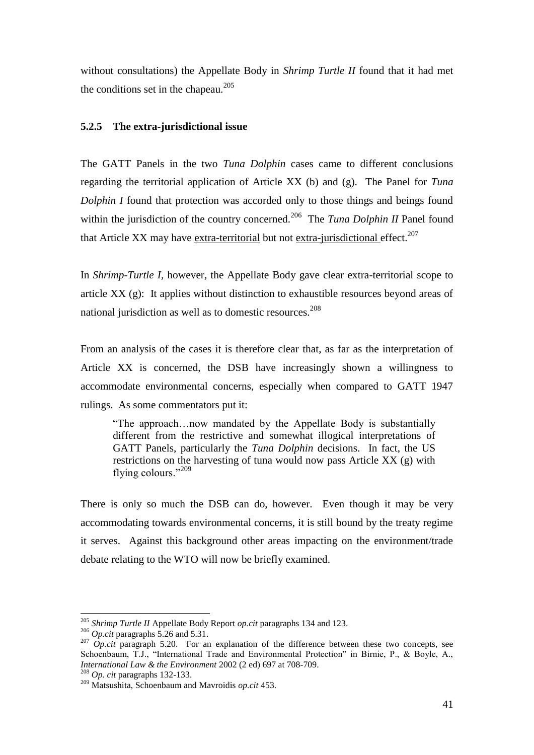without consultations) the Appellate Body in *Shrimp Turtle II* found that it had met the conditions set in the chapeau.[205]

### 5.2.5 The extra-jurisdictional issue

The GATT Panels in the two *Tuna Dolphin* cases came to different conclusions regarding the territorial application of Article XX (b) and (g). The Panel for *Tuna Dolphin I* found that protection was accorded only to those things and beings found within the jurisdiction of the country concerned.[206] The *Tuna Dolphin II* Panel found that Article XX may have extra-territorial but not extra-jurisdictional effect.[207]

In *Shrimp-Turtle I*, however, the Appellate Body gave clear extra-territorial scope to article XX (g): It applies without distinction to exhaustible resources beyond areas of national jurisdiction as well as to domestic resources.[208]

From an analysis of the cases it is therefore clear that, as far as the interpretation of Article XX is concerned, the DSB have increasingly shown a willingness to accommodate environmental concerns, especially when compared to GATT 1947 rulings. As some commentators put it:

> "The approach…now mandated by the Appellate Body is substantially different from the restrictive and somewhat illogical interpretations of GATT Panels, particularly the *Tuna Dolphin* decisions. In fact, the US restrictions on the harvesting of tuna would now pass Article XX (g) with flying colours."[209]

There is only so much the DSB can do, however. Even though it may be very accommodating towards environmental concerns, it is still bound by the treaty regime it serves. Against this background other areas impacting on the environment/trade debate relating to the WTO will now be briefly examined.

---

[205] *Shrimp Turtle II* Appellate Body Report *op.cit* paragraphs 134 and 123.

[206] *Op.cit* paragraphs 5.26 and 5.31.

[207] *Op.cit* paragraph 5.20. For an explanation of the difference between these two concepts, see Schoenbaum, T.J., "International Trade and Environmental Protection" in Birnie, P., & Boyle, A., *International Law & the Environment* 2002 (2 ed) 697 at 708-709.

[208] *Op. cit* paragraphs 132-133.

[209] Matsushita, Schoenbaum and Mavroidis *op.cit* 453.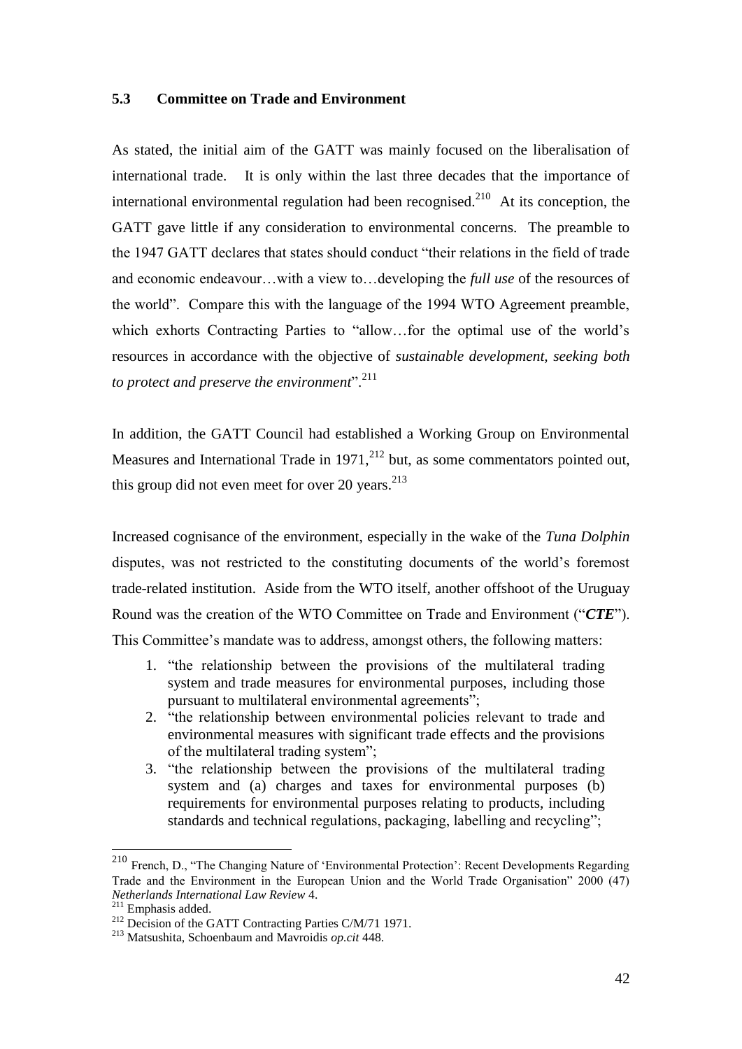### 5.3 Committee on Trade and Environment

As stated, the initial aim of the GATT was mainly focused on the liberalisation of international trade. It is only within the last three decades that the importance of international environmental regulation had been recognised.[210] At its conception, the GATT gave little if any consideration to environmental concerns. The preamble to the 1947 GATT declares that states should conduct "their relations in the field of trade and economic endeavour…with a view to…developing the *full use* of the resources of the world". Compare this with the language of the 1994 WTO Agreement preamble, which exhorts Contracting Parties to "allow…for the optimal use of the world's resources in accordance with the objective of *sustainable development, seeking both to protect and preserve the environment*".[211]

In addition, the GATT Council had established a Working Group on Environmental Measures and International Trade in 1971,[212] but, as some commentators pointed out, this group did not even meet for over 20 years.[213]

Increased cognisance of the environment, especially in the wake of the *Tuna Dolphin* disputes, was not restricted to the constituting documents of the world's foremost trade-related institution. Aside from the WTO itself, another offshoot of the Uruguay Round was the creation of the WTO Committee on Trade and Environment ("***CTE***"). This Committee's mandate was to address, amongst others, the following matters:

1. "the relationship between the provisions of the multilateral trading system and trade measures for environmental purposes, including those pursuant to multilateral environmental agreements";
2. "the relationship between environmental policies relevant to trade and environmental measures with significant trade effects and the provisions of the multilateral trading system";
3. "the relationship between the provisions of the multilateral trading system and (a) charges and taxes for environmental purposes (b) requirements for environmental purposes relating to products, including standards and technical regulations, packaging, labelling and recycling";

---

[210] French, D., "The Changing Nature of 'Environmental Protection': Recent Developments Regarding Trade and the Environment in the European Union and the World Trade Organisation" 2000 (47) *Netherlands International Law Review* 4.

[211] Emphasis added.

[212] Decision of the GATT Contracting Parties C/M/71 1971.

[213] Matsushita, Schoenbaum and Mavroidis *op.cit* 448.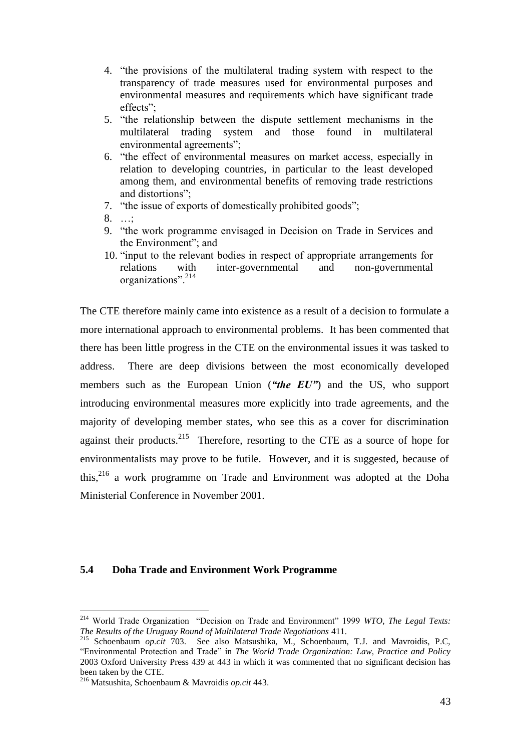4. "the provisions of the multilateral trading system with respect to the transparency of trade measures used for environmental purposes and environmental measures and requirements which have significant trade effects";
5. "the relationship between the dispute settlement mechanisms in the multilateral trading system and those found in multilateral environmental agreements";
6. "the effect of environmental measures on market access, especially in relation to developing countries, in particular to the least developed among them, and environmental benefits of removing trade restrictions and distortions";
7. "the issue of exports of domestically prohibited goods";
8. …;
9. "the work programme envisaged in Decision on Trade in Services and the Environment"; and
10. "input to the relevant bodies in respect of appropriate arrangements for relations with inter-governmental and non-governmental organizations".[214]

The CTE therefore mainly came into existence as a result of a decision to formulate a more international approach to environmental problems. It has been commented that there has been little progress in the CTE on the environmental issues it was tasked to address. There are deep divisions between the most economically developed members such as the European Union (***"the EU"***) and the US, who support introducing environmental measures more explicitly into trade agreements, and the majority of developing member states, who see this as a cover for discrimination against their products.[215] Therefore, resorting to the CTE as a source of hope for environmentalists may prove to be futile. However, and it is suggested, because of this,[216] a work programme on Trade and Environment was adopted at the Doha Ministerial Conference in November 2001.

### 5.4 Doha Trade and Environment Work Programme

---

[214] World Trade Organization "Decision on Trade and Environment" 1999 *WTO, The Legal Texts: The Results of the Uruguay Round of Multilateral Trade Negotiations* 411.

[215] Schoenbaum *op.cit* 703. See also Matsushika, M., Schoenbaum, T.J. and Mavroidis, P.C, "Environmental Protection and Trade" in *The World Trade Organization: Law, Practice and Policy* 2003 Oxford University Press 439 at 443 in which it was commented that no significant decision has been taken by the CTE.

[216] Matsushita, Schoenbaum & Mavroidis *op.cit* 443.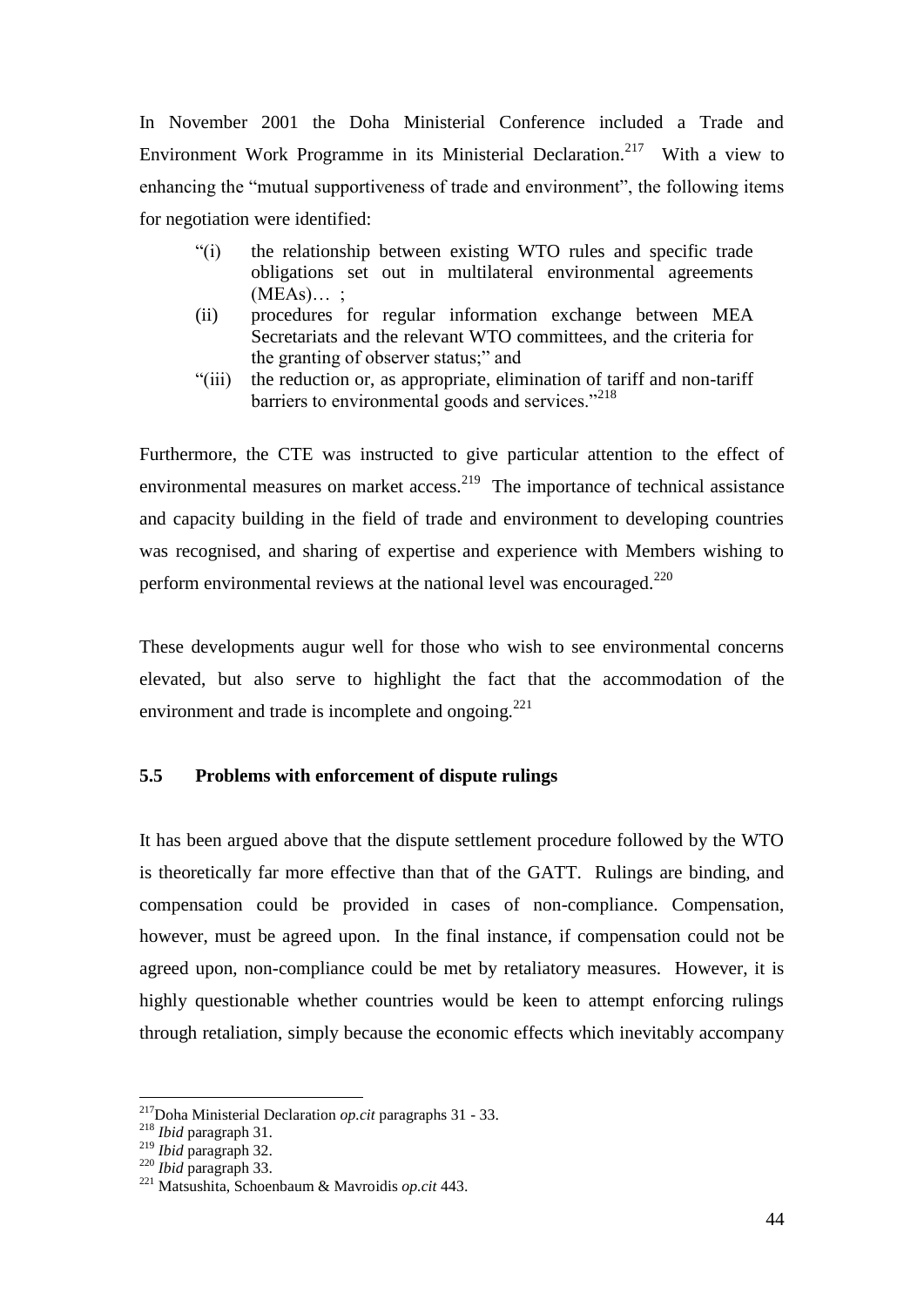In November 2001 the Doha Ministerial Conference included a Trade and Environment Work Programme in its Ministerial Declaration.[217] With a view to enhancing the "mutual supportiveness of trade and environment", the following items for negotiation were identified:

> "(i) the relationship between existing WTO rules and specific trade obligations set out in multilateral environmental agreements (MEAs)… ;
>
> (ii) procedures for regular information exchange between MEA Secretariats and the relevant WTO committees, and the criteria for the granting of observer status;" and
>
> "(iii) the reduction or, as appropriate, elimination of tariff and non-tariff barriers to environmental goods and services."[218]

Furthermore, the CTE was instructed to give particular attention to the effect of environmental measures on market access.[219] The importance of technical assistance and capacity building in the field of trade and environment to developing countries was recognised, and sharing of expertise and experience with Members wishing to perform environmental reviews at the national level was encouraged.[220]

These developments augur well for those who wish to see environmental concerns elevated, but also serve to highlight the fact that the accommodation of the environment and trade is incomplete and ongoing.[221]

### 5.5 Problems with enforcement of dispute rulings

It has been argued above that the dispute settlement procedure followed by the WTO is theoretically far more effective than that of the GATT. Rulings are binding, and compensation could be provided in cases of non-compliance. Compensation, however, must be agreed upon. In the final instance, if compensation could not be agreed upon, non-compliance could be met by retaliatory measures. However, it is highly questionable whether countries would be keen to attempt enforcing rulings through retaliation, simply because the economic effects which inevitably accompany

---

[217] Doha Ministerial Declaration *op.cit* paragraphs 31 - 33.

[218] *Ibid* paragraph 31.

[219] *Ibid* paragraph 32.

[220] *Ibid* paragraph 33.

[221] Matsushita, Schoenbaum & Mavroidis *op.cit* 443.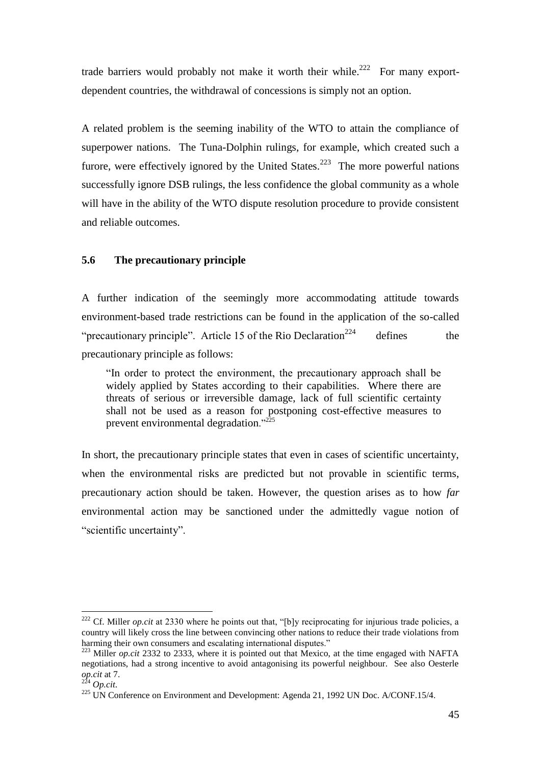trade barriers would probably not make it worth their while.[222] For many export-dependent countries, the withdrawal of concessions is simply not an option.

A related problem is the seeming inability of the WTO to attain the compliance of superpower nations. The Tuna-Dolphin rulings, for example, which created such a furore, were effectively ignored by the United States.[223] The more powerful nations successfully ignore DSB rulings, the less confidence the global community as a whole will have in the ability of the WTO dispute resolution procedure to provide consistent and reliable outcomes.

### 5.6 The precautionary principle

A further indication of the seemingly more accommodating attitude towards environment-based trade restrictions can be found in the application of the so-called "precautionary principle". Article 15 of the Rio Declaration[224] defines the precautionary principle as follows:

> "In order to protect the environment, the precautionary approach shall be widely applied by States according to their capabilities. Where there are threats of serious or irreversible damage, lack of full scientific certainty shall not be used as a reason for postponing cost-effective measures to prevent environmental degradation."[225]

In short, the precautionary principle states that even in cases of scientific uncertainty, when the environmental risks are predicted but not provable in scientific terms, precautionary action should be taken. However, the question arises as to how *far* environmental action may be sanctioned under the admittedly vague notion of "scientific uncertainty".

---

[222] Cf. Miller *op.cit* at 2330 where he points out that, "[b]y reciprocating for injurious trade policies, a country will likely cross the line between convincing other nations to reduce their trade violations from harming their own consumers and escalating international disputes."

[223] Miller *op.cit* 2332 to 2333, where it is pointed out that Mexico, at the time engaged with NAFTA negotiations, had a strong incentive to avoid antagonising its powerful neighbour. See also Oesterle *op.cit* at 7.

[224] *Op.cit.*

[225] UN Conference on Environment and Development: Agenda 21, 1992 UN Doc. A/CONF.15/4.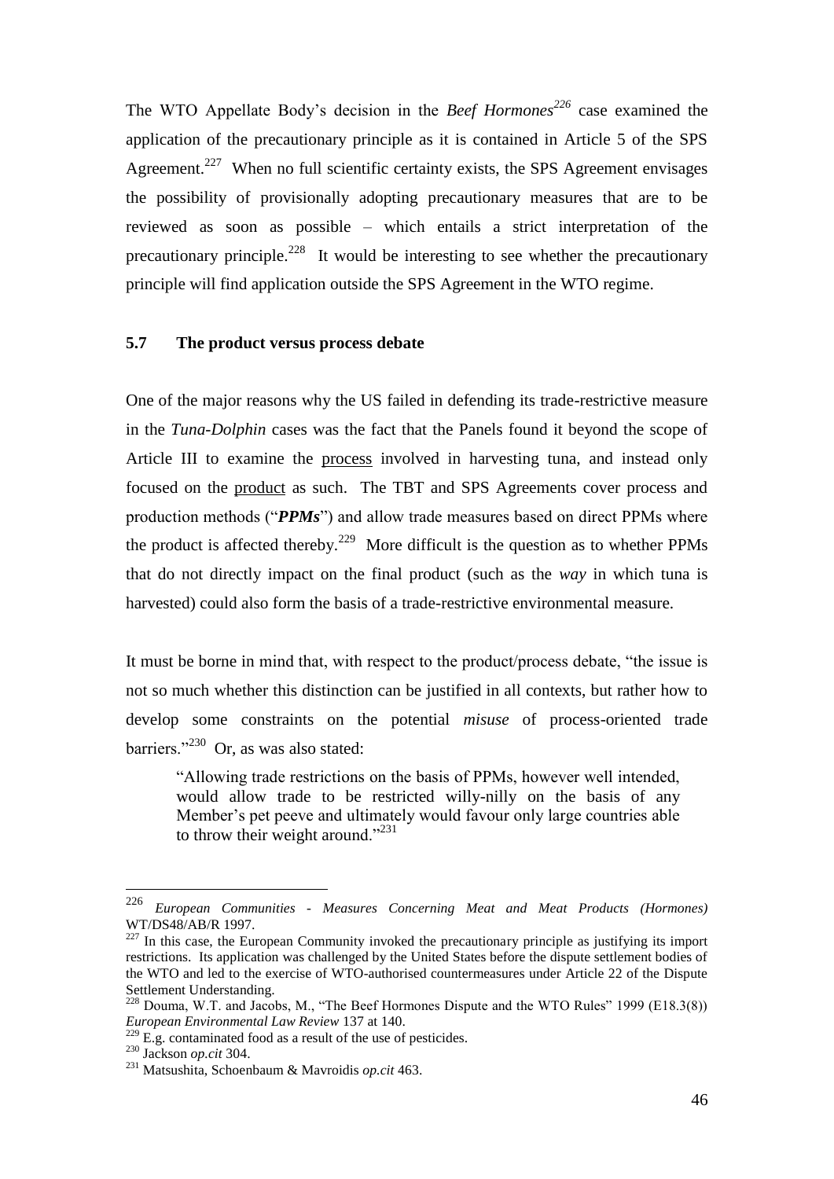The WTO Appellate Body's decision in the *Beef Hormones*[226] case examined the application of the precautionary principle as it is contained in Article 5 of the SPS Agreement.[227] When no full scientific certainty exists, the SPS Agreement envisages the possibility of provisionally adopting precautionary measures that are to be reviewed as soon as possible – which entails a strict interpretation of the precautionary principle.[228] It would be interesting to see whether the precautionary principle will find application outside the SPS Agreement in the WTO regime.

### 5.7 The product versus process debate

One of the major reasons why the US failed in defending its trade-restrictive measure in the *Tuna-Dolphin* cases was the fact that the Panels found it beyond the scope of Article III to examine the <u>process</u> involved in harvesting tuna, and instead only focused on the <u>product</u> as such. The TBT and SPS Agreements cover process and production methods ("***PPMs***") and allow trade measures based on direct PPMs where the product is affected thereby.[229] More difficult is the question as to whether PPMs that do not directly impact on the final product (such as the *way* in which tuna is harvested) could also form the basis of a trade-restrictive environmental measure.

It must be borne in mind that, with respect to the product/process debate, "the issue is not so much whether this distinction can be justified in all contexts, but rather how to develop some constraints on the potential *misuse* of process-oriented trade barriers."[230] Or, as was also stated:

> "Allowing trade restrictions on the basis of PPMs, however well intended, would allow trade to be restricted willy-nilly on the basis of any Member's pet peeve and ultimately would favour only large countries able to throw their weight around."[231]

---

[226] *European Communities - Measures Concerning Meat and Meat Products (Hormones)* WT/DS48/AB/R 1997.

[227] In this case, the European Community invoked the precautionary principle as justifying its import restrictions. Its application was challenged by the United States before the dispute settlement bodies of the WTO and led to the exercise of WTO-authorised countermeasures under Article 22 of the Dispute Settlement Understanding.

[228] Douma, W.T. and Jacobs, M., "The Beef Hormones Dispute and the WTO Rules" 1999 (E18.3(8)) *European Environmental Law Review* 137 at 140.

[229] E.g. contaminated food as a result of the use of pesticides.

[230] Jackson *op.cit* 304.

[231] Matsushita, Schoenbaum & Mavroidis *op.cit* 463.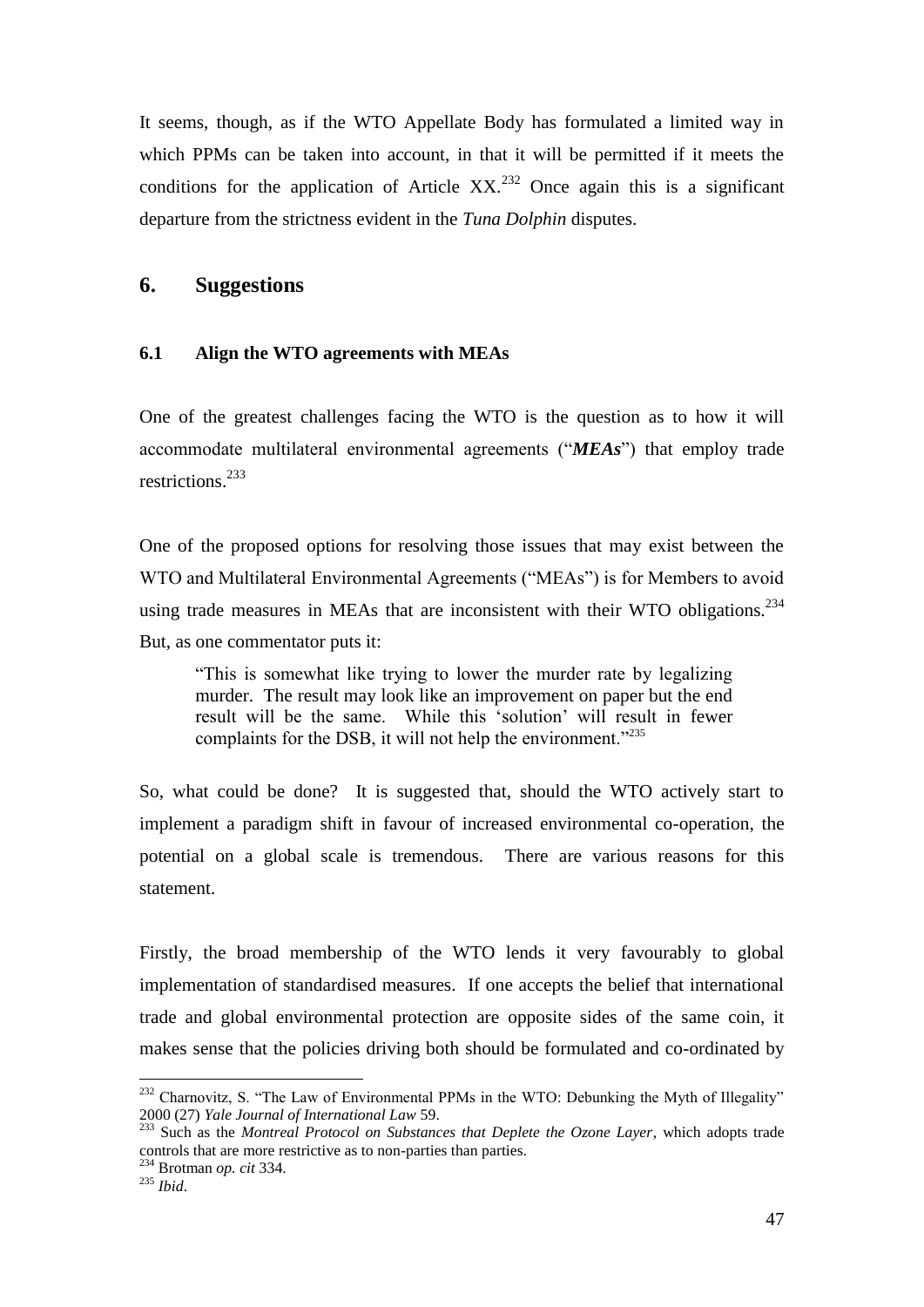It seems, though, as if the WTO Appellate Body has formulated a limited way in which PPMs can be taken into account, in that it will be permitted if it meets the conditions for the application of Article XX.[232] Once again this is a significant departure from the strictness evident in the *Tuna Dolphin* disputes.

## 6. Suggestions

### 6.1 Align the WTO agreements with MEAs

One of the greatest challenges facing the WTO is the question as to how it will accommodate multilateral environmental agreements ("***MEAs***") that employ trade restrictions.[233]

One of the proposed options for resolving those issues that may exist between the WTO and Multilateral Environmental Agreements ("MEAs") is for Members to avoid using trade measures in MEAs that are inconsistent with their WTO obligations.[234] But, as one commentator puts it:

> "This is somewhat like trying to lower the murder rate by legalizing murder. The result may look like an improvement on paper but the end result will be the same. While this 'solution' will result in fewer complaints for the DSB, it will not help the environment."[235]

So, what could be done? It is suggested that, should the WTO actively start to implement a paradigm shift in favour of increased environmental co-operation, the potential on a global scale is tremendous. There are various reasons for this statement.

Firstly, the broad membership of the WTO lends it very favourably to global implementation of standardised measures. If one accepts the belief that international trade and global environmental protection are opposite sides of the same coin, it makes sense that the policies driving both should be formulated and co-ordinated by

---

[232] Charnovitz, S. "The Law of Environmental PPMs in the WTO: Debunking the Myth of Illegality" 2000 (27) *Yale Journal of International Law* 59.

[233] Such as the *Montreal Protocol on Substances that Deplete the Ozone Layer*, which adopts trade controls that are more restrictive as to non-parties than parties.

[234] Brotman *op. cit* 334.

[235] *Ibid*.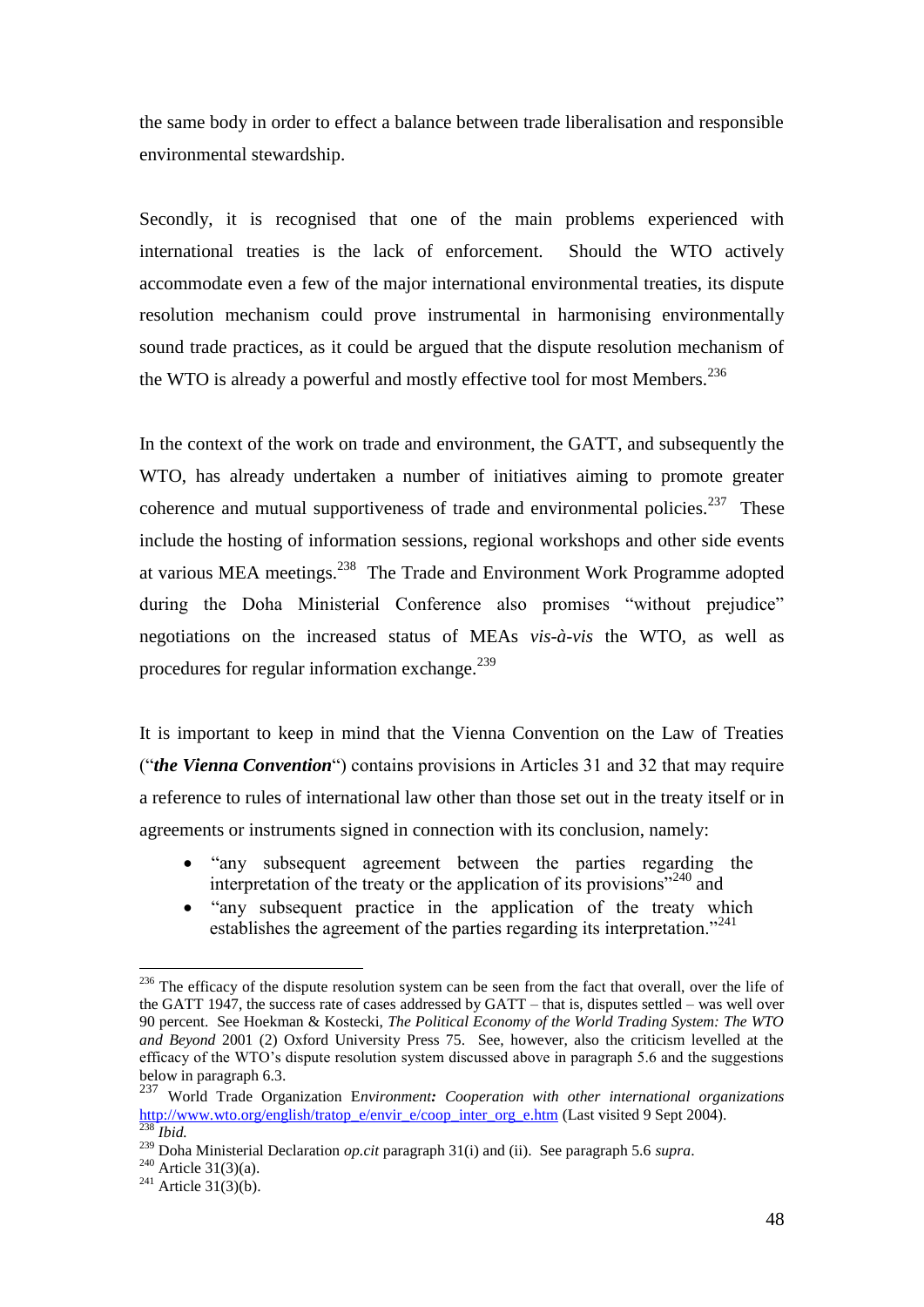the same body in order to effect a balance between trade liberalisation and responsible environmental stewardship.

Secondly, it is recognised that one of the main problems experienced with international treaties is the lack of enforcement. Should the WTO actively accommodate even a few of the major international environmental treaties, its dispute resolution mechanism could prove instrumental in harmonising environmentally sound trade practices, as it could be argued that the dispute resolution mechanism of the WTO is already a powerful and mostly effective tool for most Members.[236]

In the context of the work on trade and environment, the GATT, and subsequently the WTO, has already undertaken a number of initiatives aiming to promote greater coherence and mutual supportiveness of trade and environmental policies.[237] These include the hosting of information sessions, regional workshops and other side events at various MEA meetings.[238] The Trade and Environment Work Programme adopted during the Doha Ministerial Conference also promises "without prejudice" negotiations on the increased status of MEAs *vis-à-vis* the WTO, as well as procedures for regular information exchange.[239]

It is important to keep in mind that the Vienna Convention on the Law of Treaties ("***the Vienna Convention***") contains provisions in Articles 31 and 32 that may require a reference to rules of international law other than those set out in the treaty itself or in agreements or instruments signed in connection with its conclusion, namely:

- "any subsequent agreement between the parties regarding the interpretation of the treaty or the application of its provisions"[240] and
- "any subsequent practice in the application of the treaty which establishes the agreement of the parties regarding its interpretation."[241]

---

[236] The efficacy of the dispute resolution system can be seen from the fact that overall, over the life of the GATT 1947, the success rate of cases addressed by GATT – that is, disputes settled – was well over 90 percent. See Hoekman & Kostecki, *The Political Economy of the World Trading System: The WTO and Beyond* 2001 (2) Oxford University Press 75. See, however, also the criticism levelled at the efficacy of the WTO's dispute resolution system discussed above in paragraph 5.6 and the suggestions below in paragraph 6.3.

[237] World Trade Organization E*nvironment: Cooperation with other international organizations* http://www.wto.org/english/tratop_e/envir_e/coop_inter_org_e.htm (Last visited 9 Sept 2004).

[238] *Ibid.*

[239] Doha Ministerial Declaration *op.cit* paragraph 31(i) and (ii). See paragraph 5.6 *supra*.

[240] Article 31(3)(a).

[241] Article 31(3)(b).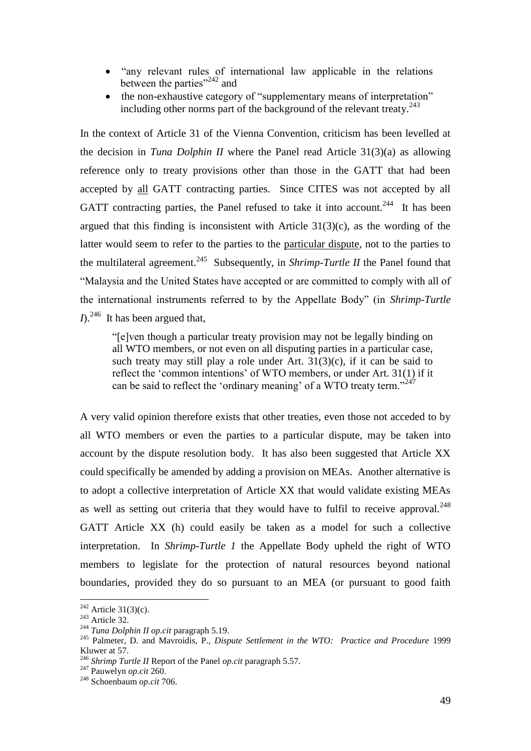- "any relevant rules of international law applicable in the relations between the parties"[242] and
- the non-exhaustive category of "supplementary means of interpretation" including other norms part of the background of the relevant treaty.[243]

In the context of Article 31 of the Vienna Convention, criticism has been levelled at the decision in *Tuna Dolphin II* where the Panel read Article 31(3)(a) as allowing reference only to treaty provisions other than those in the GATT that had been accepted by all GATT contracting parties. Since CITES was not accepted by all GATT contracting parties, the Panel refused to take it into account.[244] It has been argued that this finding is inconsistent with Article 31(3)(c), as the wording of the latter would seem to refer to the parties to the particular dispute, not to the parties to the multilateral agreement.[245] Subsequently, in *Shrimp-Turtle II* the Panel found that "Malaysia and the United States have accepted or are committed to comply with all of the international instruments referred to by the Appellate Body" (in *Shrimp-Turtle I*).[246] It has been argued that,

> "[e]ven though a particular treaty provision may not be legally binding on all WTO members, or not even on all disputing parties in a particular case, such treaty may still play a role under Art. 31(3)(c), if it can be said to reflect the 'common intentions' of WTO members, or under Art. 31(1) if it can be said to reflect the 'ordinary meaning' of a WTO treaty term."[247]

A very valid opinion therefore exists that other treaties, even those not acceded to by all WTO members or even the parties to a particular dispute, may be taken into account by the dispute resolution body. It has also been suggested that Article XX could specifically be amended by adding a provision on MEAs. Another alternative is to adopt a collective interpretation of Article XX that would validate existing MEAs as well as setting out criteria that they would have to fulfil to receive approval.[248] GATT Article XX (h) could easily be taken as a model for such a collective interpretation. In *Shrimp-Turtle 1* the Appellate Body upheld the right of WTO members to legislate for the protection of natural resources beyond national boundaries, provided they do so pursuant to an MEA (or pursuant to good faith

---

[242] Article 31(3)(c).

[243] Article 32.

[244] *Tuna Dolphin II op.cit* paragraph 5.19.

[245] Palmeter, D. and Mavroidis, P., *Dispute Settlement in the WTO: Practice and Procedure* 1999 Kluwer at 57.

[246] *Shrimp Turtle II* Report of the Panel *op.cit* paragraph 5.57.

[247] Pauwelyn *op.cit* 260.

[248] Schoenbaum *op.cit* 706.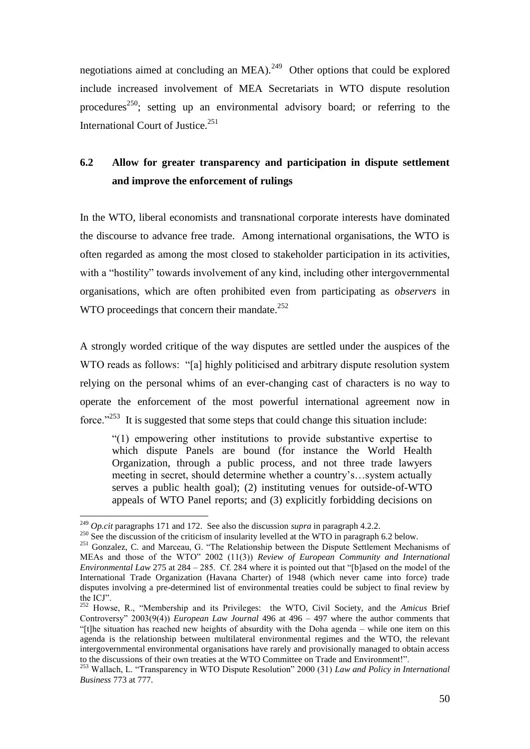negotiations aimed at concluding an MEA).[249] Other options that could be explored include increased involvement of MEA Secretariats in WTO dispute resolution procedures[250]; setting up an environmental advisory board; or referring to the International Court of Justice.[251]

## 6.2 Allow for greater transparency and participation in dispute settlement and improve the enforcement of rulings

In the WTO, liberal economists and transnational corporate interests have dominated the discourse to advance free trade. Among international organisations, the WTO is often regarded as among the most closed to stakeholder participation in its activities, with a "hostility" towards involvement of any kind, including other intergovernmental organisations, which are often prohibited even from participating as *observers* in WTO proceedings that concern their mandate.[252]

A strongly worded critique of the way disputes are settled under the auspices of the WTO reads as follows: "[a] highly politicised and arbitrary dispute resolution system relying on the personal whims of an ever-changing cast of characters is no way to operate the enforcement of the most powerful international agreement now in force."[253] It is suggested that some steps that could change this situation include:

> "(1) empowering other institutions to provide substantive expertise to which dispute Panels are bound (for instance the World Health Organization, through a public process, and not three trade lawyers meeting in secret, should determine whether a country's…system actually serves a public health goal); (2) instituting venues for outside-of-WTO appeals of WTO Panel reports; and (3) explicitly forbidding decisions on

---

[249] *Op.cit* paragraphs 171 and 172. See also the discussion *supra* in paragraph 4.2.2.

[250] See the discussion of the criticism of insularity levelled at the WTO in paragraph 6.2 below.

[251] Gonzalez, C. and Marceau, G. "The Relationship between the Dispute Settlement Mechanisms of MEAs and those of the WTO" 2002 (11(3)) *Review of European Community and International Environmental Law* 275 at 284 – 285. Cf. 284 where it is pointed out that "[b]ased on the model of the International Trade Organization (Havana Charter) of 1948 (which never came into force) trade disputes involving a pre-determined list of environmental treaties could be subject to final review by the ICJ".

[252] Howse, R., "Membership and its Privileges: the WTO, Civil Society, and the *Amicus* Brief Controversy" 2003(9(4)) *European Law Journal* 496 at 496 – 497 where the author comments that "[t]he situation has reached new heights of absurdity with the Doha agenda – while one item on this agenda is the relationship between multilateral environmental regimes and the WTO, the relevant intergovernmental environmental organisations have rarely and provisionally managed to obtain access to the discussions of their own treaties at the WTO Committee on Trade and Environment!".

[253] Wallach, L. "Transparency in WTO Dispute Resolution" 2000 (31) *Law and Policy in International Business* 773 at 777.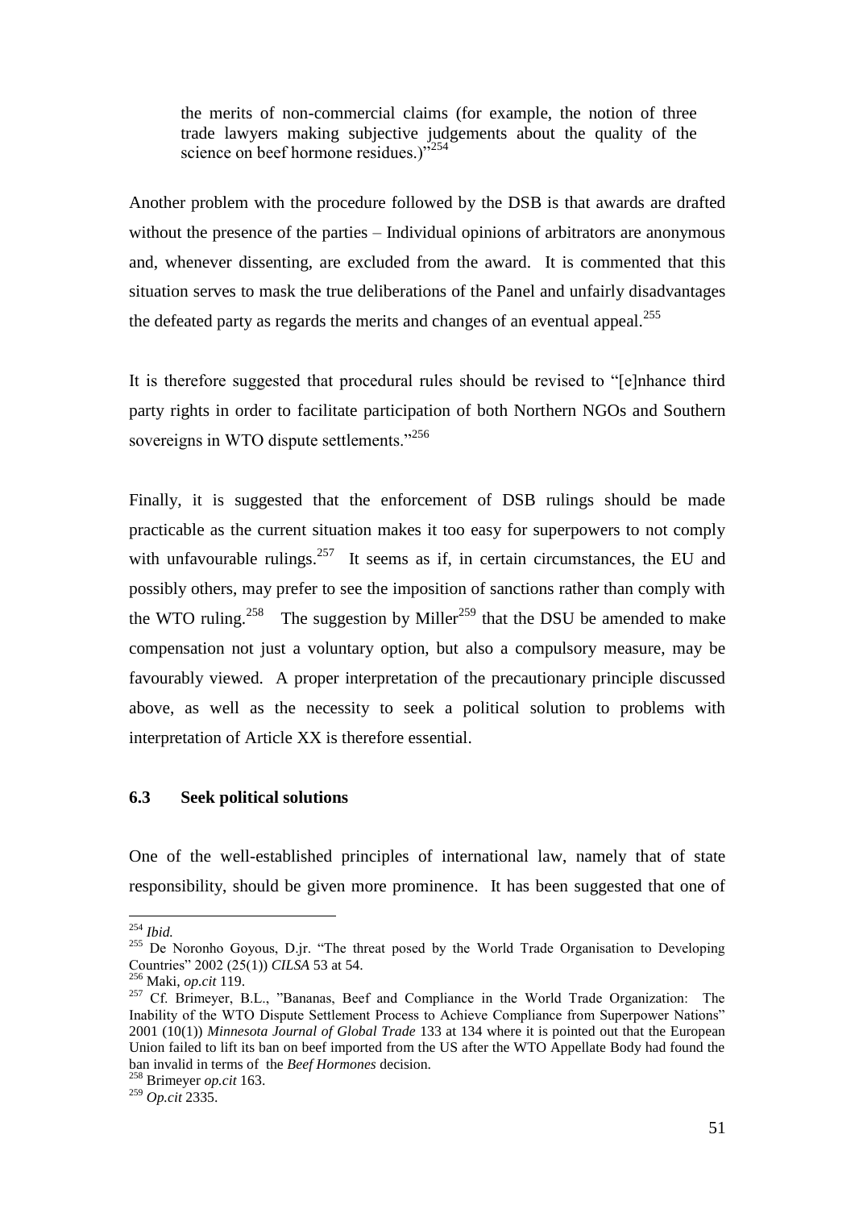> the merits of non-commercial claims (for example, the notion of three trade lawyers making subjective judgements about the quality of the science on beef hormone residues.)"[254]

Another problem with the procedure followed by the DSB is that awards are drafted without the presence of the parties – Individual opinions of arbitrators are anonymous and, whenever dissenting, are excluded from the award. It is commented that this situation serves to mask the true deliberations of the Panel and unfairly disadvantages the defeated party as regards the merits and changes of an eventual appeal.[255]

It is therefore suggested that procedural rules should be revised to "[e]nhance third party rights in order to facilitate participation of both Northern NGOs and Southern sovereigns in WTO dispute settlements."[256]

Finally, it is suggested that the enforcement of DSB rulings should be made practicable as the current situation makes it too easy for superpowers to not comply with unfavourable rulings.[257] It seems as if, in certain circumstances, the EU and possibly others, may prefer to see the imposition of sanctions rather than comply with the WTO ruling.[258] The suggestion by Miller[259] that the DSU be amended to make compensation not just a voluntary option, but also a compulsory measure, may be favourably viewed. A proper interpretation of the precautionary principle discussed above, as well as the necessity to seek a political solution to problems with interpretation of Article XX is therefore essential.

### 6.3 Seek political solutions

One of the well-established principles of international law, namely that of state responsibility, should be given more prominence. It has been suggested that one of

---

[254] *Ibid.*

[255] De Noronho Goyous, D.jr. "The threat posed by the World Trade Organisation to Developing Countries" 2002 (25(1)) *CILSA* 53 at 54.

[256] Maki, *op.cit* 119.

[257] Cf. Brimeyer, B.L., "Bananas, Beef and Compliance in the World Trade Organization: The Inability of the WTO Dispute Settlement Process to Achieve Compliance from Superpower Nations" 2001 (10(1)) *Minnesota Journal of Global Trade* 133 at 134 where it is pointed out that the European Union failed to lift its ban on beef imported from the US after the WTO Appellate Body had found the ban invalid in terms of the *Beef Hormones* decision.

[258] Brimeyer *op.cit* 163.

[259] *Op.cit* 2335.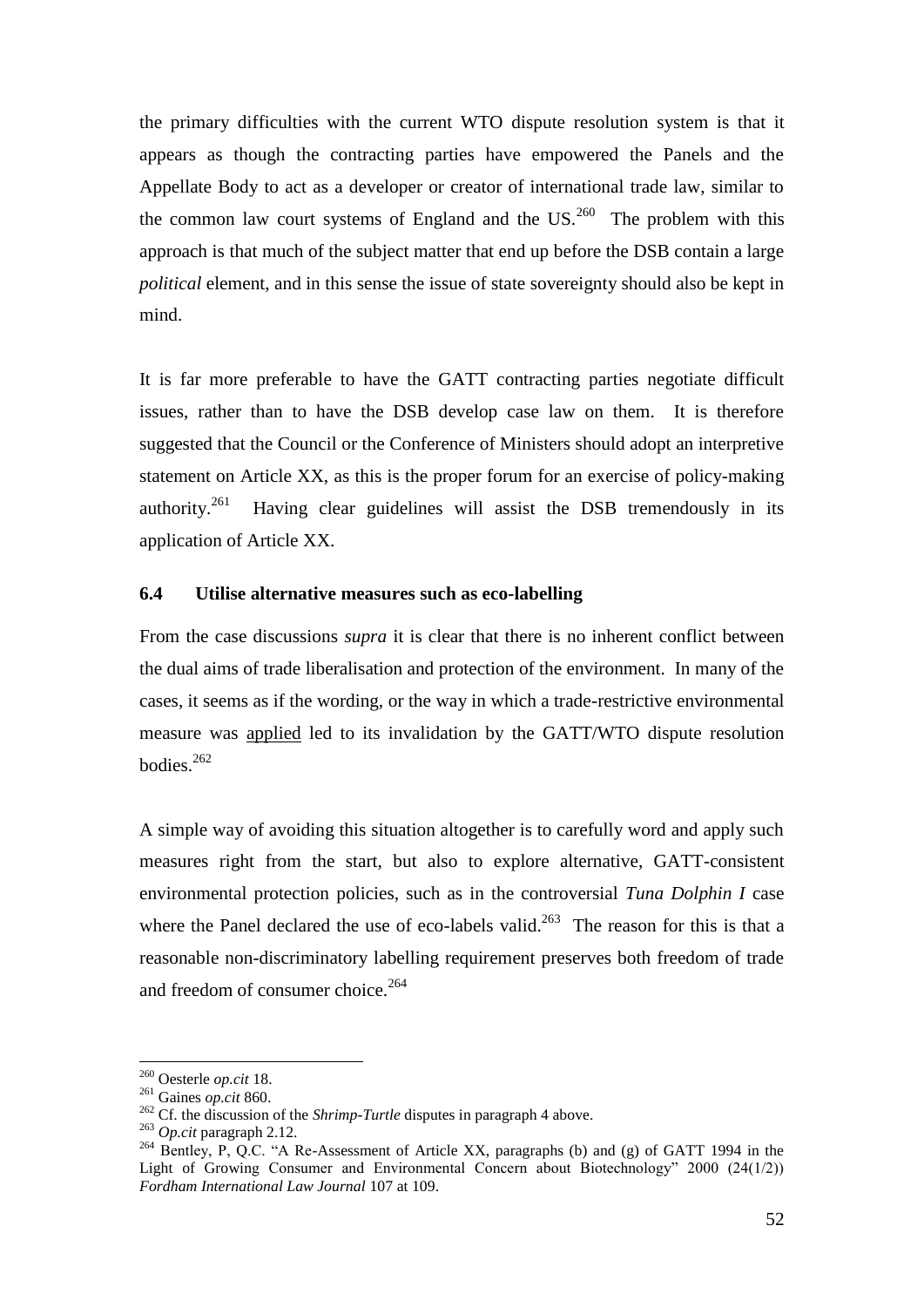the primary difficulties with the current WTO dispute resolution system is that it appears as though the contracting parties have empowered the Panels and the Appellate Body to act as a developer or creator of international trade law, similar to the common law court systems of England and the US.[260] The problem with this approach is that much of the subject matter that end up before the DSB contain a large *political* element, and in this sense the issue of state sovereignty should also be kept in mind.

It is far more preferable to have the GATT contracting parties negotiate difficult issues, rather than to have the DSB develop case law on them. It is therefore suggested that the Council or the Conference of Ministers should adopt an interpretive statement on Article XX, as this is the proper forum for an exercise of policy-making authority.[261] Having clear guidelines will assist the DSB tremendously in its application of Article XX.

### 6.4 Utilise alternative measures such as eco-labelling

From the case discussions *supra* it is clear that there is no inherent conflict between the dual aims of trade liberalisation and protection of the environment. In many of the cases, it seems as if the wording, or the way in which a trade-restrictive environmental measure was <u>applied</u> led to its invalidation by the GATT/WTO dispute resolution bodies.[262]

A simple way of avoiding this situation altogether is to carefully word and apply such measures right from the start, but also to explore alternative, GATT-consistent environmental protection policies, such as in the controversial *Tuna Dolphin I* case where the Panel declared the use of eco-labels valid.[263] The reason for this is that a reasonable non-discriminatory labelling requirement preserves both freedom of trade and freedom of consumer choice.[264]

---

[260] Oesterle *op.cit* 18.

[261] Gaines *op.cit* 860.

[262] Cf. the discussion of the *Shrimp-Turtle* disputes in paragraph 4 above.

[263] *Op.cit* paragraph 2.12.

[264] Bentley, P, Q.C. "A Re-Assessment of Article XX, paragraphs (b) and (g) of GATT 1994 in the Light of Growing Consumer and Environmental Concern about Biotechnology" 2000 (24(1/2)) *Fordham International Law Journal* 107 at 109.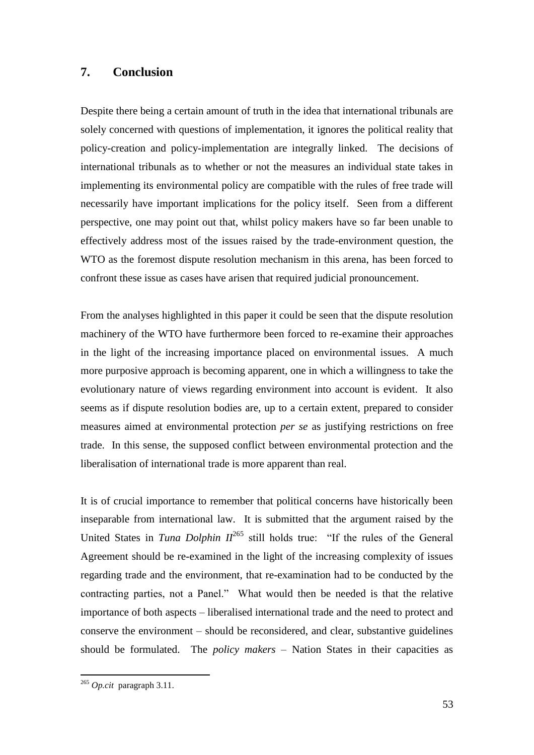## 7. Conclusion

Despite there being a certain amount of truth in the idea that international tribunals are solely concerned with questions of implementation, it ignores the political reality that policy-creation and policy-implementation are integrally linked. The decisions of international tribunals as to whether or not the measures an individual state takes in implementing its environmental policy are compatible with the rules of free trade will necessarily have important implications for the policy itself. Seen from a different perspective, one may point out that, whilst policy makers have so far been unable to effectively address most of the issues raised by the trade-environment question, the WTO as the foremost dispute resolution mechanism in this arena, has been forced to confront these issue as cases have arisen that required judicial pronouncement.

From the analyses highlighted in this paper it could be seen that the dispute resolution machinery of the WTO have furthermore been forced to re-examine their approaches in the light of the increasing importance placed on environmental issues. A much more purposive approach is becoming apparent, one in which a willingness to take the evolutionary nature of views regarding environment into account is evident. It also seems as if dispute resolution bodies are, up to a certain extent, prepared to consider measures aimed at environmental protection *per se* as justifying restrictions on free trade. In this sense, the supposed conflict between environmental protection and the liberalisation of international trade is more apparent than real.

It is of crucial importance to remember that political concerns have historically been inseparable from international law. It is submitted that the argument raised by the United States in *Tuna Dolphin II*[265] still holds true: "If the rules of the General Agreement should be re-examined in the light of the increasing complexity of issues regarding trade and the environment, that re-examination had to be conducted by the contracting parties, not a Panel." What would then be needed is that the relative importance of both aspects – liberalised international trade and the need to protect and conserve the environment – should be reconsidered, and clear, substantive guidelines should be formulated. The *policy makers* – Nation States in their capacities as

---

[265] *Op.cit* paragraph 3.11.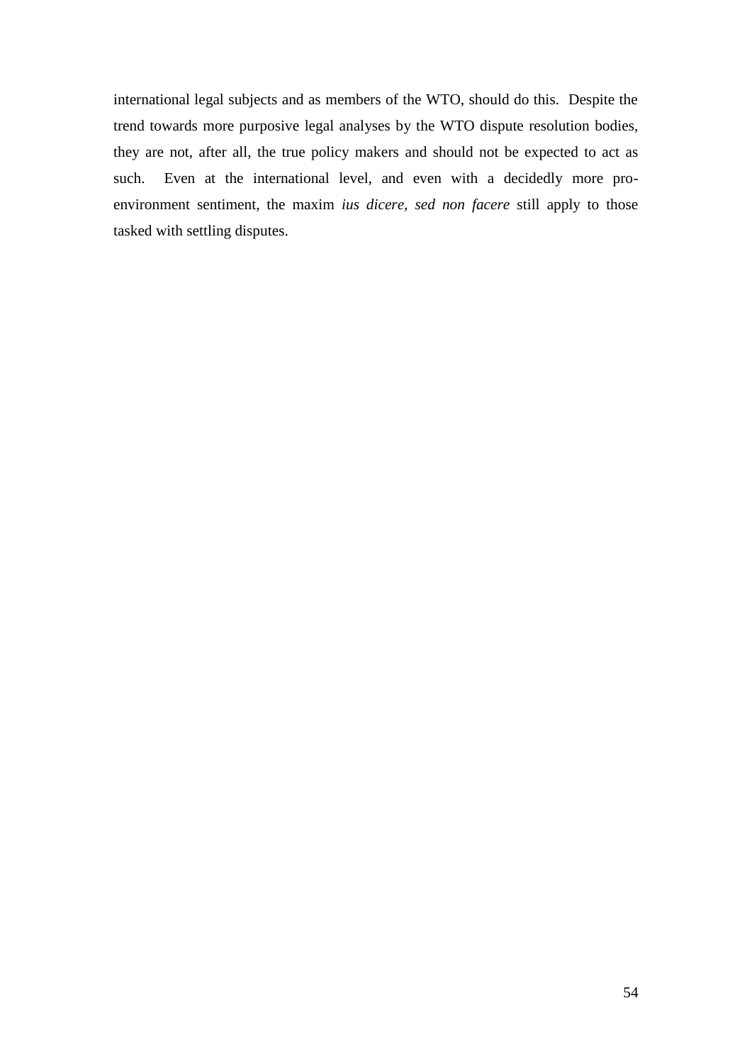international legal subjects and as members of the WTO, should do this. Despite the trend towards more purposive legal analyses by the WTO dispute resolution bodies, they are not, after all, the true policy makers and should not be expected to act as such. Even at the international level, and even with a decidedly more pro-environment sentiment, the maxim *ius dicere, sed non facere* still apply to those tasked with settling disputes.